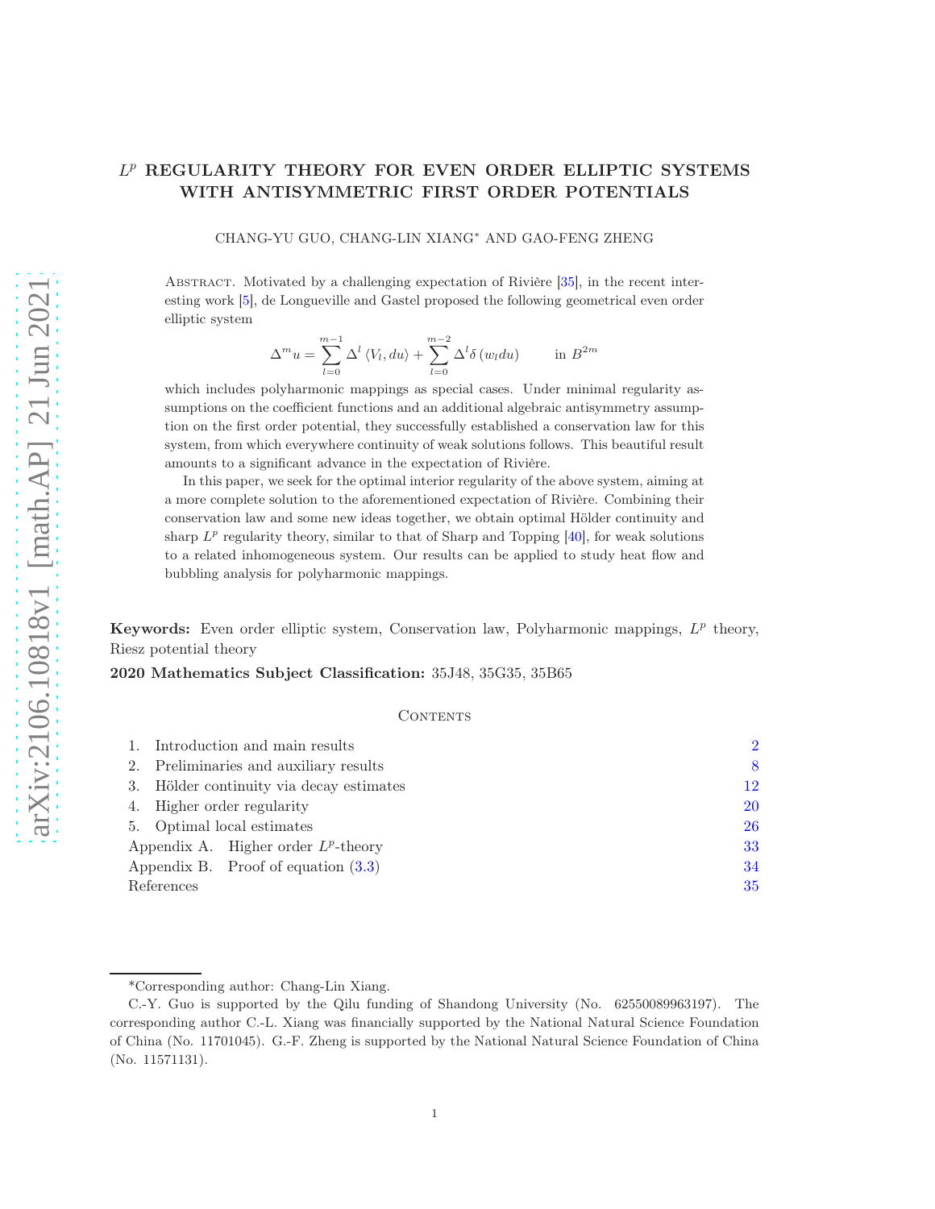# $L^p$ REGULARITY THEORY FOR EVEN ORDER ELLIPTIC SYSTEMS WITH ANTISYMMETRIC FIRST ORDER POTENTIALS

CHANG-YU GUO, CHANG-LIN XIANG* AND GAO-FENG ZHENG

Abstract. Motivated by a challenging expectation of Rivière [35], in the recent interesting work [5], de Longueville and Gastel proposed the following geometrical even order elliptic system

$$\Delta^m u = \sum_{l=0}^{m-1} \Delta^l \langle V_l, du \rangle + \sum_{l=0}^{m-2} \Delta^l \delta (w_l du) \qquad \text{in } B^{2m}$$

which includes polyharmonic mappings as special cases. Under minimal regularity assumptions on the coefficient functions and an additional algebraic antisymmetry assumption on the first order potential, they successfully established a conservation law for this system, from which everywhere continuity of weak solutions follows. This beautiful result amounts to a significant advance in the expectation of Rivière.

In this paper, we seek for the optimal interior regularity of the above system, aiming at a more complete solution to the aforementioned expectation of Rivière. Combining their conservation law and some new ideas together, we obtain optimal Hölder continuity and sharp $L^p$ regularity theory, similar to that of Sharp and Topping [40], for weak solutions to a related inhomogeneous system. Our results can be applied to study heat flow and bubbling analysis for polyharmonic mappings.

**Keywords:** Even order elliptic system, Conservation law, Polyharmonic mappings, $L^p$ theory, Riesz potential theory

**2020 Mathematics Subject Classification:** 35J48, 35G35, 35B65

## Contents

1. Introduction and main results — 2
2. Preliminaries and auxiliary results — 8
3. Hölder continuity via decay estimates — 12
4. Higher order regularity — 20
5. Optimal local estimates — 26

Appendix A. Higher order $L^p$-theory — 33

Appendix B. Proof of equation (3.3) — 34

References — 35

*Corresponding author: Chang-Lin Xiang.

C.-Y. Guo is supported by the Qilu funding of Shandong University (No. 62550089963197). The corresponding author C.-L. Xiang was financially supported by the National Natural Science Foundation of China (No. 11701045). G.-F. Zheng is supported by the National Natural Science Foundation of China (No. 11571131).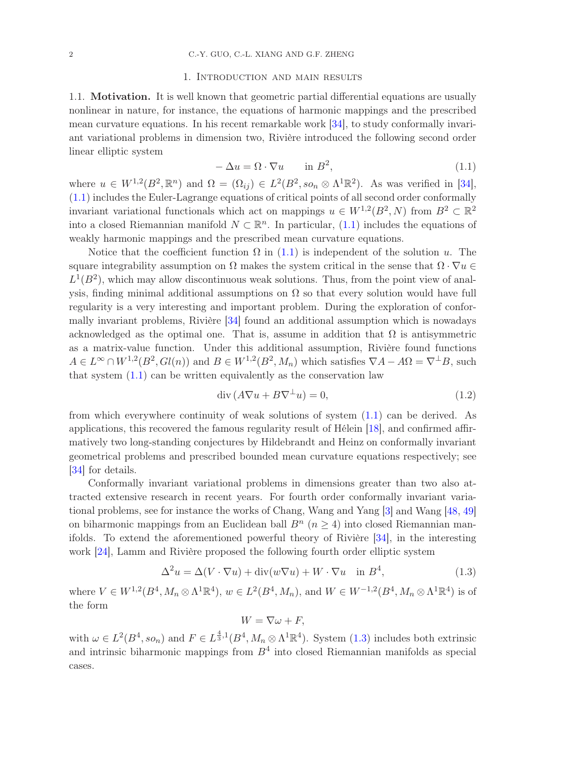## 1. Introduction and main results

### 1.1. Motivation.

It is well known that geometric partial differential equations are usually nonlinear in nature, for instance, the equations of harmonic mappings and the prescribed mean curvature equations. In his recent remarkable work [34], to study conformally invariant variational problems in dimension two, Rivière introduced the following second order linear elliptic system

$$-\Delta u = \Omega \cdot \nabla u \qquad \text{in } B^2, \tag{1.1}$$

where $u \in W^{1,2}(B^2, \mathbb{R}^n)$ and $\Omega = (\Omega_{ij}) \in L^2(B^2, so_n \otimes \Lambda^1\mathbb{R}^2)$. As was verified in [34], (1.1) includes the Euler-Lagrange equations of critical points of all second order conformally invariant variational functionals which act on mappings $u \in W^{1,2}(B^2, N)$ from $B^2 \subset \mathbb{R}^2$ into a closed Riemannian manifold $N \subset \mathbb{R}^n$. In particular, (1.1) includes the equations of weakly harmonic mappings and the prescribed mean curvature equations.

Notice that the coefficient function $\Omega$ in (1.1) is independent of the solution $u$. The square integrability assumption on $\Omega$ makes the system critical in the sense that $\Omega \cdot \nabla u \in L^1(B^2)$, which may allow discontinuous weak solutions. Thus, from the point view of analysis, finding minimal additional assumptions on $\Omega$ so that every solution would have full regularity is a very interesting and important problem. During the exploration of conformally invariant problems, Rivière [34] found an additional assumption which is nowadays acknowledged as the optimal one. That is, assume in addition that $\Omega$ is antisymmetric as a matrix-value function. Under this additional assumption, Rivière found functions $A \in L^\infty \cap W^{1,2}(B^2, Gl(n))$ and $B \in W^{1,2}(B^2, M_n)$ which satisfies $\nabla A - A\Omega = \nabla^\perp B$, such that system (1.1) can be written equivalently as the conservation law

$$\operatorname{div}(A\nabla u + B\nabla^\perp u) = 0, \tag{1.2}$$

from which everywhere continuity of weak solutions of system (1.1) can be derived. As applications, this recovered the famous regularity result of Hélein [18], and confirmed affirmatively two long-standing conjectures by Hildebrandt and Heinz on conformally invariant geometrical problems and prescribed bounded mean curvature equations respectively; see [34] for details.

Conformally invariant variational problems in dimensions greater than two also attracted extensive research in recent years. For fourth order conformally invariant variational problems, see for instance the works of Chang, Wang and Yang [3] and Wang [48, 49] on biharmonic mappings from an Euclidean ball $B^n$ ($n \geq 4$) into closed Riemannian manifolds. To extend the aforementioned powerful theory of Rivière [34], in the interesting work [24], Lamm and Rivière proposed the following fourth order elliptic system

$$\Delta^2 u = \Delta(V \cdot \nabla u) + \operatorname{div}(w\nabla u) + W \cdot \nabla u \quad \text{in } B^4, \tag{1.3}$$

where $V \in W^{1,2}(B^4, M_n \otimes \Lambda^1\mathbb{R}^4)$, $w \in L^2(B^4, M_n)$, and $W \in W^{-1,2}(B^4, M_n \otimes \Lambda^1\mathbb{R}^4)$ is of the form

$$W = \nabla\omega + F,$$

with $\omega \in L^2(B^4, so_n)$ and $F \in L^{\frac{4}{3},1}(B^4, M_n \otimes \Lambda^1\mathbb{R}^4)$. System (1.3) includes both extrinsic and intrinsic biharmonic mappings from $B^4$ into closed Riemannian manifolds as special cases.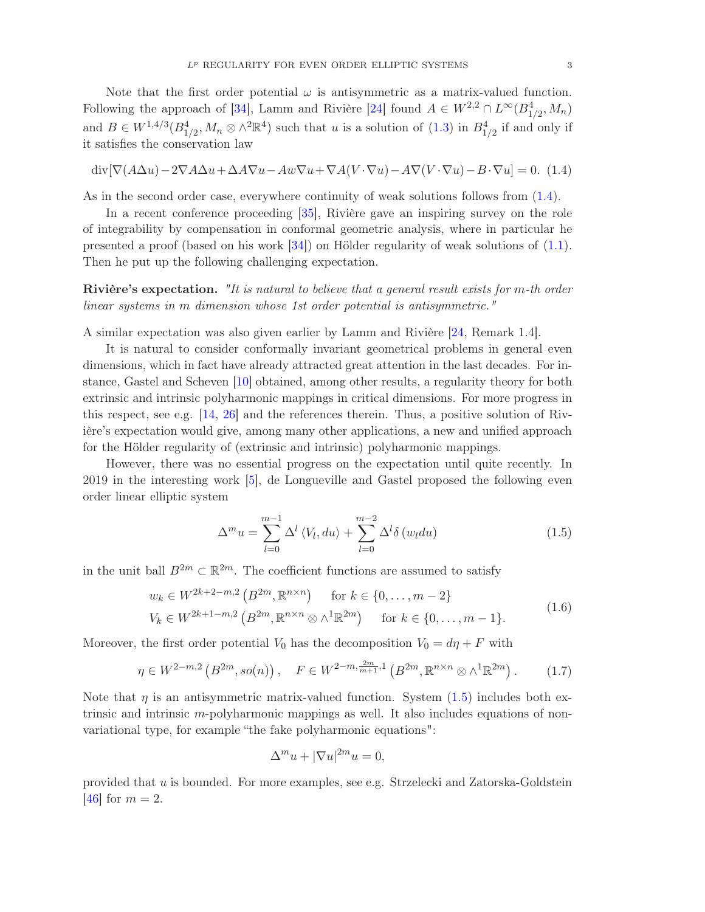Note that the first order potential $\omega$ is antisymmetric as a matrix-valued function. Following the approach of [34], Lamm and Rivière [24] found $A \in W^{2,2} \cap L^\infty(B^4_{1/2}, M_n)$ and $B \in W^{1,4/3}(B^4_{1/2}, M_n \otimes \wedge^2\mathbb{R}^4)$ such that $u$ is a solution of (1.3) in $B^4_{1/2}$ if and only if it satisfies the conservation law

$$\operatorname{div}[\nabla(A\Delta u) - 2\nabla A\Delta u + \Delta A\nabla u - Aw\nabla u + \nabla A(V\cdot\nabla u) - A\nabla(V\cdot\nabla u) - B\cdot\nabla u] = 0. \tag{1.4}$$

As in the second order case, everywhere continuity of weak solutions follows from (1.4).

In a recent conference proceeding [35], Rivière gave an inspiring survey on the role of integrability by compensation in conformal geometric analysis, where in particular he presented a proof (based on his work [34]) on Hölder regularity of weak solutions of (1.1). Then he put up the following challenging expectation.

**Rivière's expectation.** *"It is natural to believe that a general result exists for $m$-th order linear systems in $m$ dimension whose 1st order potential is antisymmetric."*

A similar expectation was also given earlier by Lamm and Rivière [24, Remark 1.4].

It is natural to consider conformally invariant geometrical problems in general even dimensions, which in fact have already attracted great attention in the last decades. For instance, Gastel and Scheven [10] obtained, among other results, a regularity theory for both extrinsic and intrinsic polyharmonic mappings in critical dimensions. For more progress in this respect, see e.g. [14, 26] and the references therein. Thus, a positive solution of Rivière's expectation would give, among many other applications, a new and unified approach for the Hölder regularity of (extrinsic and intrinsic) polyharmonic mappings.

However, there was no essential progress on the expectation until quite recently. In 2019 in the interesting work [5], de Longueville and Gastel proposed the following even order linear elliptic system

$$\Delta^m u = \sum_{l=0}^{m-1} \Delta^l \langle V_l, du\rangle + \sum_{l=0}^{m-2} \Delta^l \delta(w_l du) \tag{1.5}$$

in the unit ball $B^{2m} \subset \mathbb{R}^{2m}$. The coefficient functions are assumed to satisfy

$$\begin{aligned} w_k &\in W^{2k+2-m,2}\left(B^{2m}, \mathbb{R}^{n\times n}\right) \qquad \text{for } k \in \{0,\dots,m-2\} \\ V_k &\in W^{2k+1-m,2}\left(B^{2m}, \mathbb{R}^{n\times n} \otimes \wedge^1\mathbb{R}^{2m}\right) \qquad \text{for } k \in \{0,\dots,m-1\}. \end{aligned} \tag{1.6}$$

Moreover, the first order potential $V_0$ has the decomposition $V_0 = d\eta + F$ with

$$\eta \in W^{2-m,2}\left(B^{2m}, so(n)\right), \quad F \in W^{2-m,\frac{2m}{m+1},1}\left(B^{2m}, \mathbb{R}^{n\times n} \otimes \wedge^1\mathbb{R}^{2m}\right). \tag{1.7}$$

Note that $\eta$ is an antisymmetric matrix-valued function. System (1.5) includes both extrinsic and intrinsic $m$-polyharmonic mappings as well. It also includes equations of non-variational type, for example "the fake polyharmonic equations":

$$\Delta^m u + |\nabla u|^{2m} u = 0,$$

provided that $u$ is bounded. For more examples, see e.g. Strzelecki and Zatorska-Goldstein [46] for $m = 2$.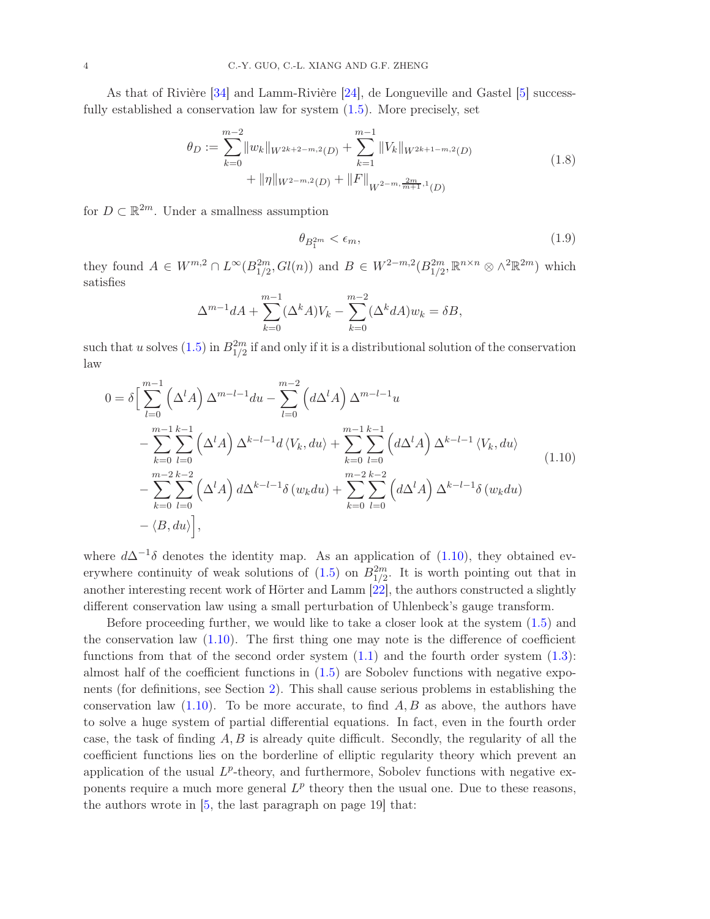As that of Rivière [34] and Lamm-Rivière [24], de Longueville and Gastel [5] successfully established a conservation law for system (1.5). More precisely, set

$$
\begin{aligned}
\theta_D := \sum_{k=0}^{m-2} \|w_k\|_{W^{2k+2-m,2}(D)} + \sum_{k=1}^{m-1} \|V_k\|_{W^{2k+1-m,2}(D)} \\
+ \|\eta\|_{W^{2-m,2}(D)} + \|F\|_{W^{2-m,\frac{2m}{m+1},1}(D)}
\end{aligned}
\tag{1.8}
$$

for $D \subset \mathbb{R}^{2m}$. Under a smallness assumption

$$
\theta_{B_1^{2m}} < \epsilon_m, \tag{1.9}
$$

they found $A \in W^{m,2} \cap L^\infty(B_{1/2}^{2m}, Gl(n))$ and $B \in W^{2-m,2}(B_{1/2}^{2m}, \mathbb{R}^{n\times n} \otimes \wedge^2\mathbb{R}^{2m})$ which satisfies

$$
\Delta^{m-1} dA + \sum_{k=0}^{m-1} (\Delta^k A) V_k - \sum_{k=0}^{m-2} (\Delta^k dA) w_k = \delta B,
$$

such that $u$ solves (1.5) in $B_{1/2}^{2m}$ if and only if it is a distributional solution of the conservation law

$$
\begin{aligned}
0 = \delta\Big[ & \sum_{l=0}^{m-1} \left(\Delta^l A\right) \Delta^{m-l-1} du - \sum_{l=0}^{m-2} \left(d\Delta^l A\right) \Delta^{m-l-1} u \\
& - \sum_{k=0}^{m-1} \sum_{l=0}^{k-1} \left(\Delta^l A\right) \Delta^{k-l-1} d \langle V_k, du\rangle + \sum_{k=0}^{m-1} \sum_{l=0}^{k-1} \left(d\Delta^l A\right) \Delta^{k-l-1} \langle V_k, du\rangle \\
& - \sum_{k=0}^{m-2} \sum_{l=0}^{k-2} \left(\Delta^l A\right) d\Delta^{k-l-1} \delta\left(w_k du\right) + \sum_{k=0}^{m-2} \sum_{l=0}^{k-2} \left(d\Delta^l A\right) \Delta^{k-l-1} \delta\left(w_k du\right) \\
& - \langle B, du\rangle \Big],
\end{aligned}
\tag{1.10}
$$

where $d\Delta^{-1}\delta$ denotes the identity map. As an application of (1.10), they obtained everywhere continuity of weak solutions of (1.5) on $B_{1/2}^{2m}$. It is worth pointing out that in another interesting recent work of Hörter and Lamm [22], the authors constructed a slightly different conservation law using a small perturbation of Uhlenbeck's gauge transform.

Before proceeding further, we would like to take a closer look at the system (1.5) and the conservation law (1.10). The first thing one may note is the difference of coefficient functions from that of the second order system (1.1) and the fourth order system (1.3): almost half of the coefficient functions in (1.5) are Sobolev functions with negative exponents (for definitions, see Section 2). This shall cause serious problems in establishing the conservation law (1.10). To be more accurate, to find $A, B$ as above, the authors have to solve a huge system of partial differential equations. In fact, even in the fourth order case, the task of finding $A, B$ is already quite difficult. Secondly, the regularity of all the coefficient functions lies on the borderline of elliptic regularity theory which prevent an application of the usual $L^p$-theory, and furthermore, Sobolev functions with negative exponents require a much more general $L^p$ theory then the usual one. Due to these reasons, the authors wrote in [5, the last paragraph on page 19] that: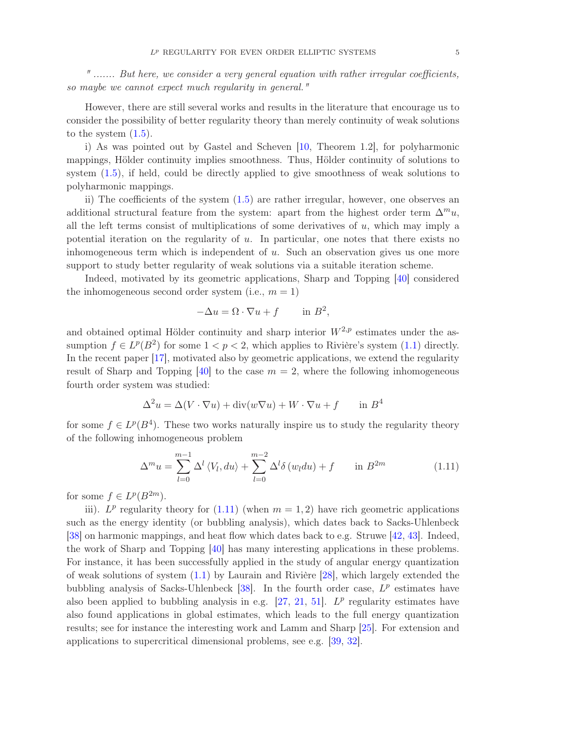*" ....... But here, we consider a very general equation with rather irregular coefficients, so maybe we cannot expect much regularity in general."*

However, there are still several works and results in the literature that encourage us to consider the possibility of better regularity theory than merely continuity of weak solutions to the system (1.5).

i) As was pointed out by Gastel and Scheven [10, Theorem 1.2], for polyharmonic mappings, Hölder continuity implies smoothness. Thus, Hölder continuity of solutions to system (1.5), if held, could be directly applied to give smoothness of weak solutions to polyharmonic mappings.

ii) The coefficients of the system (1.5) are rather irregular, however, one observes an additional structural feature from the system: apart from the highest order term $\Delta^m u$, all the left terms consist of multiplications of some derivatives of $u$, which may imply a potential iteration on the regularity of $u$. In particular, one notes that there exists no inhomogeneous term which is independent of $u$. Such an observation gives us one more support to study better regularity of weak solutions via a suitable iteration scheme.

Indeed, motivated by its geometric applications, Sharp and Topping [40] considered the inhomogeneous second order system (i.e., $m = 1$)

$$-\Delta u = \Omega \cdot \nabla u + f \qquad \text{in } B^2,$$

and obtained optimal Hölder continuity and sharp interior $W^{2,p}$ estimates under the assumption $f \in L^p(B^2)$ for some $1 < p < 2$, which applies to Rivière's system (1.1) directly. In the recent paper [17], motivated also by geometric applications, we extend the regularity result of Sharp and Topping [40] to the case $m = 2$, where the following inhomogeneous fourth order system was studied:

$$\Delta^2 u = \Delta(V \cdot \nabla u) + \operatorname{div}(w \nabla u) + W \cdot \nabla u + f \qquad \text{in } B^4$$

for some $f \in L^p(B^4)$. These two works naturally inspire us to study the regularity theory of the following inhomogeneous problem

$$\Delta^m u = \sum_{l=0}^{m-1} \Delta^l \langle V_l, du \rangle + \sum_{l=0}^{m-2} \Delta^l \delta (w_l du) + f \qquad \text{in } B^{2m} \tag{1.11}$$

for some $f \in L^p(B^{2m})$.

iii). $L^p$ regularity theory for (1.11) (when $m = 1, 2$) have rich geometric applications such as the energy identity (or bubbling analysis), which dates back to Sacks-Uhlenbeck [38] on harmonic mappings, and heat flow which dates back to e.g. Struwe [42, 43]. Indeed, the work of Sharp and Topping [40] has many interesting applications in these problems. For instance, it has been successfully applied in the study of angular energy quantization of weak solutions of system (1.1) by Laurain and Rivière [28], which largely extended the bubbling analysis of Sacks-Uhlenbeck [38]. In the fourth order case, $L^p$ estimates have also been applied to bubbling analysis in e.g. [27, 21, 51]. $L^p$ regularity estimates have also found applications in global estimates, which leads to the full energy quantization results; see for instance the interesting work and Lamm and Sharp [25]. For extension and applications to supercritical dimensional problems, see e.g. [39, 32].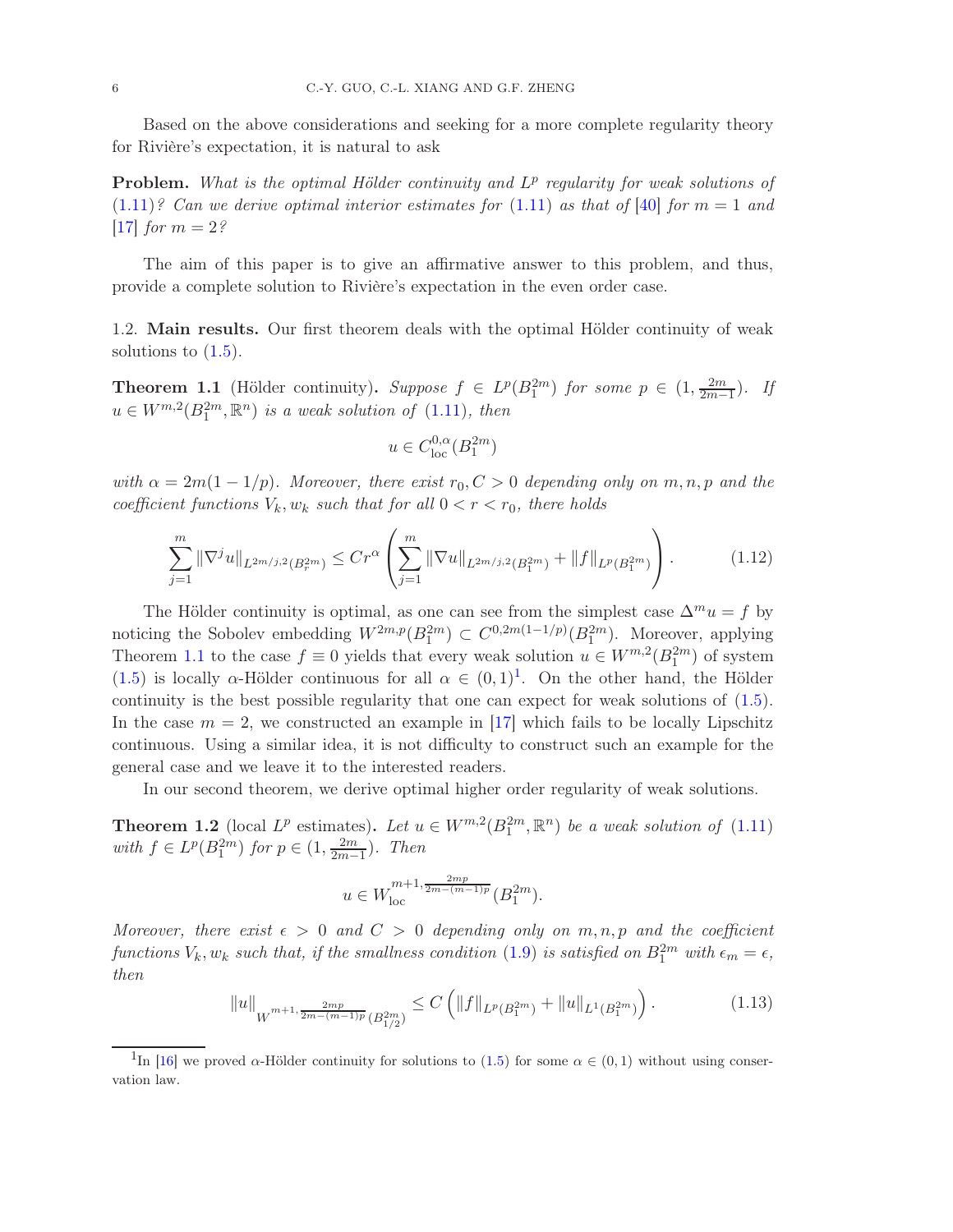Based on the above considerations and seeking for a more complete regularity theory for Rivière's expectation, it is natural to ask

**Problem.** *What is the optimal Hölder continuity and $L^p$ regularity for weak solutions of (1.11)? Can we derive optimal interior estimates for (1.11) as that of [40] for $m = 1$ and [17] for $m = 2$?*

The aim of this paper is to give an affirmative answer to this problem, and thus, provide a complete solution to Rivière's expectation in the even order case.

1.2. **Main results.** Our first theorem deals with the optimal Hölder continuity of weak solutions to (1.5).

**Theorem 1.1** (Hölder continuity)**.** *Suppose $f \in L^p(B_1^{2m})$ for some $p \in (1, \frac{2m}{2m-1})$. If $u \in W^{m,2}(B_1^{2m}, \mathbb{R}^n)$ is a weak solution of (1.11), then*

$$u \in C^{0,\alpha}_{\mathrm{loc}}(B_1^{2m})$$

*with $\alpha = 2m(1 - 1/p)$. Moreover, there exist $r_0, C > 0$ depending only on $m, n, p$ and the coefficient functions $V_k, w_k$ such that for all $0 < r < r_0$, there holds*

$$\sum_{j=1}^{m} \|\nabla^j u\|_{L^{2m/j,2}(B_r^{2m})} \leq C r^\alpha \left( \sum_{j=1}^{m} \|\nabla u\|_{L^{2m/j,2}(B_1^{2m})} + \|f\|_{L^p(B_1^{2m})} \right). \tag{1.12}$$

The Hölder continuity is optimal, as one can see from the simplest case $\Delta^m u = f$ by noticing the Sobolev embedding $W^{2m,p}(B_1^{2m}) \subset C^{0,2m(1-1/p)}(B_1^{2m})$. Moreover, applying Theorem 1.1 to the case $f \equiv 0$ yields that every weak solution $u \in W^{m,2}(B_1^{2m})$ of system (1.5) is locally $\alpha$-Hölder continuous for all $\alpha \in (0, 1)$[1]. On the other hand, the Hölder continuity is the best possible regularity that one can expect for weak solutions of (1.5). In the case $m = 2$, we constructed an example in [17] which fails to be locally Lipschitz continuous. Using a similar idea, it is not difficulty to construct such an example for the general case and we leave it to the interested readers.

In our second theorem, we derive optimal higher order regularity of weak solutions.

**Theorem 1.2** (local $L^p$ estimates)**.** *Let $u \in W^{m,2}(B_1^{2m}, \mathbb{R}^n)$ be a weak solution of (1.11) with $f \in L^p(B_1^{2m})$ for $p \in (1, \frac{2m}{2m-1})$. Then*

$$u \in W^{m+1, \frac{2mp}{2m-(m-1)p}}_{\mathrm{loc}}(B_1^{2m}).$$

*Moreover, there exist $\epsilon > 0$ and $C > 0$ depending only on $m, n, p$ and the coefficient functions $V_k, w_k$ such that, if the smallness condition (1.9) is satisfied on $B_1^{2m}$ with $\epsilon_m = \epsilon$, then*

$$\|u\|_{W^{m+1, \frac{2mp}{2m-(m-1)p}}(B_{1/2}^{2m})} \leq C \left( \|f\|_{L^p(B_1^{2m})} + \|u\|_{L^1(B_1^{2m})} \right). \tag{1.13}$$

---

[1] In [16] we proved $\alpha$-Hölder continuity for solutions to (1.5) for some $\alpha \in (0, 1)$ without using conservation law.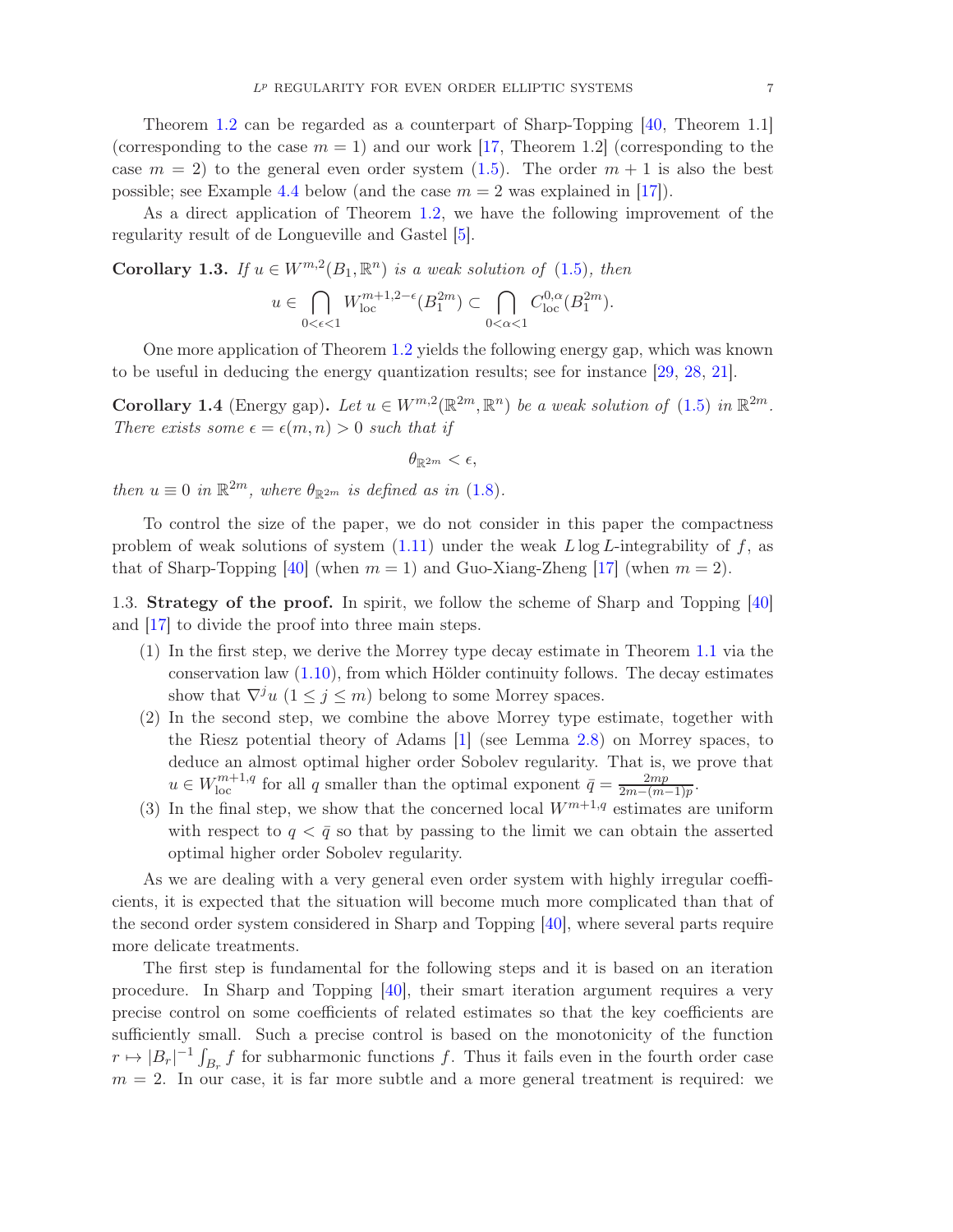Theorem 1.2 can be regarded as a counterpart of Sharp-Topping [40, Theorem 1.1] (corresponding to the case $m = 1$) and our work [17, Theorem 1.2] (corresponding to the case $m = 2$) to the general even order system (1.5). The order $m + 1$ is also the best possible; see Example 4.4 below (and the case $m = 2$ was explained in [17]).

As a direct application of Theorem 1.2, we have the following improvement of the regularity result of de Longueville and Gastel [5].

**Corollary 1.3.** *If $u \in W^{m,2}(B_1, \mathbb{R}^n)$ is a weak solution of (1.5), then*

$$u \in \bigcap_{0<\epsilon<1} W^{m+1,2-\epsilon}_{\mathrm{loc}}(B_1^{2m}) \subset \bigcap_{0<\alpha<1} C^{0,\alpha}_{\mathrm{loc}}(B_1^{2m}).$$

One more application of Theorem 1.2 yields the following energy gap, which was known to be useful in deducing the energy quantization results; see for instance [29, 28, 21].

**Corollary 1.4** (Energy gap)**.** *Let $u \in W^{m,2}(\mathbb{R}^{2m}, \mathbb{R}^n)$ be a weak solution of (1.5) in $\mathbb{R}^{2m}$. There exists some $\epsilon = \epsilon(m, n) > 0$ such that if*

$$\theta_{\mathbb{R}^{2m}} < \epsilon,$$

*then $u \equiv 0$ in $\mathbb{R}^{2m}$, where $\theta_{\mathbb{R}^{2m}}$ is defined as in (1.8).*

To control the size of the paper, we do not consider in this paper the compactness problem of weak solutions of system (1.11) under the weak $L \log L$-integrability of $f$, as that of Sharp-Topping [40] (when $m = 1$) and Guo-Xiang-Zheng [17] (when $m = 2$).

### 1.3. Strategy of the proof.

In spirit, we follow the scheme of Sharp and Topping [40] and [17] to divide the proof into three main steps.

1. In the first step, we derive the Morrey type decay estimate in Theorem 1.1 via the conservation law (1.10), from which Hölder continuity follows. The decay estimates show that $\nabla^j u$ $(1 \le j \le m)$ belong to some Morrey spaces.
2. In the second step, we combine the above Morrey type estimate, together with the Riesz potential theory of Adams [1] (see Lemma 2.8) on Morrey spaces, to deduce an almost optimal higher order Sobolev regularity. That is, we prove that $u \in W^{m+1,q}_{\mathrm{loc}}$ for all $q$ smaller than the optimal exponent $\bar{q} = \frac{2mp}{2m-(m-1)p}$.
3. In the final step, we show that the concerned local $W^{m+1,q}$ estimates are uniform with respect to $q < \bar{q}$ so that by passing to the limit we can obtain the asserted optimal higher order Sobolev regularity.

As we are dealing with a very general even order system with highly irregular coefficients, it is expected that the situation will become much more complicated than that of the second order system considered in Sharp and Topping [40], where several parts require more delicate treatments.

The first step is fundamental for the following steps and it is based on an iteration procedure. In Sharp and Topping [40], their smart iteration argument requires a very precise control on some coefficients of related estimates so that the key coefficients are sufficiently small. Such a precise control is based on the monotonicity of the function $r \mapsto |B_r|^{-1} \int_{B_r} f$ for subharmonic functions $f$. Thus it fails even in the fourth order case $m = 2$. In our case, it is far more subtle and a more general treatment is required: we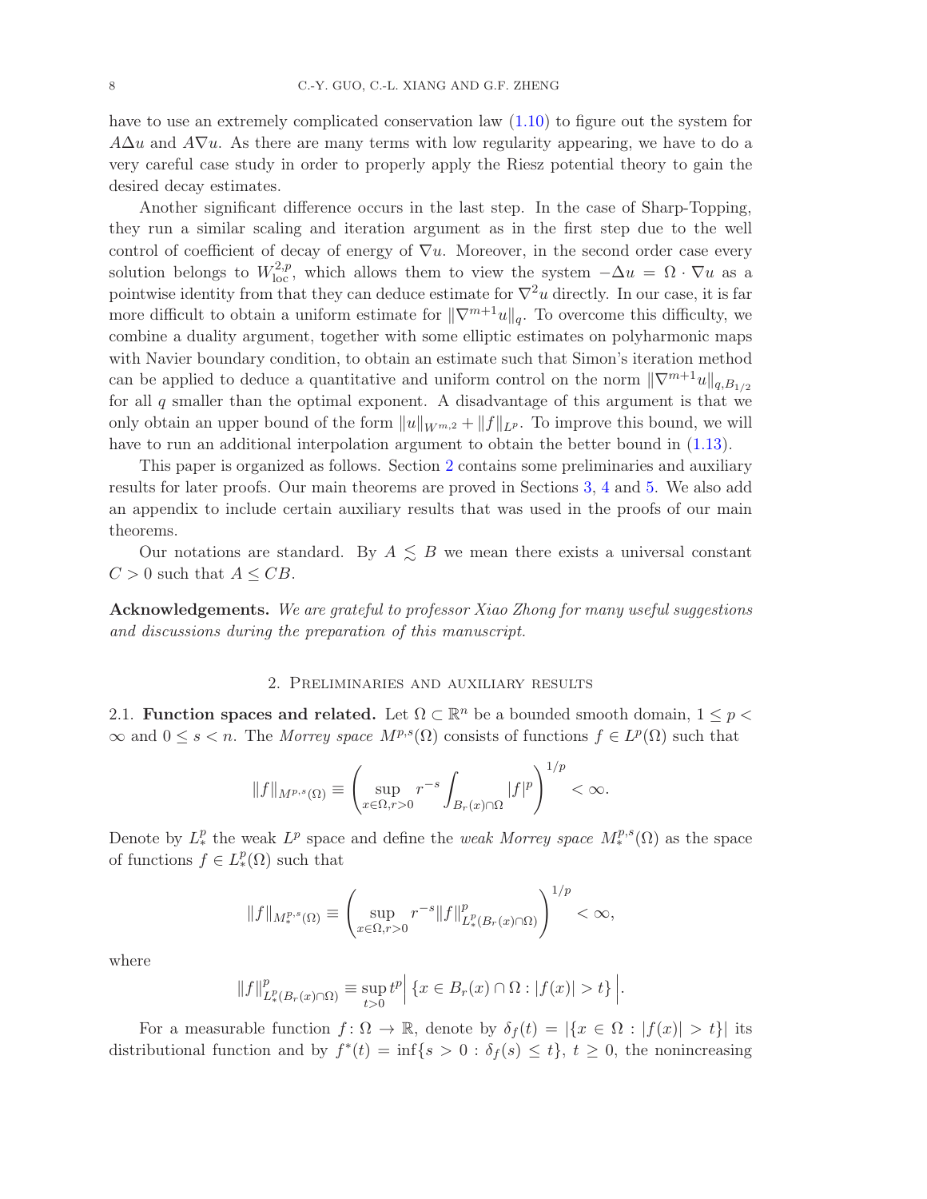have to use an extremely complicated conservation law (1.10) to figure out the system for $A\Delta u$ and $A\nabla u$. As there are many terms with low regularity appearing, we have to do a very careful case study in order to properly apply the Riesz potential theory to gain the desired decay estimates.

Another significant difference occurs in the last step. In the case of Sharp-Topping, they run a similar scaling and iteration argument as in the first step due to the well control of coefficient of decay of energy of $\nabla u$. Moreover, in the second order case every solution belongs to $W^{2,p}_{\rm loc}$, which allows them to view the system $-\Delta u = \Omega \cdot \nabla u$ as a pointwise identity from that they can deduce estimate for $\nabla^2 u$ directly. In our case, it is far more difficult to obtain a uniform estimate for $\|\nabla^{m+1} u\|_q$. To overcome this difficulty, we combine a duality argument, together with some elliptic estimates on polyharmonic maps with Navier boundary condition, to obtain an estimate such that Simon's iteration method can be applied to deduce a quantitative and uniform control on the norm $\|\nabla^{m+1} u\|_{q,B_{1/2}}$ for all $q$ smaller than the optimal exponent. A disadvantage of this argument is that we only obtain an upper bound of the form $\|u\|_{W^{m,2}} + \|f\|_{L^p}$. To improve this bound, we will have to run an additional interpolation argument to obtain the better bound in (1.13).

This paper is organized as follows. Section 2 contains some preliminaries and auxiliary results for later proofs. Our main theorems are proved in Sections 3, 4 and 5. We also add an appendix to include certain auxiliary results that was used in the proofs of our main theorems.

Our notations are standard. By $A \lesssim B$ we mean there exists a universal constant $C > 0$ such that $A \le CB$.

**Acknowledgements.** *We are grateful to professor Xiao Zhong for many useful suggestions and discussions during the preparation of this manuscript.*

## 2. Preliminaries and auxiliary results

2.1. **Function spaces and related.** Let $\Omega \subset \mathbb{R}^n$ be a bounded smooth domain, $1 \le p < \infty$ and $0 \le s < n$. The *Morrey space* $M^{p,s}(\Omega)$ consists of functions $f \in L^p(\Omega)$ such that

$$\|f\|_{M^{p,s}(\Omega)} \equiv \left( \sup_{x \in \Omega, r>0} r^{-s} \int_{B_r(x)\cap\Omega} |f|^p \right)^{1/p} < \infty.$$

Denote by $L^p_*$ the weak $L^p$ space and define the *weak Morrey space* $M^{p,s}_*(\Omega)$ as the space of functions $f \in L^p_*(\Omega)$ such that

$$\|f\|_{M^{p,s}_*(\Omega)} \equiv \left( \sup_{x \in \Omega, r>0} r^{-s} \|f\|^p_{L^p_*(B_r(x)\cap\Omega)} \right)^{1/p} < \infty,$$

where

$$\|f\|^p_{L^p_*(B_r(x)\cap\Omega)} \equiv \sup_{t>0} t^p \Big| \left\{ x \in B_r(x)\cap\Omega : |f(x)| > t \right\} \Big|.$$

For a measurable function $f \colon \Omega \to \mathbb{R}$, denote by $\delta_f(t) = |\{x \in \Omega : |f(x)| > t\}|$ its distributional function and by $f^*(t) = \inf\{s > 0 : \delta_f(s) \le t\}$, $t \ge 0$, the nonincreasing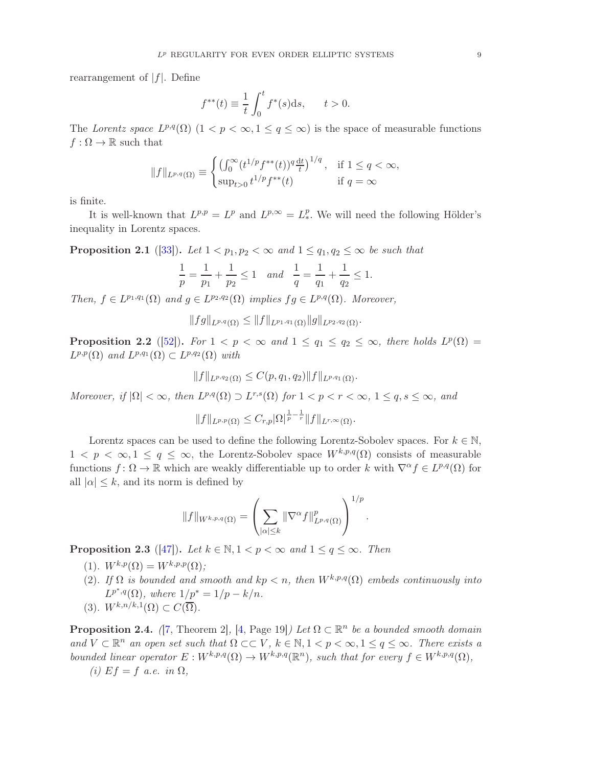rearrangement of $|f|$. Define

$$f^{**}(t) \equiv \frac{1}{t}\int_0^t f^*(s)\mathrm{d}s, \qquad t>0.$$

The *Lorentz space* $L^{p,q}(\Omega)$ $(1<p<\infty, 1\le q\le\infty)$ is the space of measurable functions $f:\Omega\to\mathbb{R}$ such that

$$\|f\|_{L^{p,q}(\Omega)} \equiv \begin{cases} \left(\int_0^\infty (t^{1/p}f^{**}(t))^q \frac{\mathrm{d}t}{t}\right)^{1/q}, & \text{if } 1\le q<\infty,\\ \sup_{t>0} t^{1/p}f^{**}(t) & \text{if } q=\infty \end{cases}$$

is finite.

It is well-known that $L^{p,p}=L^p$ and $L^{p,\infty}=L^p_*$. We will need the following Hölder's inequality in Lorentz spaces.

**Proposition 2.1** ([33])**.** *Let $1<p_1,p_2<\infty$ and $1\le q_1,q_2\le\infty$ be such that*

$$\frac{1}{p}=\frac{1}{p_1}+\frac{1}{p_2}\le 1 \quad \text{and} \quad \frac{1}{q}=\frac{1}{q_1}+\frac{1}{q_2}\le 1.$$

*Then, $f\in L^{p_1,q_1}(\Omega)$ and $g\in L^{p_2,q_2}(\Omega)$ implies $fg\in L^{p,q}(\Omega)$. Moreover,*

$$\|fg\|_{L^{p,q}(\Omega)} \le \|f\|_{L^{p_1,q_1}(\Omega)}\|g\|_{L^{p_2,q_2}(\Omega)}.$$

**Proposition 2.2** ([52])**.** *For $1<p<\infty$ and $1\le q_1\le q_2\le\infty$, there holds $L^p(\Omega)=L^{p,p}(\Omega)$ and $L^{p,q_1}(\Omega)\subset L^{p,q_2}(\Omega)$ with*

$$\|f\|_{L^{p,q_2}(\Omega)} \le C(p,q_1,q_2)\|f\|_{L^{p,q_1}(\Omega)}.$$

*Moreover, if $|\Omega|<\infty$, then $L^{p,q}(\Omega)\supset L^{r,s}(\Omega)$ for $1<p<r<\infty$, $1\le q,s\le\infty$, and*

$$\|f\|_{L^{p,p}(\Omega)} \le C_{r,p}|\Omega|^{\frac{1}{p}-\frac{1}{r}}\|f\|_{L^{r,\infty}(\Omega)}.$$

Lorentz spaces can be used to define the following Lorentz-Sobolev spaces. For $k\in\mathbb{N}$, $1<p<\infty, 1\le q\le\infty$, the Lorentz-Sobolev space $W^{k,p,q}(\Omega)$ consists of measurable functions $f:\Omega\to\mathbb{R}$ which are weakly differentiable up to order $k$ with $\nabla^\alpha f\in L^{p,q}(\Omega)$ for all $|\alpha|\le k$, and its norm is defined by

$$\|f\|_{W^{k,p,q}(\Omega)} = \left(\sum_{|\alpha|\le k}\|\nabla^\alpha f\|^p_{L^{p,q}(\Omega)}\right)^{1/p}.$$

**Proposition 2.3** ([47])**.** *Let $k\in\mathbb{N}, 1<p<\infty$ and $1\le q\le\infty$. Then*

(1). *$W^{k,p}(\Omega)=W^{k,p,p}(\Omega)$;*

(2). *If $\Omega$ is bounded and smooth and $kp<n$, then $W^{k,p,q}(\Omega)$ embeds continuously into $L^{p^*,q}(\Omega)$, where $1/p^*=1/p-k/n$.*

(3). *$W^{k,n/k,1}(\Omega)\subset C(\overline{\Omega})$.*

**Proposition 2.4.** *([7, Theorem 2], [4, Page 19]) Let $\Omega\subset\mathbb{R}^n$ be a bounded smooth domain and $V\subset\mathbb{R}^n$ an open set such that $\Omega\subset\subset V$, $k\in\mathbb{N}, 1<p<\infty, 1\le q\le\infty$. There exists a bounded linear operator $E:W^{k,p,q}(\Omega)\to W^{k,p,q}(\mathbb{R}^n)$, such that for every $f\in W^{k,p,q}(\Omega)$,*

*(i) $Ef=f$ a.e. in $\Omega$,*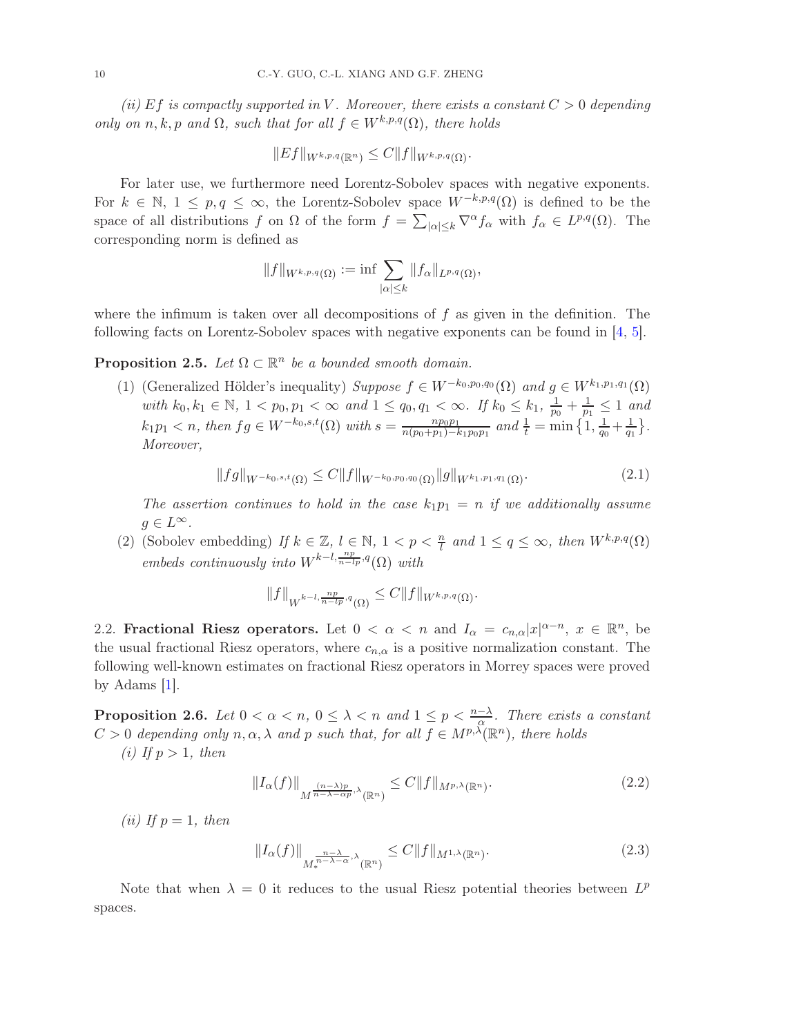*(ii) $Ef$ is compactly supported in $V$. Moreover, there exists a constant $C > 0$ depending only on $n, k, p$ and $\Omega$, such that for all $f \in W^{k,p,q}(\Omega)$, there holds*

$$\|Ef\|_{W^{k,p,q}(\mathbb{R}^n)} \leq C\|f\|_{W^{k,p,q}(\Omega)}.$$

For later use, we furthermore need Lorentz-Sobolev spaces with negative exponents. For $k \in \mathbb{N}$, $1 \leq p, q \leq \infty$, the Lorentz-Sobolev space $W^{-k,p,q}(\Omega)$ is defined to be the space of all distributions $f$ on $\Omega$ of the form $f = \sum_{|\alpha| \leq k} \nabla^\alpha f_\alpha$ with $f_\alpha \in L^{p,q}(\Omega)$. The corresponding norm is defined as

$$\|f\|_{W^{k,p,q}(\Omega)} := \inf \sum_{|\alpha| \leq k} \|f_\alpha\|_{L^{p,q}(\Omega)},$$

where the infimum is taken over all decompositions of $f$ as given in the definition. The following facts on Lorentz-Sobolev spaces with negative exponents can be found in [4, 5].

**Proposition 2.5.** *Let $\Omega \subset \mathbb{R}^n$ be a bounded smooth domain.*

(1) (Generalized Hölder's inequality) *Suppose $f \in W^{-k_0,p_0,q_0}(\Omega)$ and $g \in W^{k_1,p_1,q_1}(\Omega)$ with $k_0, k_1 \in \mathbb{N}$, $1 < p_0, p_1 < \infty$ and $1 \leq q_0, q_1 < \infty$. If $k_0 \leq k_1$, $\frac{1}{p_0} + \frac{1}{p_1} \leq 1$ and $k_1 p_1 < n$, then $fg \in W^{-k_0,s,t}(\Omega)$ with $s = \frac{np_0p_1}{n(p_0+p_1) - k_1p_0p_1}$ and $\frac{1}{t} = \min\left\{1, \frac{1}{q_0} + \frac{1}{q_1}\right\}$. Moreover,*

$$\|fg\|_{W^{-k_0,s,t}(\Omega)} \leq C\|f\|_{W^{-k_0,p_0,q_0}(\Omega)}\|g\|_{W^{k_1,p_1,q_1}(\Omega)}. \tag{2.1}$$

*The assertion continues to hold in the case $k_1 p_1 = n$ if we additionally assume $g \in L^\infty$.*

(2) (Sobolev embedding) *If $k \in \mathbb{Z}$, $l \in \mathbb{N}$, $1 < p < \frac{n}{l}$ and $1 \leq q \leq \infty$, then $W^{k,p,q}(\Omega)$ embeds continuously into $W^{k-l,\frac{np}{n-lp},q}(\Omega)$ with*

$$\|f\|_{W^{k-l,\frac{np}{n-lp},q}(\Omega)} \leq C\|f\|_{W^{k,p,q}(\Omega)}.$$

2.2. **Fractional Riesz operators.** Let $0 < \alpha < n$ and $I_\alpha = c_{n,\alpha}|x|^{\alpha-n}$, $x \in \mathbb{R}^n$, be the usual fractional Riesz operators, where $c_{n,\alpha}$ is a positive normalization constant. The following well-known estimates on fractional Riesz operators in Morrey spaces were proved by Adams [1].

**Proposition 2.6.** *Let $0 < \alpha < n$, $0 \leq \lambda < n$ and $1 \leq p < \frac{n-\lambda}{\alpha}$. There exists a constant $C > 0$ depending only $n, \alpha, \lambda$ and $p$ such that, for all $f \in M^{p,\lambda}(\mathbb{R}^n)$, there holds*

*(i) If $p > 1$, then*

$$\|I_\alpha(f)\|_{M^{\frac{(n-\lambda)p}{n-\lambda-\alpha p},\lambda}(\mathbb{R}^n)} \leq C\|f\|_{M^{p,\lambda}(\mathbb{R}^n)}. \tag{2.2}$$

*(ii) If $p = 1$, then*

$$\|I_\alpha(f)\|_{M_*^{\frac{n-\lambda}{n-\lambda-\alpha},\lambda}(\mathbb{R}^n)} \leq C\|f\|_{M^{1,\lambda}(\mathbb{R}^n)}. \tag{2.3}$$

Note that when $\lambda = 0$ it reduces to the usual Riesz potential theories between $L^p$ spaces.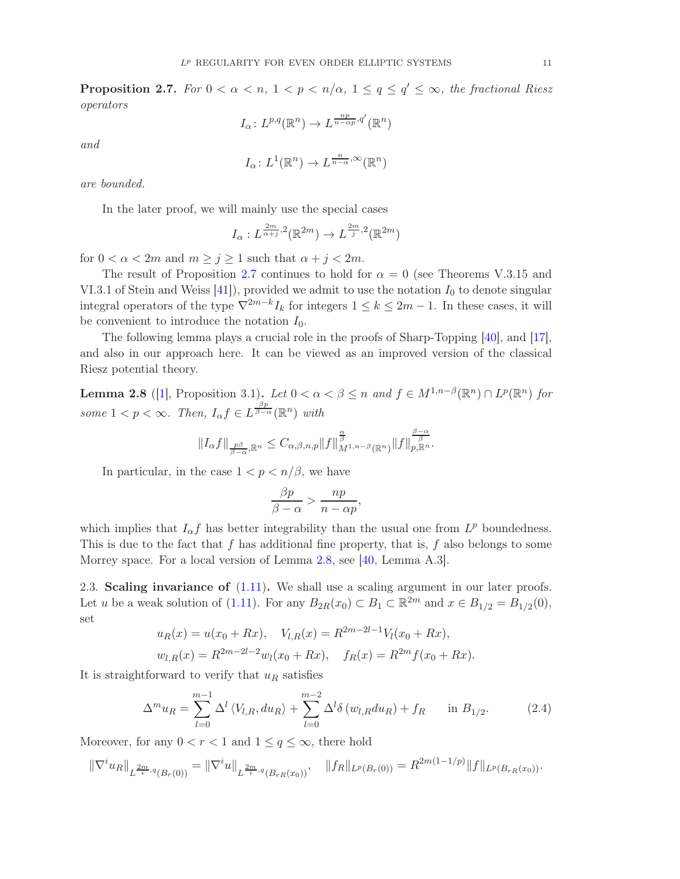**Proposition 2.7.** *For $0 < \alpha < n$, $1 < p < n/\alpha$, $1 \le q \le q' \le \infty$, the fractional Riesz operators*

$$I_\alpha \colon L^{p,q}(\mathbb{R}^n) \to L^{\frac{np}{n-\alpha p},q'}(\mathbb{R}^n)$$

*and*

$$I_\alpha \colon L^1(\mathbb{R}^n) \to L^{\frac{n}{n-\alpha},\infty}(\mathbb{R}^n)$$

*are bounded.*

In the later proof, we will mainly use the special cases

$$I_\alpha : L^{\frac{2m}{\alpha+j},2}(\mathbb{R}^{2m}) \to L^{\frac{2m}{j},2}(\mathbb{R}^{2m})$$

for $0 < \alpha < 2m$ and $m \ge j \ge 1$ such that $\alpha + j < 2m$.

The result of Proposition 2.7 continues to hold for $\alpha = 0$ (see Theorems V.3.15 and VI.3.1 of Stein and Weiss [41]), provided we admit to use the notation $I_0$ to denote singular integral operators of the type $\nabla^{2m-k} I_k$ for integers $1 \le k \le 2m-1$. In these cases, it will be convenient to introduce the notation $I_0$.

The following lemma plays a crucial role in the proofs of Sharp-Topping [40], and [17], and also in our approach here. It can be viewed as an improved version of the classical Riesz potential theory.

**Lemma 2.8** ([1], Proposition 3.1)**.** *Let $0 < \alpha < \beta \le n$ and $f \in M^{1,n-\beta}(\mathbb{R}^n) \cap L^p(\mathbb{R}^n)$ for some $1 < p < \infty$. Then, $I_\alpha f \in L^{\frac{\beta p}{\beta - \alpha}}(\mathbb{R}^n)$ with*

$$\|I_\alpha f\|_{\frac{p\beta}{\beta-\alpha},\mathbb{R}^n} \le C_{\alpha,\beta,n,p} \|f\|^{\frac{\alpha}{\beta}}_{M^{1,n-\beta}(\mathbb{R}^n)} \|f\|^{\frac{\beta-\alpha}{\beta}}_{p,\mathbb{R}^n}.$$

In particular, in the case $1 < p < n/\beta$, we have

$$\frac{\beta p}{\beta - \alpha} > \frac{np}{n - \alpha p},$$

which implies that $I_\alpha f$ has better integrability than the usual one from $L^p$ boundedness. This is due to the fact that $f$ has additional fine property, that is, $f$ also belongs to some Morrey space. For a local version of Lemma 2.8, see [40, Lemma A.3].

## 2.3. Scaling invariance of (1.11).

We shall use a scaling argument in our later proofs. Let $u$ be a weak solution of (1.11). For any $B_{2R}(x_0) \subset B_1 \subset \mathbb{R}^{2m}$ and $x \in B_{1/2} = B_{1/2}(0)$, set

$$u_R(x) = u(x_0 + Rx), \quad V_{l,R}(x) = R^{2m-2l-1} V_l(x_0 + Rx),$$
$$w_{l,R}(x) = R^{2m-2l-2} w_l(x_0 + Rx), \quad f_R(x) = R^{2m} f(x_0 + Rx).$$

It is straightforward to verify that $u_R$ satisfies

$$\Delta^m u_R = \sum_{l=0}^{m-1} \Delta^l \langle V_{l,R}, du_R \rangle + \sum_{l=0}^{m-2} \Delta^l \delta \left( w_{l,R} du_R \right) + f_R \qquad \text{in } B_{1/2}. \tag{2.4}$$

Moreover, for any $0 < r < 1$ and $1 \le q \le \infty$, there hold

$$\|\nabla^i u_R\|_{L^{\frac{2m}{i},q}(B_r(0))} = \|\nabla^i u\|_{L^{\frac{2m}{i},q}(B_{rR}(x_0))}, \quad \|f_R\|_{L^p(B_r(0))} = R^{2m(1-1/p)} \|f\|_{L^p(B_{rR}(x_0))}.$$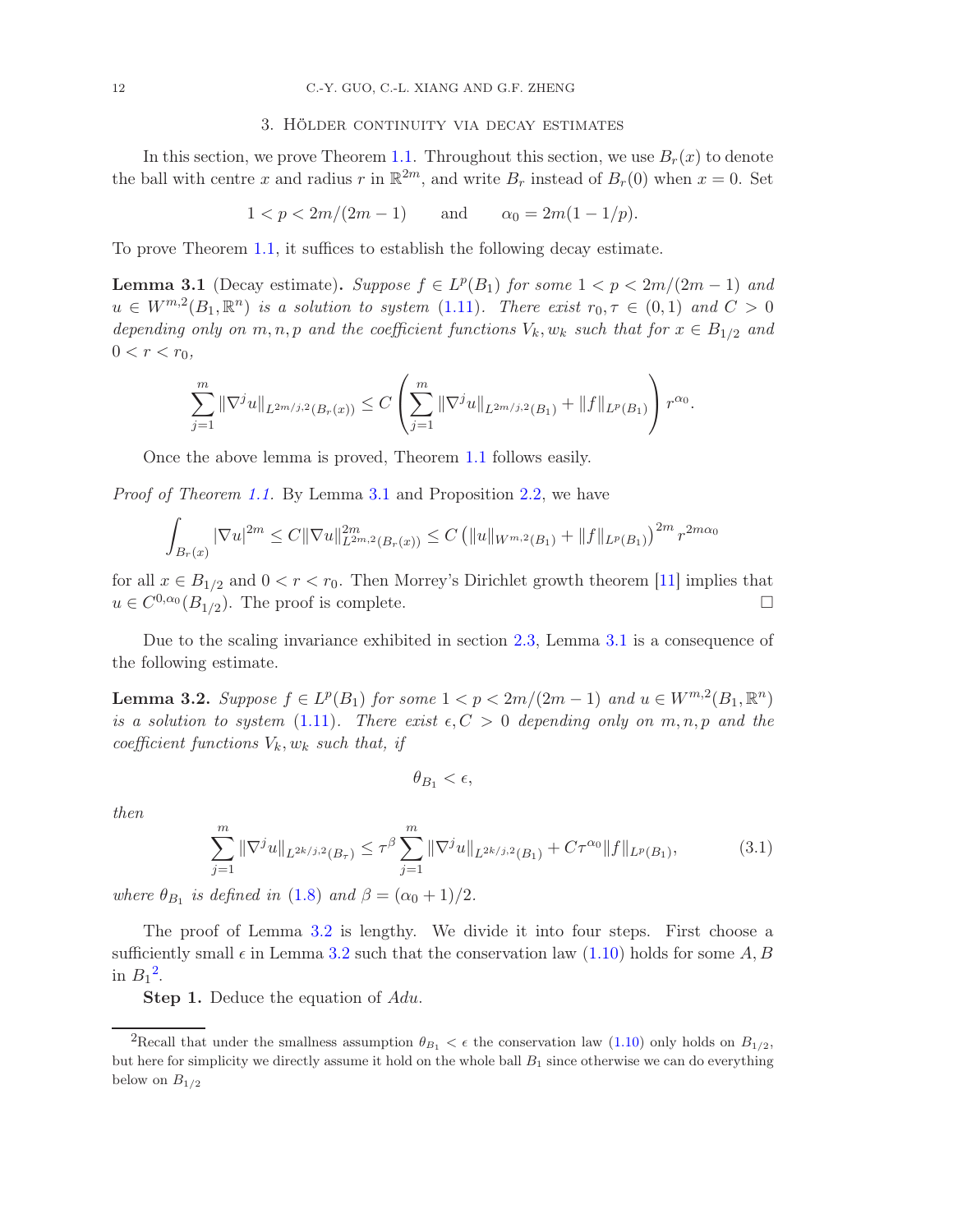## 3. Hölder continuity via decay estimates

In this section, we prove Theorem 1.1. Throughout this section, we use $B_r(x)$ to denote the ball with centre $x$ and radius $r$ in $\mathbb{R}^{2m}$, and write $B_r$ instead of $B_r(0)$ when $x = 0$. Set

$$1 < p < 2m/(2m-1) \qquad \text{and} \qquad \alpha_0 = 2m(1 - 1/p).$$

To prove Theorem 1.1, it suffices to establish the following decay estimate.

**Lemma 3.1** (Decay estimate)**.** *Suppose $f \in L^p(B_1)$ for some $1 < p < 2m/(2m-1)$ and $u \in W^{m,2}(B_1, \mathbb{R}^n)$ is a solution to system (1.11). There exist $r_0, \tau \in (0,1)$ and $C > 0$ depending only on $m, n, p$ and the coefficient functions $V_k, w_k$ such that for $x \in B_{1/2}$ and $0 < r < r_0$,*

$$\sum_{j=1}^{m} \|\nabla^j u\|_{L^{2m/j,2}(B_r(x))} \le C \left( \sum_{j=1}^{m} \|\nabla^j u\|_{L^{2m/j,2}(B_1)} + \|f\|_{L^p(B_1)} \right) r^{\alpha_0}.$$

Once the above lemma is proved, Theorem 1.1 follows easily.

*Proof of Theorem 1.1.* By Lemma 3.1 and Proposition 2.2, we have

$$\int_{B_r(x)} |\nabla u|^{2m} \le C \|\nabla u\|^{2m}_{L^{2m,2}(B_r(x))} \le C \left( \|u\|_{W^{m,2}(B_1)} + \|f\|_{L^p(B_1)} \right)^{2m} r^{2m\alpha_0}$$

for all $x \in B_{1/2}$ and $0 < r < r_0$. Then Morrey's Dirichlet growth theorem [11] implies that $u \in C^{0,\alpha_0}(B_{1/2})$. The proof is complete. $\square$

Due to the scaling invariance exhibited in section 2.3, Lemma 3.1 is a consequence of the following estimate.

**Lemma 3.2.** *Suppose $f \in L^p(B_1)$ for some $1 < p < 2m/(2m-1)$ and $u \in W^{m,2}(B_1, \mathbb{R}^n)$ is a solution to system (1.11). There exist $\epsilon, C > 0$ depending only on $m, n, p$ and the coefficient functions $V_k, w_k$ such that, if*

$$\theta_{B_1} < \epsilon,$$

*then*

$$\sum_{j=1}^{m} \|\nabla^j u\|_{L^{2k/j,2}(B_\tau)} \le \tau^{\beta} \sum_{j=1}^{m} \|\nabla^j u\|_{L^{2k/j,2}(B_1)} + C\tau^{\alpha_0} \|f\|_{L^p(B_1)}, \tag{3.1}$$

*where $\theta_{B_1}$ is defined in (1.8) and $\beta = (\alpha_0 + 1)/2$.*

The proof of Lemma 3.2 is lengthy. We divide it into four steps. First choose a sufficiently small $\epsilon$ in Lemma 3.2 such that the conservation law (1.10) holds for some $A, B$ in $B_1$[2].

**Step 1.** Deduce the equation of $Adu$.

[2]Recall that under the smallness assumption $\theta_{B_1} < \epsilon$ the conservation law (1.10) only holds on $B_{1/2}$, but here for simplicity we directly assume it hold on the whole ball $B_1$ since otherwise we can do everything below on $B_{1/2}$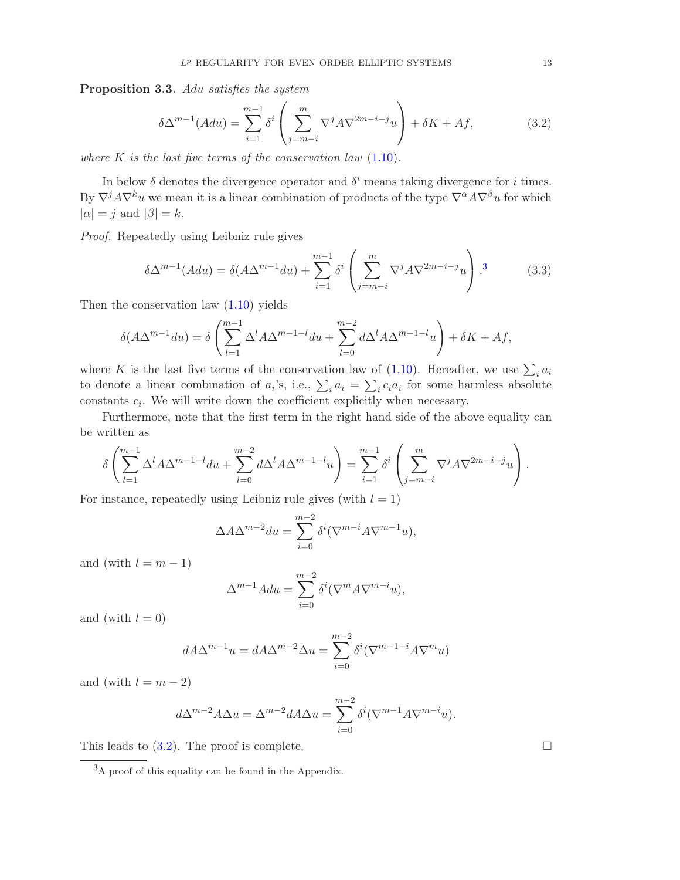**Proposition 3.3.** *$Adu$ satisfies the system*

$$\delta\Delta^{m-1}(Adu) = \sum_{i=1}^{m-1} \delta^i \left( \sum_{j=m-i}^{m} \nabla^j A \nabla^{2m-i-j} u \right) + \delta K + Af, \tag{3.2}$$

*where $K$ is the last five terms of the conservation law (1.10).*

In below $\delta$ denotes the divergence operator and $\delta^i$ means taking divergence for $i$ times. By $\nabla^j A \nabla^k u$ we mean it is a linear combination of products of the type $\nabla^\alpha A \nabla^\beta u$ for which $|\alpha| = j$ and $|\beta| = k$.

*Proof.* Repeatedly using Leibniz rule gives

$$\delta\Delta^{m-1}(Adu) = \delta(A\Delta^{m-1}du) + \sum_{i=1}^{m-1} \delta^i \left( \sum_{j=m-i}^{m} \nabla^j A \nabla^{2m-i-j} u \right).[3] \tag{3.3}$$

Then the conservation law (1.10) yields

$$\delta(A\Delta^{m-1}du) = \delta \left( \sum_{l=1}^{m-1} \Delta^l A \Delta^{m-1-l} du + \sum_{l=0}^{m-2} d\Delta^l A \Delta^{m-1-l} u \right) + \delta K + Af,$$

where $K$ is the last five terms of the conservation law of (1.10). Hereafter, we use $\sum_i a_i$ to denote a linear combination of $a_i$'s, i.e., $\sum_i a_i = \sum_i c_i a_i$ for some harmless absolute constants $c_i$. We will write down the coefficient explicitly when necessary.

Furthermore, note that the first term in the right hand side of the above equality can be written as

$$\delta \left( \sum_{l=1}^{m-1} \Delta^l A \Delta^{m-1-l} du + \sum_{l=0}^{m-2} d\Delta^l A \Delta^{m-1-l} u \right) = \sum_{i=1}^{m-1} \delta^i \left( \sum_{j=m-i}^{m} \nabla^j A \nabla^{2m-i-j} u \right).$$

For instance, repeatedly using Leibniz rule gives (with $l = 1$)

$$\Delta A \Delta^{m-2} du = \sum_{i=0}^{m-2} \delta^i (\nabla^{m-i} A \nabla^{m-1} u),$$

and (with $l = m-1$)

$$\Delta^{m-1} A du = \sum_{i=0}^{m-2} \delta^i (\nabla^m A \nabla^{m-i} u),$$

and (with $l = 0$)

$$dA\Delta^{m-1} u = dA\Delta^{m-2}\Delta u = \sum_{i=0}^{m-2} \delta^i (\nabla^{m-1-i} A \nabla^m u)$$

and (with $l = m-2$)

$$d\Delta^{m-2} A \Delta u = \Delta^{m-2} dA \Delta u = \sum_{i=0}^{m-2} \delta^i (\nabla^{m-1} A \nabla^{m-i} u).$$

This leads to (3.2). The proof is complete. $\square$

---

[3] A proof of this equality can be found in the Appendix.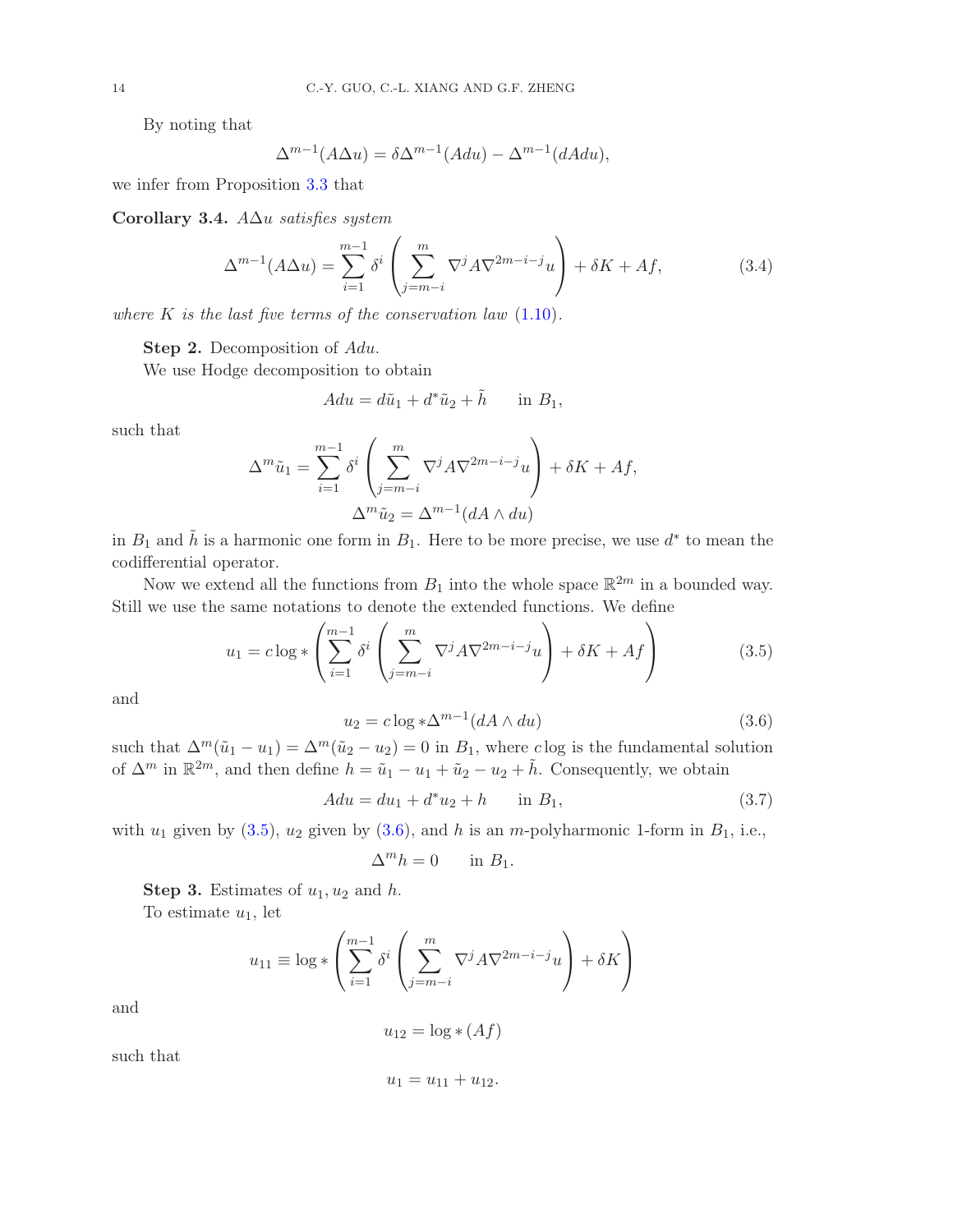By noting that

$$\Delta^{m-1}(A\Delta u) = \delta\Delta^{m-1}(Adu) - \Delta^{m-1}(dAdu),$$

we infer from Proposition 3.3 that

**Corollary 3.4.** *$A\Delta u$ satisfies system*

$$\Delta^{m-1}(A\Delta u) = \sum_{i=1}^{m-1} \delta^i \left( \sum_{j=m-i}^{m} \nabla^j A \nabla^{2m-i-j} u \right) + \delta K + Af, \tag{3.4}$$

*where $K$ is the last five terms of the conservation law (1.10).*

**Step 2.** Decomposition of $Adu$.

We use Hodge decomposition to obtain

$$Adu = d\tilde{u}_1 + d^*\tilde{u}_2 + \tilde{h} \qquad \text{in } B_1,$$

such that

$$\Delta^m \tilde{u}_1 = \sum_{i=1}^{m-1} \delta^i \left( \sum_{j=m-i}^{m} \nabla^j A \nabla^{2m-i-j} u \right) + \delta K + Af,$$

$$\Delta^m \tilde{u}_2 = \Delta^{m-1}(dA \wedge du)$$

in $B_1$ and $\tilde{h}$ is a harmonic one form in $B_1$. Here to be more precise, we use $d^*$ to mean the codifferential operator.

Now we extend all the functions from $B_1$ into the whole space $\mathbb{R}^{2m}$ in a bounded way. Still we use the same notations to denote the extended functions. We define

$$u_1 = c\log * \left( \sum_{i=1}^{m-1} \delta^i \left( \sum_{j=m-i}^{m} \nabla^j A \nabla^{2m-i-j} u \right) + \delta K + Af \right) \tag{3.5}$$

and

$$u_2 = c\log * \Delta^{m-1}(dA \wedge du) \tag{3.6}$$

such that $\Delta^m(\tilde{u}_1 - u_1) = \Delta^m(\tilde{u}_2 - u_2) = 0$ in $B_1$, where $c\log$ is the fundamental solution of $\Delta^m$ in $\mathbb{R}^{2m}$, and then define $h = \tilde{u}_1 - u_1 + \tilde{u}_2 - u_2 + \tilde{h}$. Consequently, we obtain

$$Adu = du_1 + d^*u_2 + h \qquad \text{in } B_1, \tag{3.7}$$

with $u_1$ given by (3.5), $u_2$ given by (3.6), and $h$ is an $m$-polyharmonic 1-form in $B_1$, i.e.,

$$\Delta^m h = 0 \qquad \text{in } B_1.$$

**Step 3.** Estimates of $u_1, u_2$ and $h$.

To estimate $u_1$, let

$$u_{11} \equiv \log * \left( \sum_{i=1}^{m-1} \delta^i \left( \sum_{j=m-i}^{m} \nabla^j A \nabla^{2m-i-j} u \right) + \delta K \right)$$

and

$$u_{12} = \log * (Af)$$

such that

$$u_1 = u_{11} + u_{12}.$$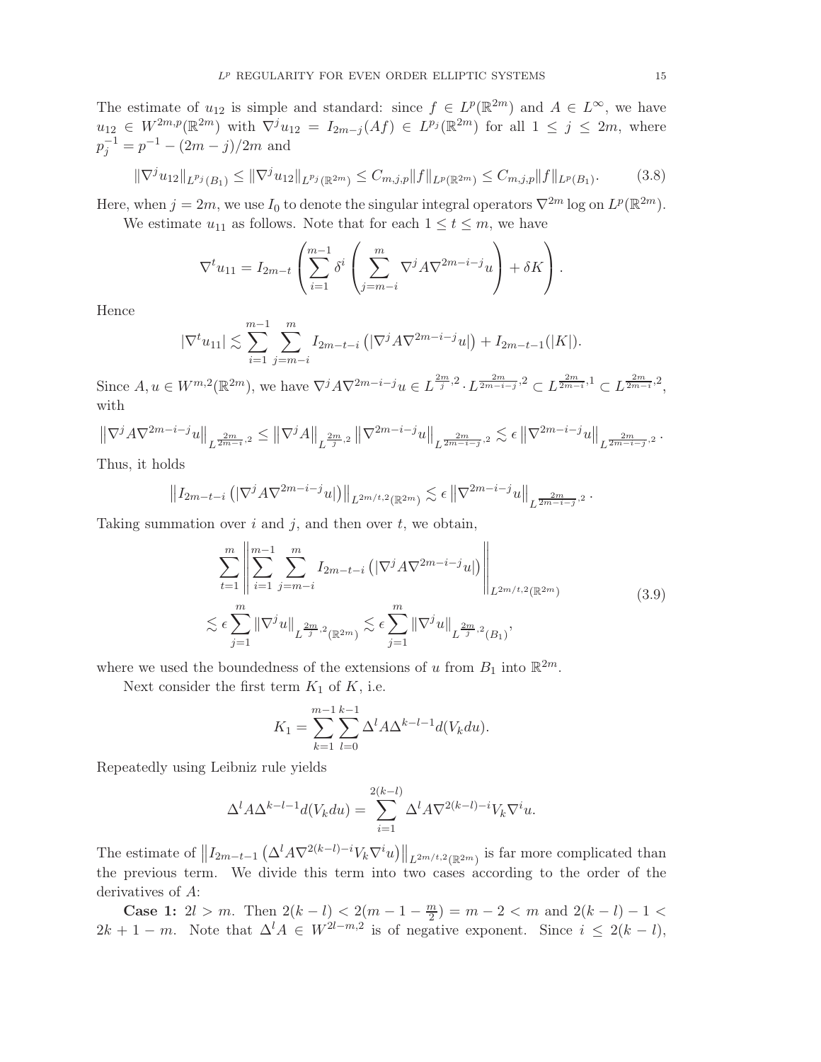The estimate of $u_{12}$ is simple and standard: since $f \in L^p(\mathbb{R}^{2m})$ and $A \in L^\infty$, we have $u_{12} \in W^{2m,p}(\mathbb{R}^{2m})$ with $\nabla^j u_{12} = I_{2m-j}(Af) \in L^{p_j}(\mathbb{R}^{2m})$ for all $1 \le j \le 2m$, where $p_j^{-1} = p^{-1} - (2m-j)/2m$ and

$$\|\nabla^j u_{12}\|_{L^{p_j}(B_1)} \le \|\nabla^j u_{12}\|_{L^{p_j}(\mathbb{R}^{2m})} \le C_{m,j,p}\|f\|_{L^p(\mathbb{R}^{2m})} \le C_{m,j,p}\|f\|_{L^p(B_1)}. \tag{3.8}$$

Here, when $j = 2m$, we use $I_0$ to denote the singular integral operators $\nabla^{2m}\log$ on $L^p(\mathbb{R}^{2m})$.

We estimate $u_{11}$ as follows. Note that for each $1 \le t \le m$, we have

$$\nabla^t u_{11} = I_{2m-t}\left(\sum_{i=1}^{m-1}\delta^i\left(\sum_{j=m-i}^{m}\nabla^j A\nabla^{2m-i-j}u\right) + \delta K\right).$$

Hence

$$|\nabla^t u_{11}| \lesssim \sum_{i=1}^{m-1}\sum_{j=m-i}^{m} I_{2m-t-i}\left(|\nabla^j A\nabla^{2m-i-j}u|\right) + I_{2m-t-1}(|K|).$$

Since $A, u \in W^{m,2}(\mathbb{R}^{2m})$, we have $\nabla^j A\nabla^{2m-i-j}u \in L^{\frac{2m}{j},2}\cdot L^{\frac{2m}{2m-i-j},2} \subset L^{\frac{2m}{2m-i},1} \subset L^{\frac{2m}{2m-i},2}$, with

$$\left\|\nabla^j A\nabla^{2m-i-j}u\right\|_{L^{\frac{2m}{2m-i},2}} \le \left\|\nabla^j A\right\|_{L^{\frac{2m}{j},2}}\left\|\nabla^{2m-i-j}u\right\|_{L^{\frac{2m}{2m-i-j},2}} \lesssim \epsilon\left\|\nabla^{2m-i-j}u\right\|_{L^{\frac{2m}{2m-i-j},2}}.$$

Thus, it holds

$$\left\|I_{2m-t-i}\left(|\nabla^j A\nabla^{2m-i-j}u|\right)\right\|_{L^{2m/t,2}(\mathbb{R}^{2m})} \lesssim \epsilon\left\|\nabla^{2m-i-j}u\right\|_{L^{\frac{2m}{2m-i-j},2}}.$$

Taking summation over $i$ and $j$, and then over $t$, we obtain,

$$\begin{aligned}
&\sum_{t=1}^{m}\left\|\sum_{i=1}^{m-1}\sum_{j=m-i}^{m} I_{2m-t-i}\left(|\nabla^j A\nabla^{2m-i-j}u|\right)\right\|_{L^{2m/t,2}(\mathbb{R}^{2m})} \\
&\lesssim \epsilon\sum_{j=1}^{m}\|\nabla^j u\|_{L^{\frac{2m}{j},2}(\mathbb{R}^{2m})} \lesssim \epsilon\sum_{j=1}^{m}\|\nabla^j u\|_{L^{\frac{2m}{j},2}(B_1)},
\end{aligned} \tag{3.9}$$

where we used the boundedness of the extensions of $u$ from $B_1$ into $\mathbb{R}^{2m}$.

Next consider the first term $K_1$ of $K$, i.e.

$$K_1 = \sum_{k=1}^{m-1}\sum_{l=0}^{k-1}\Delta^l A\Delta^{k-l-1}d(V_k du).$$

Repeatedly using Leibniz rule yields

$$\Delta^l A\Delta^{k-l-1}d(V_k du) = \sum_{i=1}^{2(k-l)}\Delta^l A\nabla^{2(k-l)-i}V_k\nabla^i u.$$

The estimate of $\left\|I_{2m-t-1}\left(\Delta^l A\nabla^{2(k-l)-i}V_k\nabla^i u\right)\right\|_{L^{2m/t,2}(\mathbb{R}^{2m})}$ is far more complicated than the previous term. We divide this term into two cases according to the order of the derivatives of $A$:

**Case 1:** $2l > m$. Then $2(k-l) < 2(m-1-\frac{m}{2}) = m-2 < m$ and $2(k-l)-1 < 2k+1-m$. Note that $\Delta^l A \in W^{2l-m,2}$ is of negative exponent. Since $i \le 2(k-l)$,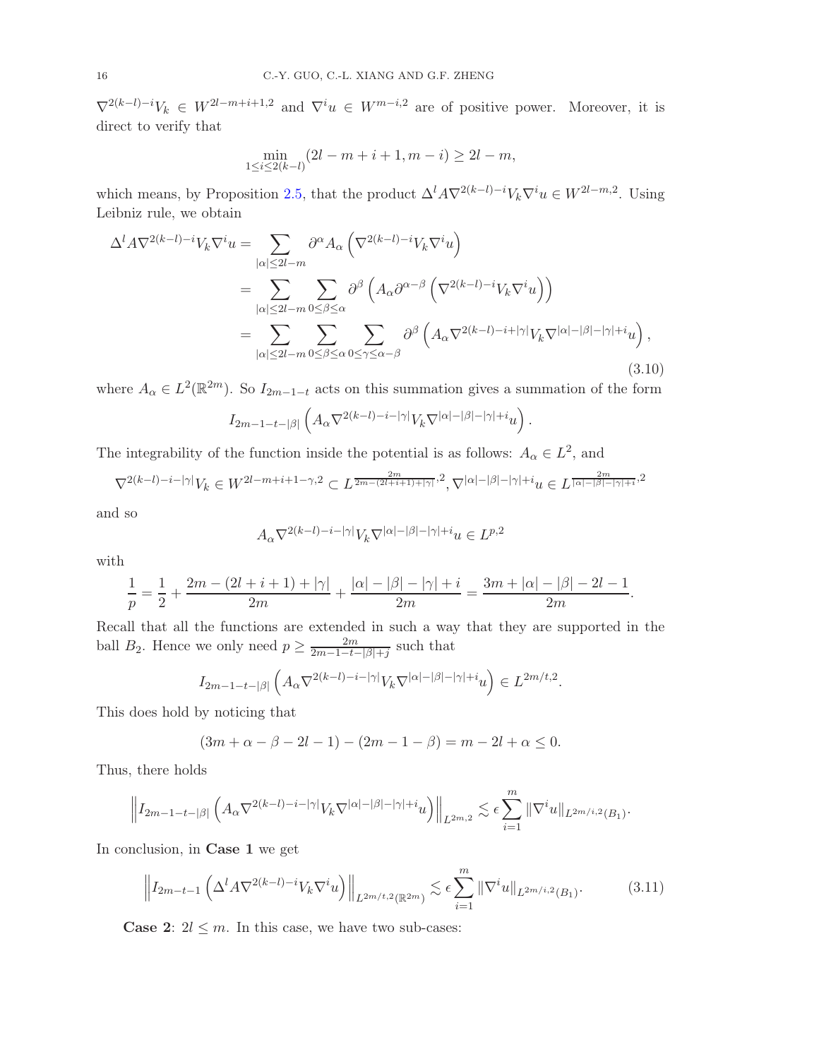$\nabla^{2(k-l)-i}V_k \in W^{2l-m+i+1,2}$ and $\nabla^i u \in W^{m-i,2}$ are of positive power. Moreover, it is direct to verify that

$$\min_{1\le i\le 2(k-l)}(2l-m+i+1, m-i) \ge 2l-m,$$

which means, by Proposition 2.5, that the product $\Delta^l A\nabla^{2(k-l)-i}V_k\nabla^i u \in W^{2l-m,2}$. Using Leibniz rule, we obtain

$$\begin{aligned}
\Delta^l A\nabla^{2(k-l)-i}V_k\nabla^i u &= \sum_{|\alpha|\le 2l-m} \partial^\alpha A_\alpha\left(\nabla^{2(k-l)-i}V_k\nabla^i u\right)\\
&= \sum_{|\alpha|\le 2l-m}\sum_{0\le\beta\le\alpha} \partial^\beta\left(A_\alpha\partial^{\alpha-\beta}\left(\nabla^{2(k-l)-i}V_k\nabla^i u\right)\right)\\
&= \sum_{|\alpha|\le 2l-m}\sum_{0\le\beta\le\alpha}\sum_{0\le\gamma\le\alpha-\beta} \partial^\beta\left(A_\alpha\nabla^{2(k-l)-i+|\gamma|}V_k\nabla^{|\alpha|-|\beta|-|\gamma|+i}u\right),
\end{aligned} \tag{3.10}$$

where $A_\alpha \in L^2(\mathbb{R}^{2m})$. So $I_{2m-1-t}$ acts on this summation gives a summation of the form

$$I_{2m-1-t-|\beta|}\left(A_\alpha\nabla^{2(k-l)-i-|\gamma|}V_k\nabla^{|\alpha|-|\beta|-|\gamma|+i}u\right).$$

The integrability of the function inside the potential is as follows: $A_\alpha \in L^2$, and

$$\nabla^{2(k-l)-i-|\gamma|}V_k \in W^{2l-m+i+1-\gamma,2} \subset L^{\frac{2m}{2m-(2l+i+1)+|\gamma|},2}, \nabla^{|\alpha|-|\beta|-|\gamma|+i}u \in L^{\frac{2m}{|\alpha|-|\beta|-|\gamma|+i},2}$$

and so

$$A_\alpha\nabla^{2(k-l)-i-|\gamma|}V_k\nabla^{|\alpha|-|\beta|-|\gamma|+i}u \in L^{p,2}$$

with

$$\frac{1}{p} = \frac{1}{2} + \frac{2m-(2l+i+1)+|\gamma|}{2m} + \frac{|\alpha|-|\beta|-|\gamma|+i}{2m} = \frac{3m+|\alpha|-|\beta|-2l-1}{2m}.$$

Recall that all the functions are extended in such a way that they are supported in the ball $B_2$. Hence we only need $p \ge \frac{2m}{2m-1-t-|\beta|+j}$ such that

$$I_{2m-1-t-|\beta|}\left(A_\alpha\nabla^{2(k-l)-i-|\gamma|}V_k\nabla^{|\alpha|-|\beta|-|\gamma|+i}u\right) \in L^{2m/t,2}.$$

This does hold by noticing that

$$(3m+\alpha-\beta-2l-1)-(2m-1-\beta) = m-2l+\alpha \le 0.$$

Thus, there holds

$$\left\|I_{2m-1-t-|\beta|}\left(A_\alpha\nabla^{2(k-l)-i-|\gamma|}V_k\nabla^{|\alpha|-|\beta|-|\gamma|+i}u\right)\right\|_{L^{2m,2}} \lesssim \epsilon\sum_{i=1}^m \|\nabla^i u\|_{L^{2m/i,2}(B_1)}.$$

In conclusion, in **Case 1** we get

$$\left\|I_{2m-t-1}\left(\Delta^l A\nabla^{2(k-l)-i}V_k\nabla^i u\right)\right\|_{L^{2m/t,2}(\mathbb{R}^{2m})} \lesssim \epsilon\sum_{i=1}^m \|\nabla^i u\|_{L^{2m/i,2}(B_1)}. \tag{3.11}$$

**Case 2**: $2l \le m$. In this case, we have two sub-cases: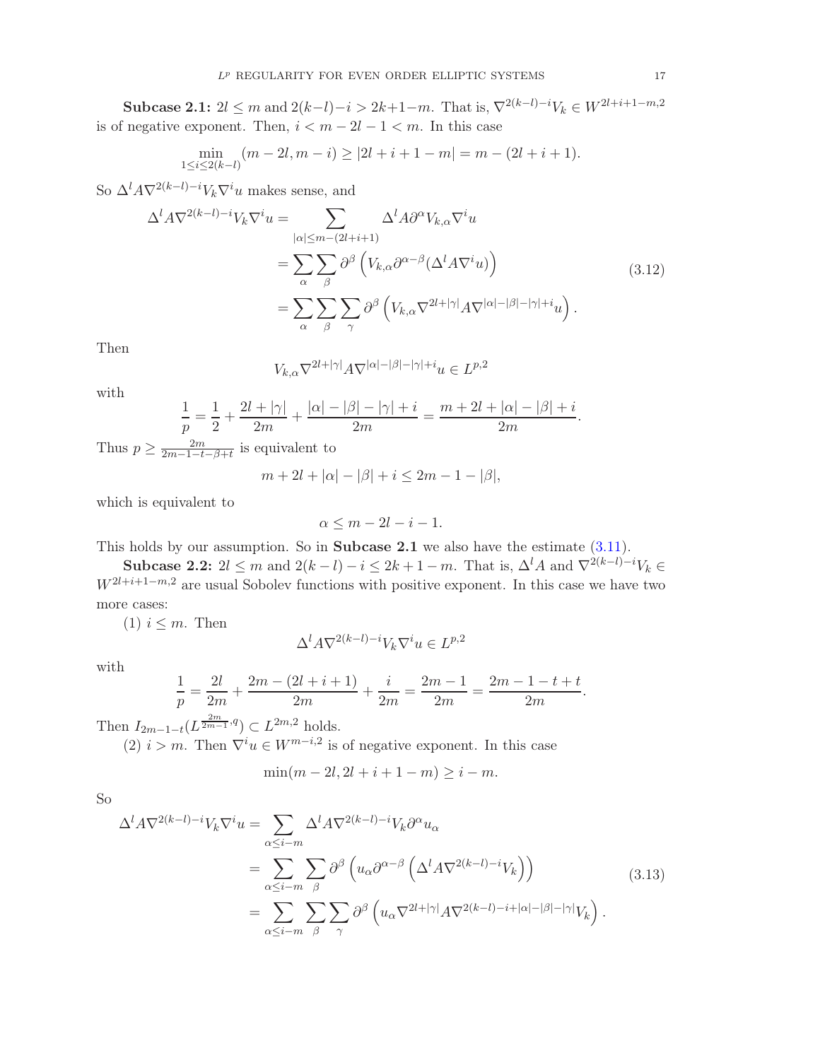**Subcase 2.1:** $2l \le m$ and $2(k-l)-i > 2k+1-m$. That is, $\nabla^{2(k-l)-i}V_k \in W^{2l+i+1-m,2}$ is of negative exponent. Then, $i < m-2l-1 < m$. In this case

$$\min_{1\le i\le 2(k-l)}(m-2l, m-i) \ge |2l+i+1-m| = m-(2l+i+1).$$

So $\Delta^l A\nabla^{2(k-l)-i}V_k\nabla^i u$ makes sense, and

$$\begin{aligned}
\Delta^l A\nabla^{2(k-l)-i}V_k\nabla^i u &= \sum_{|\alpha|\le m-(2l+i+1)} \Delta^l A\partial^\alpha V_{k,\alpha}\nabla^i u \\
&= \sum_\alpha\sum_\beta \partial^\beta\left(V_{k,\alpha}\partial^{\alpha-\beta}(\Delta^l A\nabla^i u)\right) \\
&= \sum_\alpha\sum_\beta\sum_\gamma \partial^\beta\left(V_{k,\alpha}\nabla^{2l+|\gamma|}A\nabla^{|\alpha|-|\beta|-|\gamma|+i}u\right).
\end{aligned} \tag{3.12}$$

Then

$$V_{k,\alpha}\nabla^{2l+|\gamma|}A\nabla^{|\alpha|-|\beta|-|\gamma|+i}u \in L^{p,2}$$

with

$$\frac{1}{p} = \frac{1}{2} + \frac{2l+|\gamma|}{2m} + \frac{|\alpha|-|\beta|-|\gamma|+i}{2m} = \frac{m+2l+|\alpha|-|\beta|+i}{2m}.$$

Thus $p \ge \frac{2m}{2m-1-t-\beta+t}$ is equivalent to

$$m+2l+|\alpha|-|\beta|+i \le 2m-1-|\beta|,$$

which is equivalent to

$$\alpha \le m-2l-i-1.$$

This holds by our assumption. So in **Subcase 2.1** we also have the estimate (3.11).

**Subcase 2.2:** $2l \le m$ and $2(k-l)-i \le 2k+1-m$. That is, $\Delta^l A$ and $\nabla^{2(k-l)-i}V_k \in W^{2l+i+1-m,2}$ are usual Sobolev functions with positive exponent. In this case we have two more cases:

(1) $i \le m$. Then

$$\Delta^l A\nabla^{2(k-l)-i}V_k\nabla^i u \in L^{p,2}$$

with

$$\frac{1}{p} = \frac{2l}{2m} + \frac{2m-(2l+i+1)}{2m} + \frac{i}{2m} = \frac{2m-1}{2m} = \frac{2m-1-t+t}{2m}.$$

Then $I_{2m-1-t}(L^{\frac{2m}{2m-1},q}) \subset L^{2m,2}$ holds.

(2) $i > m$. Then $\nabla^i u \in W^{m-i,2}$ is of negative exponent. In this case

$$\min(m-2l, 2l+i+1-m) \ge i-m.$$

So

$$\begin{aligned}
\Delta^l A\nabla^{2(k-l)-i}V_k\nabla^i u &= \sum_{\alpha\le i-m} \Delta^l A\nabla^{2(k-l)-i}V_k\partial^\alpha u_\alpha \\
&= \sum_{\alpha\le i-m}\sum_\beta \partial^\beta\left(u_\alpha\partial^{\alpha-\beta}\left(\Delta^l A\nabla^{2(k-l)-i}V_k\right)\right) \\
&= \sum_{\alpha\le i-m}\sum_\beta\sum_\gamma \partial^\beta\left(u_\alpha\nabla^{2l+|\gamma|}A\nabla^{2(k-l)-i+|\alpha|-|\beta|-|\gamma|}V_k\right).
\end{aligned} \tag{3.13}$$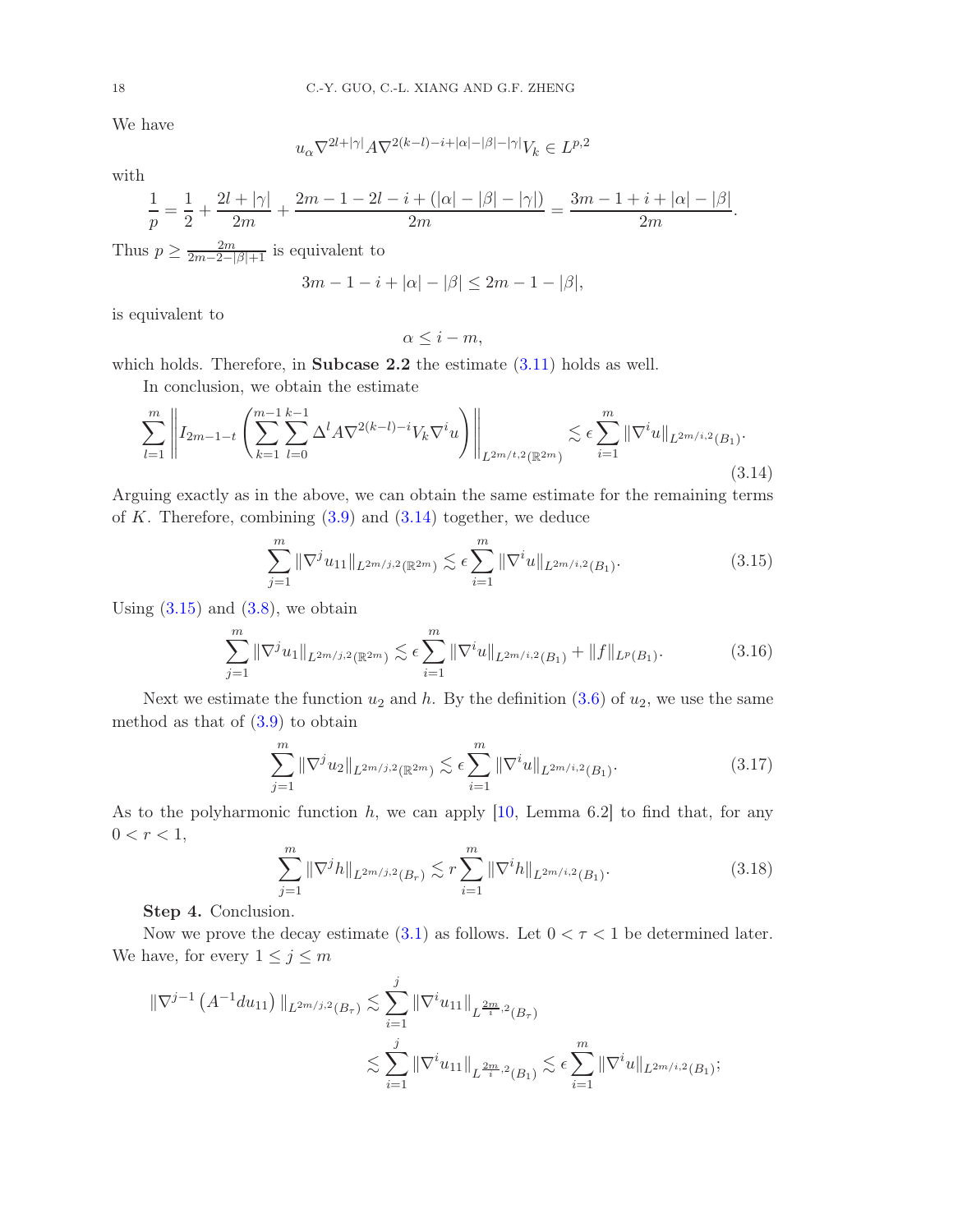We have

$$u_\alpha \nabla^{2l+|\gamma|} A \nabla^{2(k-l)-i+|\alpha|-|\beta|-|\gamma|} V_k \in L^{p,2}$$

with

$$\frac{1}{p} = \frac{1}{2} + \frac{2l+|\gamma|}{2m} + \frac{2m-1-2l-i+(|\alpha|-|\beta|-|\gamma|)}{2m} = \frac{3m-1+i+|\alpha|-|\beta|}{2m}.$$

Thus $p \geq \frac{2m}{2m-2-|\beta|+1}$ is equivalent to

$$3m-1-i+|\alpha|-|\beta| \leq 2m-1-|\beta|,$$

is equivalent to

$$\alpha \leq i-m,$$

which holds. Therefore, in **Subcase 2.2** the estimate (3.11) holds as well.

In conclusion, we obtain the estimate

$$\sum_{l=1}^{m} \left\| I_{2m-1-t}\left( \sum_{k=1}^{m-1}\sum_{l=0}^{k-1} \Delta^l A \nabla^{2(k-l)-i} V_k \nabla^i u \right) \right\|_{L^{2m/t,2}(\mathbb{R}^{2m})} \lesssim \epsilon \sum_{i=1}^{m} \|\nabla^i u\|_{L^{2m/i,2}(B_1)}. \tag{3.14}$$

Arguing exactly as in the above, we can obtain the same estimate for the remaining terms of $K$. Therefore, combining (3.9) and (3.14) together, we deduce

$$\sum_{j=1}^{m} \|\nabla^j u_{11}\|_{L^{2m/j,2}(\mathbb{R}^{2m})} \lesssim \epsilon \sum_{i=1}^{m} \|\nabla^i u\|_{L^{2m/i,2}(B_1)}. \tag{3.15}$$

Using (3.15) and (3.8), we obtain

$$\sum_{j=1}^{m} \|\nabla^j u_{1}\|_{L^{2m/j,2}(\mathbb{R}^{2m})} \lesssim \epsilon \sum_{i=1}^{m} \|\nabla^i u\|_{L^{2m/i,2}(B_1)} + \|f\|_{L^p(B_1)}. \tag{3.16}$$

Next we estimate the function $u_2$ and $h$. By the definition (3.6) of $u_2$, we use the same method as that of (3.9) to obtain

$$\sum_{j=1}^{m} \|\nabla^j u_{2}\|_{L^{2m/j,2}(\mathbb{R}^{2m})} \lesssim \epsilon \sum_{i=1}^{m} \|\nabla^i u\|_{L^{2m/i,2}(B_1)}. \tag{3.17}$$

As to the polyharmonic function $h$, we can apply [10, Lemma 6.2] to find that, for any $0 < r < 1$,

$$\sum_{j=1}^{m} \|\nabla^j h\|_{L^{2m/j,2}(B_r)} \lesssim r \sum_{i=1}^{m} \|\nabla^i h\|_{L^{2m/i,2}(B_1)}. \tag{3.18}$$

**Step 4.** Conclusion.

Now we prove the decay estimate (3.1) as follows. Let $0 < \tau < 1$ be determined later. We have, for every $1 \leq j \leq m$

$$\begin{aligned}
\|\nabla^{j-1}\left(A^{-1} du_{11}\right)\|_{L^{2m/j,2}(B_\tau)} &\lesssim \sum_{i=1}^{j} \|\nabla^i u_{11}\|_{L^{\frac{2m}{i},2}(B_\tau)} \\
&\lesssim \sum_{i=1}^{j} \|\nabla^i u_{11}\|_{L^{\frac{2m}{i},2}(B_1)} \lesssim \epsilon \sum_{i=1}^{m} \|\nabla^i u\|_{L^{2m/i,2}(B_1)};
\end{aligned}$$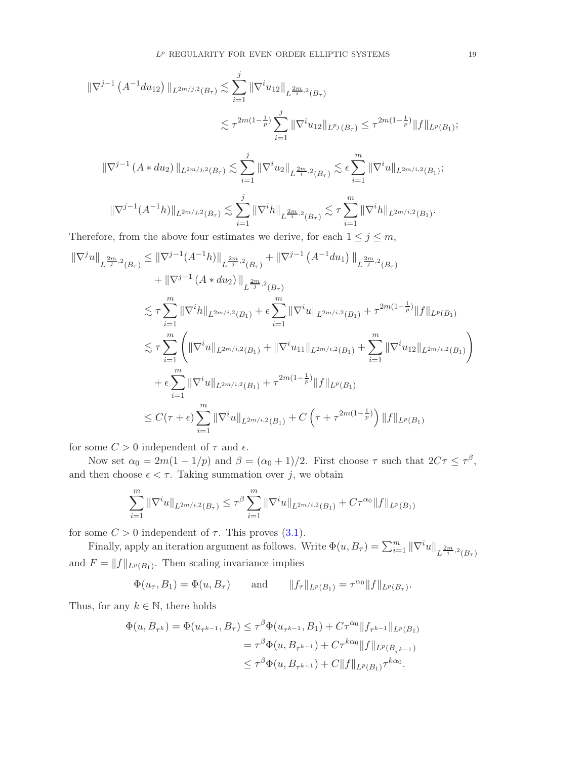$$
\|\nabla^{j-1}\left(A^{-1}du_{12}\right)\|_{L^{2m/j,2}(B_\tau)} \lesssim \sum_{i=1}^{j}\|\nabla^i u_{12}\|_{L^{\frac{2m}{i},2}(B_\tau)}
$$

$$
\lesssim \tau^{2m(1-\frac{1}{p})}\sum_{i=1}^{j}\|\nabla^i u_{12}\|_{L^{p_j}(B_\tau)} \le \tau^{2m(1-\frac{1}{p})}\|f\|_{L^p(B_1)};
$$

$$
\|\nabla^{j-1}\left(A * du_2\right)\|_{L^{2m/j,2}(B_\tau)} \lesssim \sum_{i=1}^{j}\|\nabla^i u_2\|_{L^{\frac{2m}{i},2}(B_\tau)} \lesssim \epsilon\sum_{i=1}^{m}\|\nabla^i u\|_{L^{2m/i,2}(B_1)};
$$

$$
\|\nabla^{j-1}(A^{-1}h)\|_{L^{2m/j,2}(B_\tau)} \lesssim \sum_{i=1}^{j}\|\nabla^i h\|_{L^{\frac{2m}{i},2}(B_\tau)} \lesssim \tau\sum_{i=1}^{m}\|\nabla^i h\|_{L^{2m/i,2}(B_1)}.
$$

Therefore, from the above four estimates we derive, for each $1\le j\le m$,

$$
\begin{aligned}
\|\nabla^j u\|_{L^{\frac{2m}{j},2}(B_\tau)} &\le \|\nabla^{j-1}(A^{-1}h)\|_{L^{\frac{2m}{j},2}(B_\tau)} + \|\nabla^{j-1}\left(A^{-1}du_1\right)\|_{L^{\frac{2m}{j},2}(B_\tau)} \\
&\quad + \|\nabla^{j-1}\left(A * du_2\right)\|_{L^{\frac{2m}{j},2}(B_\tau)} \\
&\lesssim \tau\sum_{i=1}^{m}\|\nabla^i h\|_{L^{2m/i,2}(B_1)} + \epsilon\sum_{i=1}^{m}\|\nabla^i u\|_{L^{2m/i,2}(B_1)} + \tau^{2m(1-\frac{1}{p})}\|f\|_{L^p(B_1)} \\
&\lesssim \tau\sum_{i=1}^{m}\left(\|\nabla^i u\|_{L^{2m/i,2}(B_1)} + \|\nabla^i u_{11}\|_{L^{2m/i,2}(B_1)} + \sum_{i=1}^{m}\|\nabla^i u_{12}\|_{L^{2m/i,2}(B_1)}\right) \\
&\quad + \epsilon\sum_{i=1}^{m}\|\nabla^i u\|_{L^{2m/i,2}(B_1)} + \tau^{2m(1-\frac{1}{p})}\|f\|_{L^p(B_1)} \\
&\le C(\tau+\epsilon)\sum_{i=1}^{m}\|\nabla^i u\|_{L^{2m/i,2}(B_1)} + C\left(\tau + \tau^{2m(1-\frac{1}{p})}\right)\|f\|_{L^p(B_1)}
\end{aligned}
$$

for some $C>0$ independent of $\tau$ and $\epsilon$.

Now set $\alpha_0 = 2m(1-1/p)$ and $\beta = (\alpha_0+1)/2$. First choose $\tau$ such that $2C\tau \le \tau^\beta$, and then choose $\epsilon < \tau$. Taking summation over $j$, we obtain

$$
\sum_{i=1}^{m}\|\nabla^i u\|_{L^{2m/i,2}(B_\tau)} \le \tau^\beta\sum_{i=1}^{m}\|\nabla^i u\|_{L^{2m/i,2}(B_1)} + C\tau^{\alpha_0}\|f\|_{L^p(B_1)}
$$

for some $C>0$ independent of $\tau$. This proves (3.1).

Finally, apply an iteration argument as follows. Write $\Phi(u,B_\tau) = \sum_{i=1}^{m}\|\nabla^i u\|_{L^{\frac{2m}{i},2}(B_\tau)}$ and $F = \|f\|_{L^p(B_1)}$. Then scaling invariance implies

$$
\Phi(u_\tau, B_1) = \Phi(u, B_\tau) \qquad \text{and} \qquad \|f_\tau\|_{L^p(B_1)} = \tau^{\alpha_0}\|f\|_{L^p(B_\tau)}.
$$

Thus, for any $k\in\mathbb{N}$, there holds

$$
\begin{aligned}
\Phi(u, B_{\tau^k}) = \Phi(u_{\tau^{k-1}}, B_\tau) &\le \tau^\beta\Phi(u_{\tau^{k-1}}, B_1) + C\tau^{\alpha_0}\|f_{\tau^{k-1}}\|_{L^p(B_1)} \\
&= \tau^\beta\Phi(u, B_{\tau^{k-1}}) + C\tau^{k\alpha_0}\|f\|_{L^p(B_{\tau^{k-1}})} \\
&\le \tau^\beta\Phi(u, B_{\tau^{k-1}}) + C\|f\|_{L^p(B_1)}\tau^{k\alpha_0}.
\end{aligned}
$$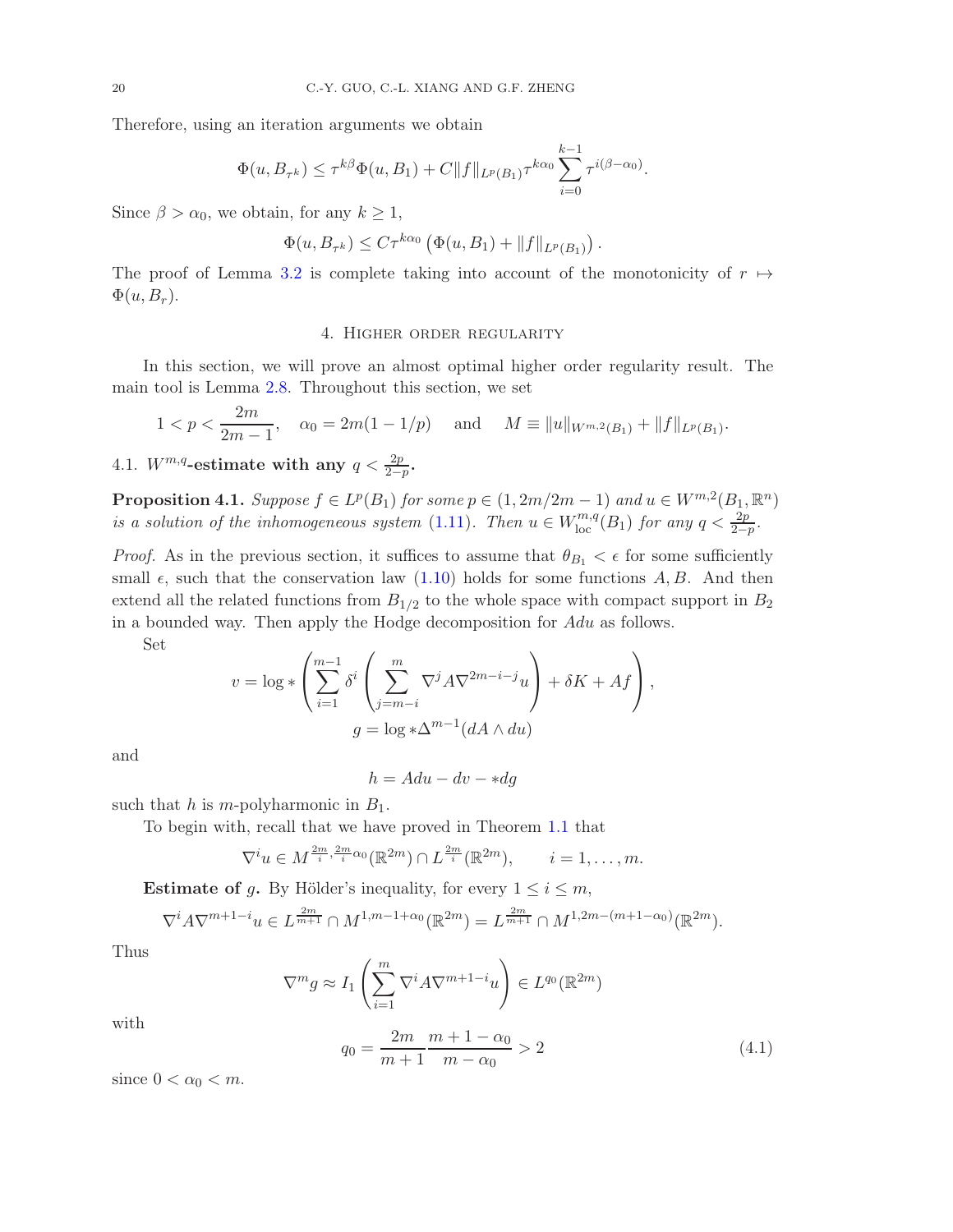Therefore, using an iteration arguments we obtain

$$\Phi(u, B_{\tau^k}) \leq \tau^{k\beta}\Phi(u, B_1) + C\|f\|_{L^p(B_1)}\tau^{k\alpha_0}\sum_{i=0}^{k-1}\tau^{i(\beta-\alpha_0)}.$$

Since $\beta > \alpha_0$, we obtain, for any $k \geq 1$,

$$\Phi(u, B_{\tau^k}) \leq C\tau^{k\alpha_0}\left(\Phi(u, B_1) + \|f\|_{L^p(B_1)}\right).$$

The proof of Lemma 3.2 is complete taking into account of the monotonicity of $r \mapsto \Phi(u, B_r)$.

## 4. Higher order regularity

In this section, we will prove an almost optimal higher order regularity result. The main tool is Lemma 2.8. Throughout this section, we set

$$1 < p < \frac{2m}{2m-1}, \quad \alpha_0 = 2m(1 - 1/p) \quad \text{and} \quad M \equiv \|u\|_{W^{m,2}(B_1)} + \|f\|_{L^p(B_1)}.$$

### 4.1. $W^{m,q}$-estimate with any $q < \frac{2p}{2-p}$.

**Proposition 4.1.** *Suppose $f \in L^p(B_1)$ for some $p \in (1, 2m/2m-1)$ and $u \in W^{m,2}(B_1, \mathbb{R}^n)$ is a solution of the inhomogeneous system (1.11). Then $u \in W^{m,q}_{\text{loc}}(B_1)$ for any $q < \frac{2p}{2-p}$.*

*Proof.* As in the previous section, it suffices to assume that $\theta_{B_1} < \epsilon$ for some sufficiently small $\epsilon$, such that the conservation law (1.10) holds for some functions $A, B$. And then extend all the related functions from $B_{1/2}$ to the whole space with compact support in $B_2$ in a bounded way. Then apply the Hodge decomposition for $Adu$ as follows.

Set

$$v = \log * \left(\sum_{i=1}^{m-1}\delta^i\left(\sum_{j=m-i}^{m}\nabla^j A\nabla^{2m-i-j}u\right) + \delta K + Af\right),$$
$$g = \log * \Delta^{m-1}(dA \wedge du)$$

and

$$h = Adu - dv - *dg$$

such that $h$ is $m$-polyharmonic in $B_1$.

To begin with, recall that we have proved in Theorem 1.1 that

$$\nabla^i u \in M^{\frac{2m}{i}, \frac{2m}{i}\alpha_0}(\mathbb{R}^{2m}) \cap L^{\frac{2m}{i}}(\mathbb{R}^{2m}), \qquad i = 1, \ldots, m.$$

**Estimate of $g$.** By Hölder's inequality, for every $1 \leq i \leq m$,

$$\nabla^i A\nabla^{m+1-i}u \in L^{\frac{2m}{m+1}} \cap M^{1,m-1+\alpha_0}(\mathbb{R}^{2m}) = L^{\frac{2m}{m+1}} \cap M^{1,2m-(m+1-\alpha_0)}(\mathbb{R}^{2m}).$$

Thus

$$\nabla^m g \approx I_1\left(\sum_{i=1}^{m}\nabla^i A\nabla^{m+1-i}u\right) \in L^{q_0}(\mathbb{R}^{2m})$$

with

$$q_0 = \frac{2m}{m+1}\frac{m+1-\alpha_0}{m-\alpha_0} > 2 \tag{4.1}$$

since $0 < \alpha_0 < m$.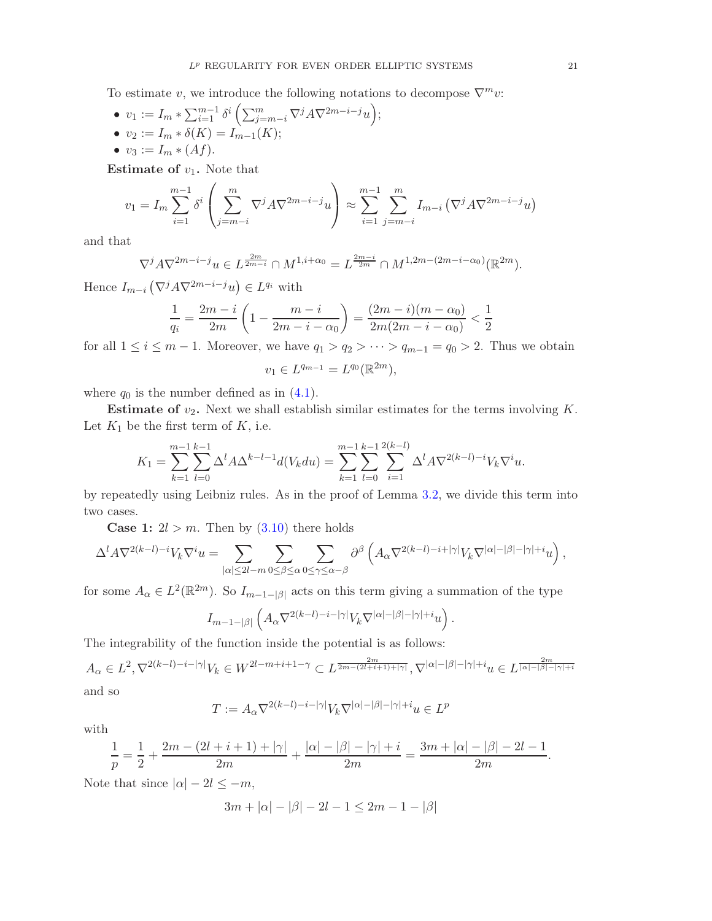To estimate $v$, we introduce the following notations to decompose $\nabla^m v$:

- $v_1 := I_m * \sum_{i=1}^{m-1} \delta^i \left( \sum_{j=m-i}^{m} \nabla^j A \nabla^{2m-i-j} u \right)$;
- $v_2 := I_m * \delta(K) = I_{m-1}(K)$;
- $v_3 := I_m * (Af)$.

**Estimate of $v_1$.** Note that

$$v_1 = I_m \sum_{i=1}^{m-1} \delta^i \left( \sum_{j=m-i}^{m} \nabla^j A \nabla^{2m-i-j} u \right) \approx \sum_{i=1}^{m-1} \sum_{j=m-i}^{m} I_{m-i} \left( \nabla^j A \nabla^{2m-i-j} u \right)$$

and that

$$\nabla^j A \nabla^{2m-i-j} u \in L^{\frac{2m}{2m-i}} \cap M^{1,i+\alpha_0} = L^{\frac{2m-i}{2m}} \cap M^{1,2m-(2m-i-\alpha_0)}(\mathbb{R}^{2m}).$$

Hence $I_{m-i} \left( \nabla^j A \nabla^{2m-i-j} u \right) \in L^{q_i}$ with

$$\frac{1}{q_i} = \frac{2m-i}{2m} \left( 1 - \frac{m-i}{2m-i-\alpha_0} \right) = \frac{(2m-i)(m-\alpha_0)}{2m(2m-i-\alpha_0)} < \frac{1}{2}$$

for all $1 \le i \le m-1$. Moreover, we have $q_1 > q_2 > \cdots > q_{m-1} = q_0 > 2$. Thus we obtain

$$v_1 \in L^{q_{m-1}} = L^{q_0}(\mathbb{R}^{2m}),$$

where $q_0$ is the number defined as in (4.1).

**Estimate of $v_2$.** Next we shall establish similar estimates for the terms involving $K$. Let $K_1$ be the first term of $K$, i.e.

$$K_1 = \sum_{k=1}^{m-1} \sum_{l=0}^{k-1} \Delta^l A \Delta^{k-l-1} d(V_k du) = \sum_{k=1}^{m-1} \sum_{l=0}^{k-1} \sum_{i=1}^{2(k-l)} \Delta^l A \nabla^{2(k-l)-i} V_k \nabla^i u.$$

by repeatedly using Leibniz rules. As in the proof of Lemma 3.2, we divide this term into two cases.

**Case 1:** $2l > m$. Then by (3.10) there holds

$$\Delta^l A \nabla^{2(k-l)-i} V_k \nabla^i u = \sum_{|\alpha| \le 2l-m} \sum_{0 \le \beta \le \alpha} \sum_{0 \le \gamma \le \alpha-\beta} \partial^\beta \left( A_\alpha \nabla^{2(k-l)-i+|\gamma|} V_k \nabla^{|\alpha|-|\beta|-|\gamma|+i} u \right),$$

for some $A_\alpha \in L^2(\mathbb{R}^{2m})$. So $I_{m-1-|\beta|}$ acts on this term giving a summation of the type

$$I_{m-1-|\beta|} \left( A_\alpha \nabla^{2(k-l)-i-|\gamma|} V_k \nabla^{|\alpha|-|\beta|-|\gamma|+i} u \right).$$

The integrability of the function inside the potential is as follows:

$$A_\alpha \in L^2, \nabla^{2(k-l)-i-|\gamma|} V_k \in W^{2l-m+i+1-\gamma} \subset L^{\frac{2m}{2m-(2l+i+1)+|\gamma|}}, \nabla^{|\alpha|-|\beta|-|\gamma|+i} u \in L^{\frac{2m}{|\alpha|-|\beta|-|\gamma|+i}}$$

and so

$$T := A_\alpha \nabla^{2(k-l)-i-|\gamma|} V_k \nabla^{|\alpha|-|\beta|-|\gamma|+i} u \in L^p$$

with

$$\frac{1}{p} = \frac{1}{2} + \frac{2m-(2l+i+1)+|\gamma|}{2m} + \frac{|\alpha|-|\beta|-|\gamma|+i}{2m} = \frac{3m+|\alpha|-|\beta|-2l-1}{2m}.$$

Note that since $|\alpha| - 2l \le -m$,

$$3m + |\alpha| - |\beta| - 2l - 1 \le 2m - 1 - |\beta|$$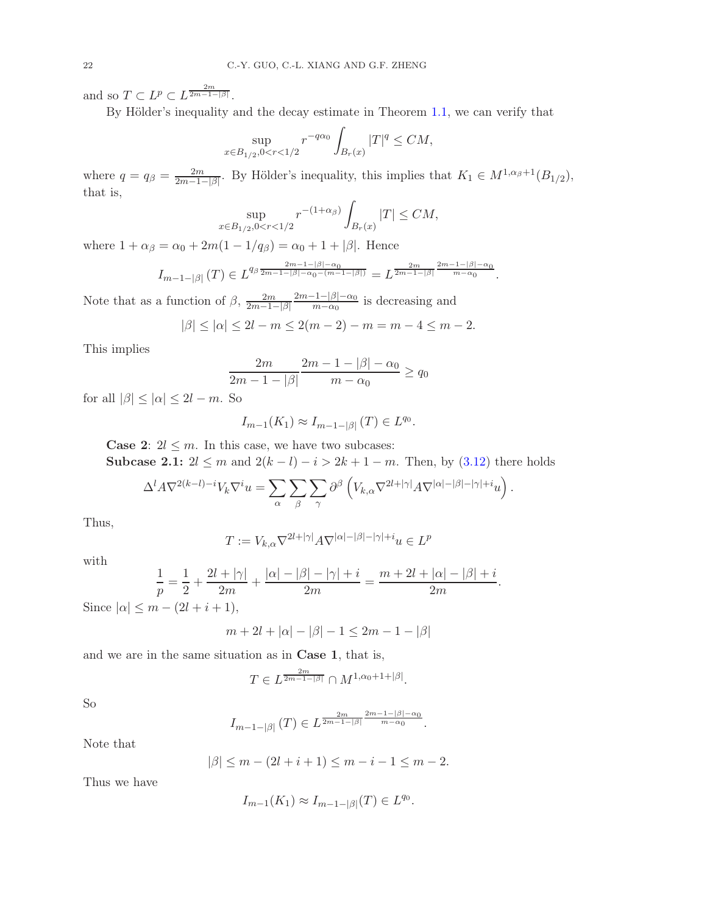and so $T \subset L^p \subset L^{\frac{2m}{2m-1-|\beta|}}$.

By Hölder's inequality and the decay estimate in Theorem 1.1, we can verify that

$$\sup_{x\in B_{1/2}, 0<r<1/2} r^{-q\alpha_0} \int_{B_r(x)} |T|^q \le CM,$$

where $q = q_\beta = \frac{2m}{2m-1-|\beta|}$. By Hölder's inequality, this implies that $K_1 \in M^{1,\alpha_\beta+1}(B_{1/2})$, that is,

$$\sup_{x\in B_{1/2}, 0<r<1/2} r^{-(1+\alpha_\beta)} \int_{B_r(x)} |T| \le CM,$$

where $1+\alpha_\beta = \alpha_0 + 2m(1-1/q_\beta) = \alpha_0 + 1 + |\beta|$. Hence

$$I_{m-1-|\beta|}(T) \in L^{q_\beta \frac{2m-1-|\beta|-\alpha_0}{2m-1-|\beta|-\alpha_0-(m-1-|\beta|)}} = L^{\frac{2m}{2m-1-|\beta|}\frac{2m-1-|\beta|-\alpha_0}{m-\alpha_0}}.$$

Note that as a function of $\beta$, $\frac{2m}{2m-1-|\beta|}\frac{2m-1-|\beta|-\alpha_0}{m-\alpha_0}$ is decreasing and

$$|\beta| \le |\alpha| \le 2l - m \le 2(m-2) - m = m-4 \le m-2.$$

This implies

$$\frac{2m}{2m-1-|\beta|}\frac{2m-1-|\beta|-\alpha_0}{m-\alpha_0} \ge q_0$$

for all $|\beta| \le |\alpha| \le 2l-m$. So

$$I_{m-1}(K_1) \approx I_{m-1-|\beta|}(T) \in L^{q_0}.$$

**Case 2**: $2l \le m$. In this case, we have two subcases:

**Subcase 2.1:** $2l \le m$ and $2(k-l)-i > 2k+1-m$. Then, by (3.12) there holds

$$\Delta^l A \nabla^{2(k-l)-i} V_k \nabla^i u = \sum_\alpha \sum_\beta \sum_\gamma \partial^\beta \left( V_{k,\alpha} \nabla^{2l+|\gamma|} A \nabla^{|\alpha|-|\beta|-|\gamma|+i} u \right).$$

Thus,

$$T := V_{k,\alpha} \nabla^{2l+|\gamma|} A \nabla^{|\alpha|-|\beta|-|\gamma|+i} u \in L^p$$

with

$$\frac{1}{p} = \frac{1}{2} + \frac{2l+|\gamma|}{2m} + \frac{|\alpha|-|\beta|-|\gamma|+i}{2m} = \frac{m+2l+|\alpha|-|\beta|+i}{2m}.$$

Since $|\alpha| \le m-(2l+i+1)$,

$$m+2l+|\alpha|-|\beta|-1 \le 2m-1-|\beta|$$

and we are in the same situation as in **Case 1**, that is,

$$T \in L^{\frac{2m}{2m-1-|\beta|}} \cap M^{1,\alpha_0+1+|\beta|}.$$

So

$$I_{m-1-|\beta|}(T) \in L^{\frac{2m}{2m-1-|\beta|}\frac{2m-1-|\beta|-\alpha_0}{m-\alpha_0}}.$$

Note that

$$|\beta| \le m-(2l+i+1) \le m-i-1 \le m-2.$$

Thus we have

$$I_{m-1}(K_1) \approx I_{m-1-|\beta|}(T) \in L^{q_0}.$$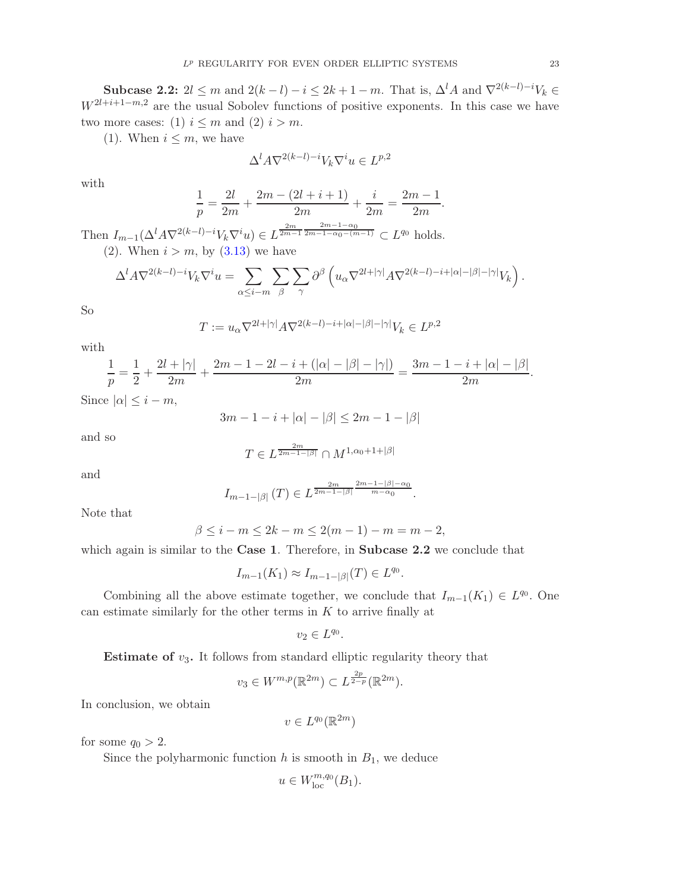**Subcase 2.2:** $2l \le m$ and $2(k-l)-i \le 2k+1-m$. That is, $\Delta^l A$ and $\nabla^{2(k-l)-i} V_k \in W^{2l+i+1-m,2}$ are the usual Sobolev functions of positive exponents. In this case we have two more cases: (1) $i \le m$ and (2) $i > m$.

(1). When $i \le m$, we have

$$\Delta^l A \nabla^{2(k-l)-i} V_k \nabla^i u \in L^{p,2}$$

with

$$\frac{1}{p} = \frac{2l}{2m} + \frac{2m-(2l+i+1)}{2m} + \frac{i}{2m} = \frac{2m-1}{2m}.$$

Then $I_{m-1}(\Delta^l A \nabla^{2(k-l)-i} V_k \nabla^i u) \in L^{\frac{2m}{2m-1}\frac{2m-1-\alpha_0}{2m-1-\alpha_0-(m-1)}} \subset L^{q_0}$ holds.

(2). When $i > m$, by (3.13) we have

$$\Delta^l A \nabla^{2(k-l)-i} V_k \nabla^i u = \sum_{\alpha \le i-m} \sum_{\beta} \sum_{\gamma} \partial^\beta \left( u_\alpha \nabla^{2l+|\gamma|} A \nabla^{2(k-l)-i+|\alpha|-|\beta|-|\gamma|} V_k \right).$$

So

$$T := u_\alpha \nabla^{2l+|\gamma|} A \nabla^{2(k-l)-i+|\alpha|-|\beta|-|\gamma|} V_k \in L^{p,2}$$

with

$$\frac{1}{p} = \frac{1}{2} + \frac{2l+|\gamma|}{2m} + \frac{2m-1-2l-i+(|\alpha|-|\beta|-|\gamma|)}{2m} = \frac{3m-1-i+|\alpha|-|\beta|}{2m}.$$

Since $|\alpha| \le i-m$,

$$3m-1-i+|\alpha|-|\beta| \le 2m-1-|\beta|$$

and so

$$T \in L^{\frac{2m}{2m-1-|\beta|}} \cap M^{1,\alpha_0+1+|\beta|}$$

and

$$I_{m-1-|\beta|}(T) \in L^{\frac{2m}{2m-1-|\beta|}\frac{2m-1-|\beta|-\alpha_0}{m-\alpha_0}}.$$

Note that

$$\beta \le i-m \le 2k-m \le 2(m-1)-m = m-2,$$

which again is similar to the **Case 1**. Therefore, in **Subcase 2.2** we conclude that

$$I_{m-1}(K_1) \approx I_{m-1-|\beta|}(T) \in L^{q_0}.$$

Combining all the above estimate together, we conclude that $I_{m-1}(K_1) \in L^{q_0}$. One can estimate similarly for the other terms in $K$ to arrive finally at

$$v_2 \in L^{q_0}.$$

**Estimate of $v_3$.** It follows from standard elliptic regularity theory that

$$v_3 \in W^{m,p}(\mathbb{R}^{2m}) \subset L^{\frac{2p}{2-p}}(\mathbb{R}^{2m}).$$

In conclusion, we obtain

$$v \in L^{q_0}(\mathbb{R}^{2m})$$

for some $q_0 > 2$.

Since the polyharmonic function $h$ is smooth in $B_1$, we deduce

$$u \in W^{m,q_0}_{\rm loc}(B_1).$$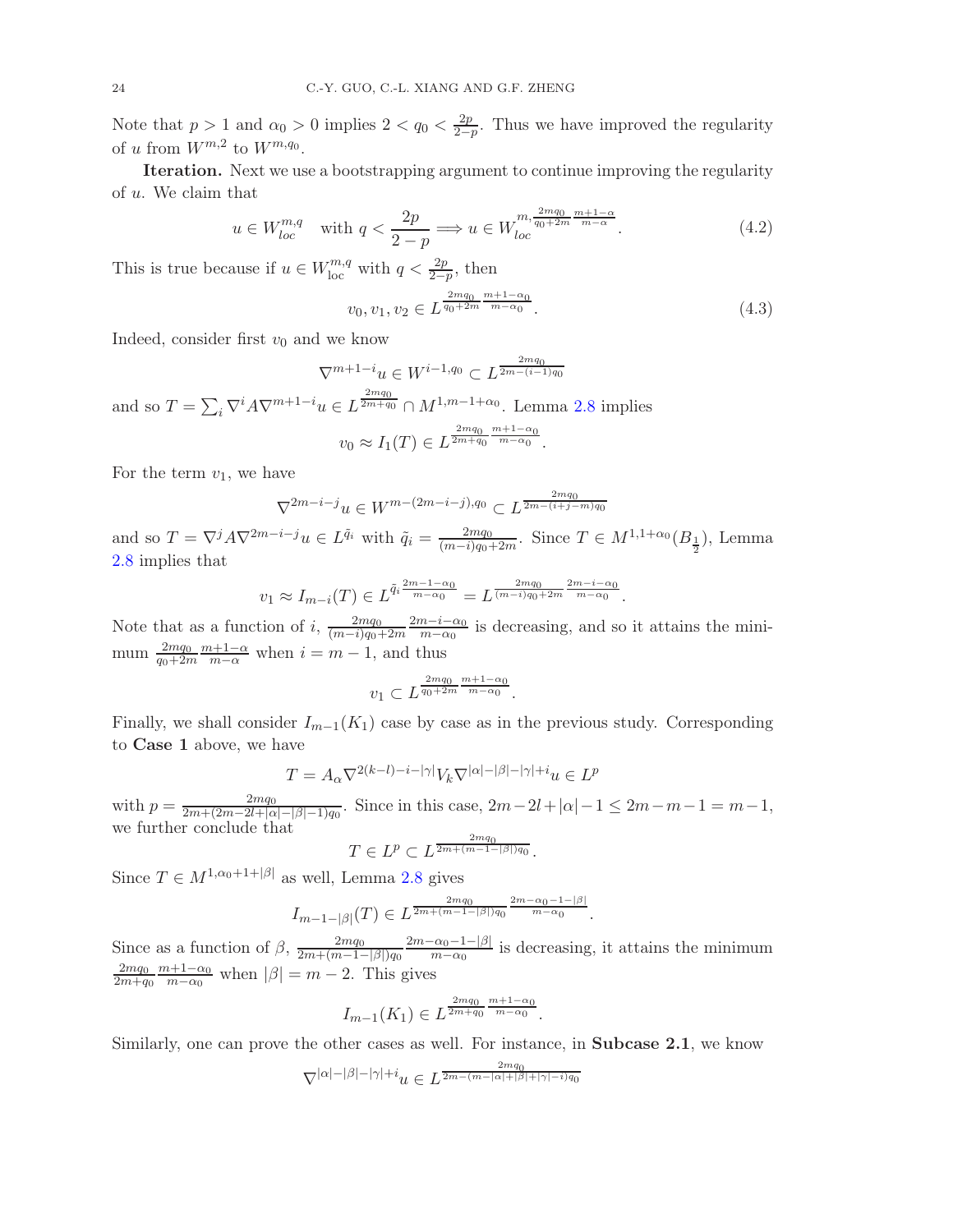Note that $p > 1$ and $\alpha_0 > 0$ implies $2 < q_0 < \frac{2p}{2-p}$. Thus we have improved the regularity of $u$ from $W^{m,2}$ to $W^{m,q_0}$.

**Iteration.** Next we use a bootstrapping argument to continue improving the regularity of $u$. We claim that

$$u \in W^{m,q}_{loc} \quad \text{with } q < \frac{2p}{2-p} \Longrightarrow u \in W^{m, \frac{2mq_0}{q_0+2m}\frac{m+1-\alpha}{m-\alpha}}_{loc}. \tag{4.2}$$

This is true because if $u \in W^{m,q}_{\rm loc}$ with $q < \frac{2p}{2-p}$, then

$$v_0, v_1, v_2 \in L^{\frac{2mq_0}{q_0+2m}\frac{m+1-\alpha_0}{m-\alpha_0}}. \tag{4.3}$$

Indeed, consider first $v_0$ and we know

$$\nabla^{m+1-i} u \in W^{i-1,q_0} \subset L^{\frac{2mq_0}{2m-(i-1)q_0}}$$

and so $T = \sum_i \nabla^i A \nabla^{m+1-i} u \in L^{\frac{2mq_0}{2m+q_0}} \cap M^{1,m-1+\alpha_0}$. Lemma 2.8 implies

$$v_0 \approx I_1(T) \in L^{\frac{2mq_0}{2m+q_0}\frac{m+1-\alpha_0}{m-\alpha_0}}.$$

For the term $v_1$, we have

$$\nabla^{2m-i-j} u \in W^{m-(2m-i-j),q_0} \subset L^{\frac{2mq_0}{2m-(i+j-m)q_0}}$$

and so $T = \nabla^j A \nabla^{2m-i-j} u \in L^{\tilde{q}_i}$ with $\tilde{q}_i = \frac{2mq_0}{(m-i)q_0+2m}$. Since $T \in M^{1,1+\alpha_0}(B_{\frac{1}{2}})$, Lemma 2.8 implies that

$$v_1 \approx I_{m-i}(T) \in L^{\tilde{q}_i \frac{2m-1-\alpha_0}{m-\alpha_0}} = L^{\frac{2mq_0}{(m-i)q_0+2m}\frac{2m-i-\alpha_0}{m-\alpha_0}}.$$

Note that as a function of $i$, $\frac{2mq_0}{(m-i)q_0+2m}\frac{2m-i-\alpha_0}{m-\alpha_0}$ is decreasing, and so it attains the minimum $\frac{2mq_0}{q_0+2m}\frac{m+1-\alpha}{m-\alpha}$ when $i = m-1$, and thus

$$v_1 \subset L^{\frac{2mq_0}{q_0+2m}\frac{m+1-\alpha_0}{m-\alpha_0}}.$$

Finally, we shall consider $I_{m-1}(K_1)$ case by case as in the previous study. Corresponding to **Case 1** above, we have

$$T = A_\alpha \nabla^{2(k-l)-i-|\gamma|} V_k \nabla^{|\alpha|-|\beta|-|\gamma|+i} u \in L^p$$

with $p = \frac{2mq_0}{2m+(2m-2l+|\alpha|-|\beta|-1)q_0}$. Since in this case, $2m-2l+|\alpha|-1 \le 2m-m-1 = m-1$, we further conclude that

$$T \in L^p \subset L^{\frac{2mq_0}{2m+(m-1-|\beta|)q_0}}.$$

Since $T \in M^{1,\alpha_0+1+|\beta|}$ as well, Lemma 2.8 gives

$$I_{m-1-|\beta|}(T) \in L^{\frac{2mq_0}{2m+(m-1-|\beta|)q_0}\frac{2m-\alpha_0-1-|\beta|}{m-\alpha_0}}.$$

Since as a function of $\beta$, $\frac{2mq_0}{2m+(m-1-|\beta|)q_0}\frac{2m-\alpha_0-1-|\beta|}{m-\alpha_0}$ is decreasing, it attains the minimum $\frac{2mq_0}{2m+q_0}\frac{m+1-\alpha_0}{m-\alpha_0}$ when $|\beta| = m-2$. This gives

$$I_{m-1}(K_1) \in L^{\frac{2mq_0}{2m+q_0}\frac{m+1-\alpha_0}{m-\alpha_0}}.$$

Similarly, one can prove the other cases as well. For instance, in **Subcase 2.1**, we know

$$\nabla^{|\alpha|-|\beta|-|\gamma|+i} u \in L^{\frac{2mq_0}{2m-(m-|\alpha|+|\beta|+|\gamma|-i)q_0}}$$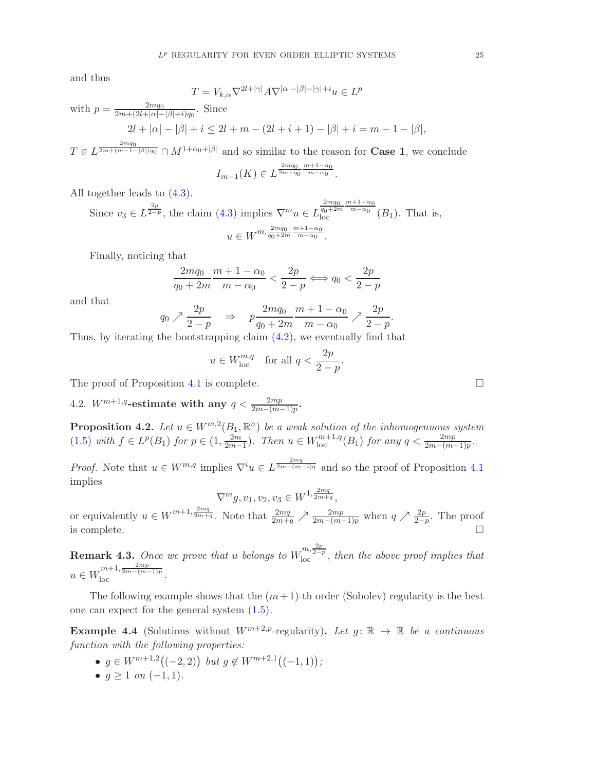and thus

$$T = V_{k,\alpha} \nabla^{2l+|\gamma|} A \nabla^{|\alpha|-|\beta|-|\gamma|+i} u \in L^p$$

with $p = \frac{2mq_0}{2m+(2l+|\alpha|-|\beta|+i)q_0}$. Since

$$2l + |\alpha| - |\beta| + i \le 2l + m - (2l+i+1) - |\beta| + i = m - 1 - |\beta|,$$

$T \in L^{\frac{2mq_0}{2m+(m-1-|\beta|)q_0}} \cap M^{1+\alpha_0+|\beta|}$ and so similar to the reason for **Case 1**, we conclude

$$I_{m-1}(K) \in L^{\frac{2mq_0}{2m+q_0}\frac{m+1-\alpha_0}{m-\alpha_0}}.$$

All together leads to (4.3).

Since $v_3 \in L^{\frac{2p}{2-p}}$, the claim (4.3) implies $\nabla^m u \in L_{\text{loc}}^{\frac{2mq_0}{q_0+2m}\frac{m+1-\alpha_0}{m-\alpha_0}}(B_1)$. That is,

$$u \in W^{m,\frac{2mq_0}{q_0+2m}\frac{m+1-\alpha_0}{m-\alpha_0}}.$$

Finally, noticing that

$$\frac{2mq_0}{q_0+2m}\frac{m+1-\alpha_0}{m-\alpha_0} < \frac{2p}{2-p} \iff q_0 < \frac{2p}{2-p}$$

and that

$$q_0 \nearrow \frac{2p}{2-p} \quad \Rightarrow \quad p\frac{2mq_0}{q_0+2m}\frac{m+1-\alpha_0}{m-\alpha_0} \nearrow \frac{2p}{2-p}.$$

Thus, by iterating the bootstrapping claim (4.2), we eventually find that

$$u \in W_{\text{loc}}^{m,q} \quad \text{for all } q < \frac{2p}{2-p}.$$

The proof of Proposition 4.1 is complete. $\square$

### 4.2. $W^{m+1,q}$-estimate with any $q < \frac{2mp}{2m-(m-1)p}$.

**Proposition 4.2.** *Let $u \in W^{m,2}(B_1, \mathbb{R}^n)$ be a weak solution of the inhomogenuous system (1.5) with $f \in L^p(B_1)$ for $p \in (1, \frac{2m}{2m-1})$. Then $u \in W_{\text{loc}}^{m+1,q}(B_1)$ for any $q < \frac{2mp}{2m-(m-1)p}$.*

*Proof.* Note that $u \in W^{m,q}$ implies $\nabla^i u \in L^{\frac{2mq}{2m-(m-i)q}}$ and so the proof of Proposition 4.1 implies

$$\nabla^m g, v_1, v_2, v_3 \in W^{1,\frac{2mq}{2m+q}},$$

or equivalently $u \in W^{m+1,\frac{2mq}{2m+q}}$. Note that $\frac{2mq}{2m+q} \nearrow \frac{2mp}{2m-(m-1)p}$ when $q \nearrow \frac{2p}{2-p}$. The proof is complete. $\square$

**Remark 4.3.** *Once we prove that $u$ belongs to $W_{\text{loc}}^{m,\frac{2p}{2-p}}$, then the above proof implies that $u \in W_{\text{loc}}^{m+1,\frac{2mp}{2m-(m-1)p}}$.*

The following example shows that the $(m+1)$-th order (Sobolev) regularity is the best one can expect for the general system (1.5).

**Example 4.4** (Solutions without $W^{m+2,p}$-regularity)**.** *Let $g\colon \mathbb{R} \to \mathbb{R}$ be a continuous function with the following properties:*

- *$g \in W^{m+1,2}((-2,2))$ but $g \notin W^{m+2,1}((-1,1))$;*
- *$g \ge 1$ on $(-1,1)$.*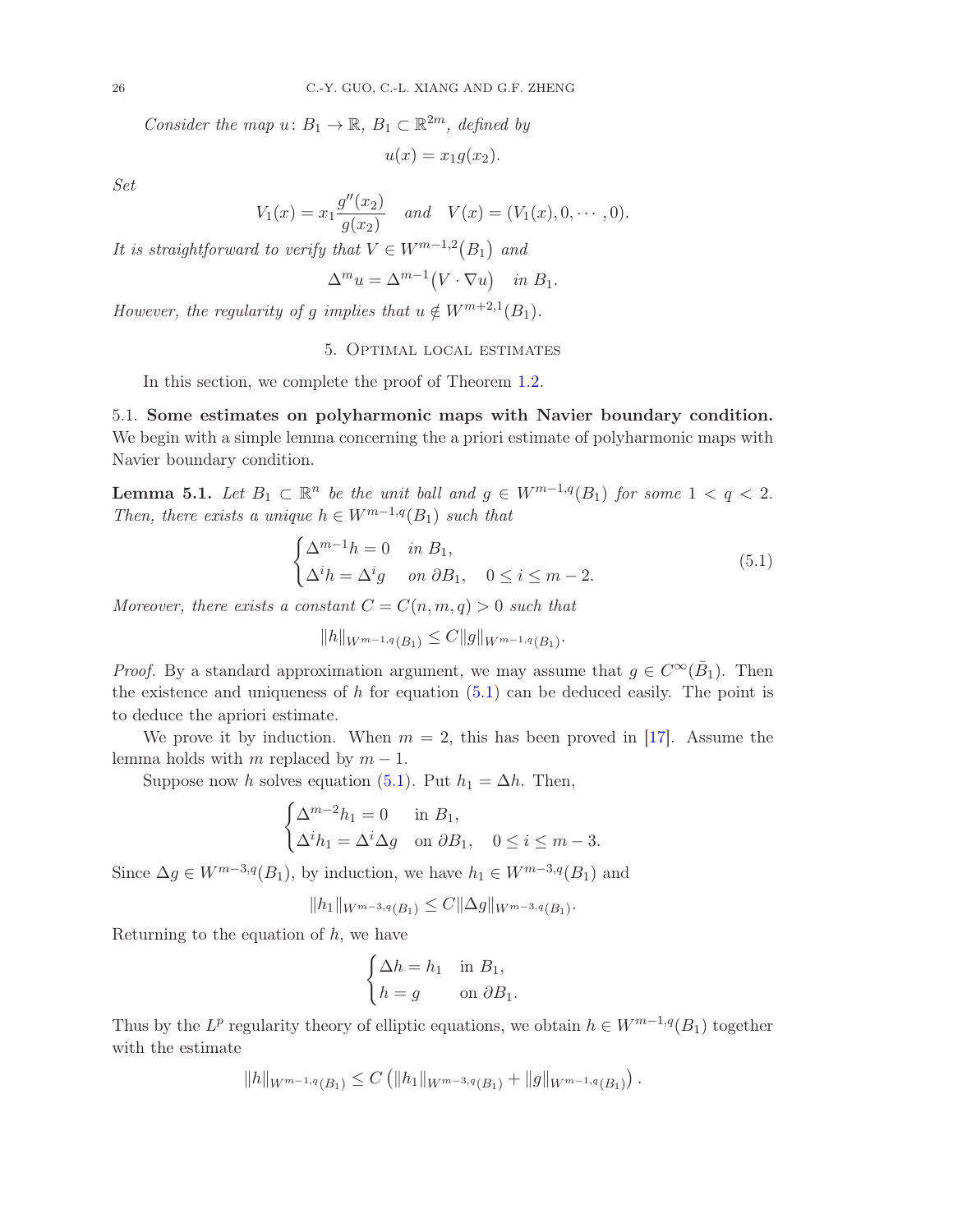*Consider the map $u\colon B_1 \to \mathbb{R}$, $B_1 \subset \mathbb{R}^{2m}$, defined by*

$$u(x) = x_1 g(x_2).$$

*Set*

$$V_1(x) = x_1 \frac{g''(x_2)}{g(x_2)} \quad \text{and} \quad V(x) = (V_1(x), 0, \cdots, 0).$$

*It is straightforward to verify that $V \in W^{m-1,2}(B_1)$ and*

$$\Delta^m u = \Delta^{m-1}(V \cdot \nabla u) \quad \text{in } B_1.$$

*However, the regularity of $g$ implies that $u \notin W^{m+2,1}(B_1)$.*

## 5. Optimal local estimates

In this section, we complete the proof of Theorem 1.2.

### 5.1. Some estimates on polyharmonic maps with Navier boundary condition.

We begin with a simple lemma concerning the a priori estimate of polyharmonic maps with Navier boundary condition.

**Lemma 5.1.** *Let $B_1 \subset \mathbb{R}^n$ be the unit ball and $g \in W^{m-1,q}(B_1)$ for some $1 < q < 2$. Then, there exists a unique $h \in W^{m-1,q}(B_1)$ such that*

$$\begin{cases} \Delta^{m-1} h = 0 & \text{in } B_1, \\ \Delta^i h = \Delta^i g & \text{on } \partial B_1, \quad 0 \le i \le m-2. \end{cases} \tag{5.1}$$

*Moreover, there exists a constant $C = C(n, m, q) > 0$ such that*

$$\|h\|_{W^{m-1,q}(B_1)} \le C \|g\|_{W^{m-1,q}(B_1)}.$$

*Proof.* By a standard approximation argument, we may assume that $g \in C^\infty(\bar{B}_1)$. Then the existence and uniqueness of $h$ for equation (5.1) can be deduced easily. The point is to deduce the apriori estimate.

We prove it by induction. When $m = 2$, this has been proved in [17]. Assume the lemma holds with $m$ replaced by $m - 1$.

Suppose now $h$ solves equation (5.1). Put $h_1 = \Delta h$. Then,

$$\begin{cases} \Delta^{m-2} h_1 = 0 & \text{in } B_1, \\ \Delta^i h_1 = \Delta^i \Delta g & \text{on } \partial B_1, \quad 0 \le i \le m-3. \end{cases}$$

Since $\Delta g \in W^{m-3,q}(B_1)$, by induction, we have $h_1 \in W^{m-3,q}(B_1)$ and

$$\|h_1\|_{W^{m-3,q}(B_1)} \le C \|\Delta g\|_{W^{m-3,q}(B_1)}.$$

Returning to the equation of $h$, we have

$$\begin{cases} \Delta h = h_1 & \text{in } B_1, \\ h = g & \text{on } \partial B_1. \end{cases}$$

Thus by the $L^p$ regularity theory of elliptic equations, we obtain $h \in W^{m-1,q}(B_1)$ together with the estimate

$$\|h\|_{W^{m-1,q}(B_1)} \le C \left( \|h_1\|_{W^{m-3,q}(B_1)} + \|g\|_{W^{m-1,q}(B_1)} \right).$$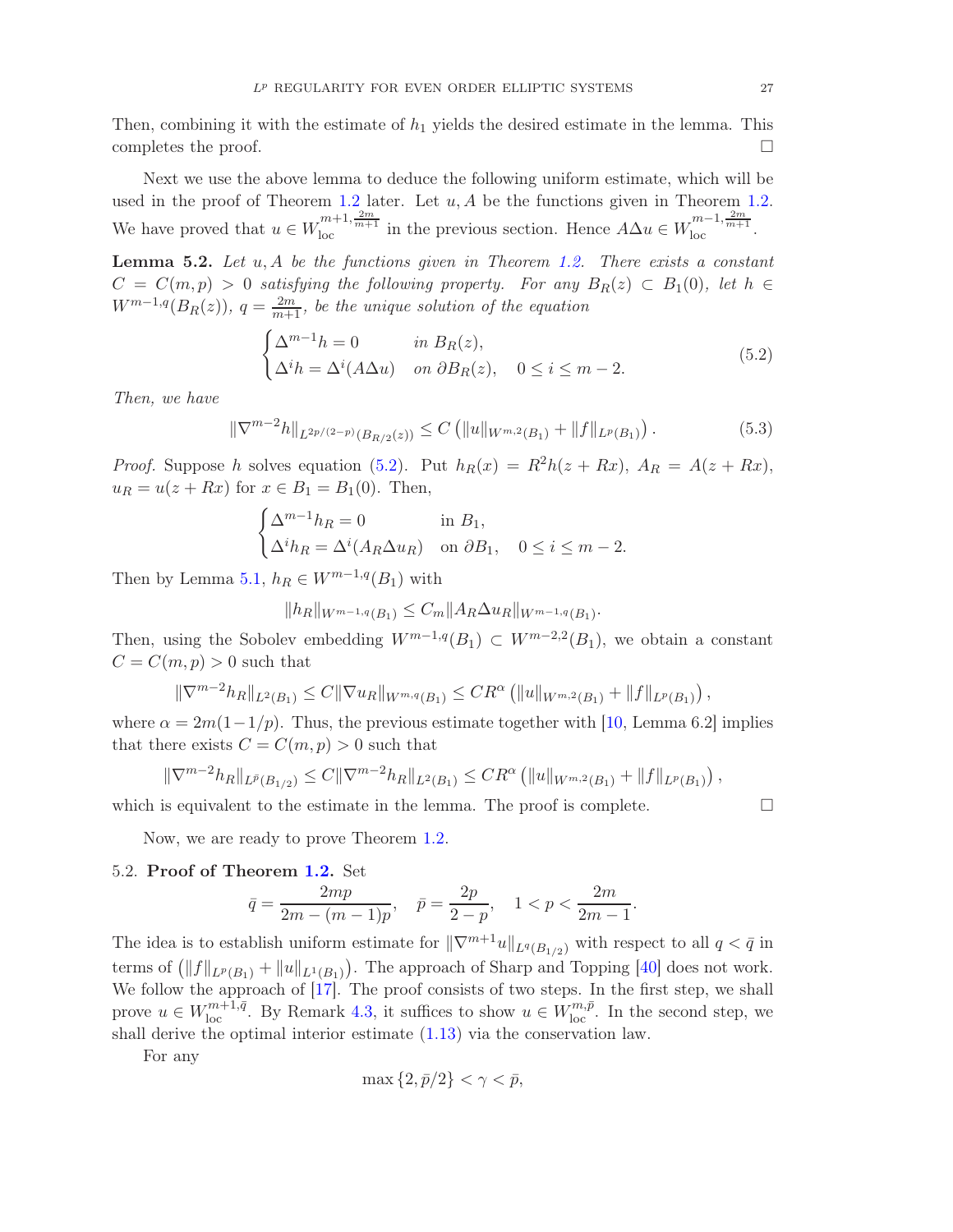Then, combining it with the estimate of $h_1$ yields the desired estimate in the lemma. This completes the proof. $\square$

Next we use the above lemma to deduce the following uniform estimate, which will be used in the proof of Theorem 1.2 later. Let $u, A$ be the functions given in Theorem 1.2. We have proved that $u \in W^{m+1,\frac{2m}{m+1}}_{\mathrm{loc}}$ in the previous section. Hence $A\Delta u \in W^{m-1,\frac{2m}{m+1}}_{\mathrm{loc}}$.

**Lemma 5.2.** *Let $u, A$ be the functions given in Theorem 1.2. There exists a constant $C = C(m,p) > 0$ satisfying the following property. For any $B_R(z) \subset B_1(0)$, let $h \in W^{m-1,q}(B_R(z))$, $q = \frac{2m}{m+1}$, be the unique solution of the equation*

$$
\begin{cases}
\Delta^{m-1} h = 0 & \text{in } B_R(z), \\
\Delta^i h = \Delta^i (A\Delta u) & \text{on } \partial B_R(z), \quad 0 \le i \le m-2.
\end{cases}
\tag{5.2}
$$

*Then, we have*

$$
\|\nabla^{m-2} h\|_{L^{2p/(2-p)}(B_{R/2}(z))} \le C \left( \|u\|_{W^{m,2}(B_1)} + \|f\|_{L^p(B_1)} \right). \tag{5.3}
$$

*Proof.* Suppose $h$ solves equation (5.2). Put $h_R(x) = R^2 h(z + Rx)$, $A_R = A(z + Rx)$, $u_R = u(z + Rx)$ for $x \in B_1 = B_1(0)$. Then,

$$
\begin{cases}
\Delta^{m-1} h_R = 0 & \text{in } B_1, \\
\Delta^i h_R = \Delta^i (A_R \Delta u_R) & \text{on } \partial B_1, \quad 0 \le i \le m-2.
\end{cases}
$$

Then by Lemma 5.1, $h_R \in W^{m-1,q}(B_1)$ with

$$
\|h_R\|_{W^{m-1,q}(B_1)} \le C_m \|A_R \Delta u_R\|_{W^{m-1,q}(B_1)}.
$$

Then, using the Sobolev embedding $W^{m-1,q}(B_1) \subset W^{m-2,2}(B_1)$, we obtain a constant $C = C(m,p) > 0$ such that

$$
\|\nabla^{m-2} h_R\|_{L^2(B_1)} \le C \|\nabla u_R\|_{W^{m,q}(B_1)} \le C R^{\alpha} \left( \|u\|_{W^{m,2}(B_1)} + \|f\|_{L^p(B_1)} \right),
$$

where $\alpha = 2m(1 - 1/p)$. Thus, the previous estimate together with [10, Lemma 6.2] implies that there exists $C = C(m,p) > 0$ such that

$$
\|\nabla^{m-2} h_R\|_{L^{\bar{p}}(B_{1/2})} \le C \|\nabla^{m-2} h_R\|_{L^2(B_1)} \le C R^{\alpha} \left( \|u\|_{W^{m,2}(B_1)} + \|f\|_{L^p(B_1)} \right),
$$

which is equivalent to the estimate in the lemma. The proof is complete. $\square$

Now, we are ready to prove Theorem 1.2.

### 5.2. Proof of Theorem 1.2.

Set

$$
\bar{q} = \frac{2mp}{2m - (m-1)p}, \quad \bar{p} = \frac{2p}{2-p}, \quad 1 < p < \frac{2m}{2m-1}.
$$

The idea is to establish uniform estimate for $\|\nabla^{m+1} u\|_{L^q(B_{1/2})}$ with respect to all $q < \bar{q}$ in terms of $\left( \|f\|_{L^p(B_1)} + \|u\|_{L^1(B_1)} \right)$. The approach of Sharp and Topping [40] does not work. We follow the approach of [17]. The proof consists of two steps. In the first step, we shall prove $u \in W^{m+1,\bar{q}}_{\mathrm{loc}}$. By Remark 4.3, it suffices to show $u \in W^{m,\bar{p}}_{\mathrm{loc}}$. In the second step, we shall derive the optimal interior estimate (1.13) via the conservation law.

For any

$$
\max\{2, \bar{p}/2\} < \gamma < \bar{p},
$$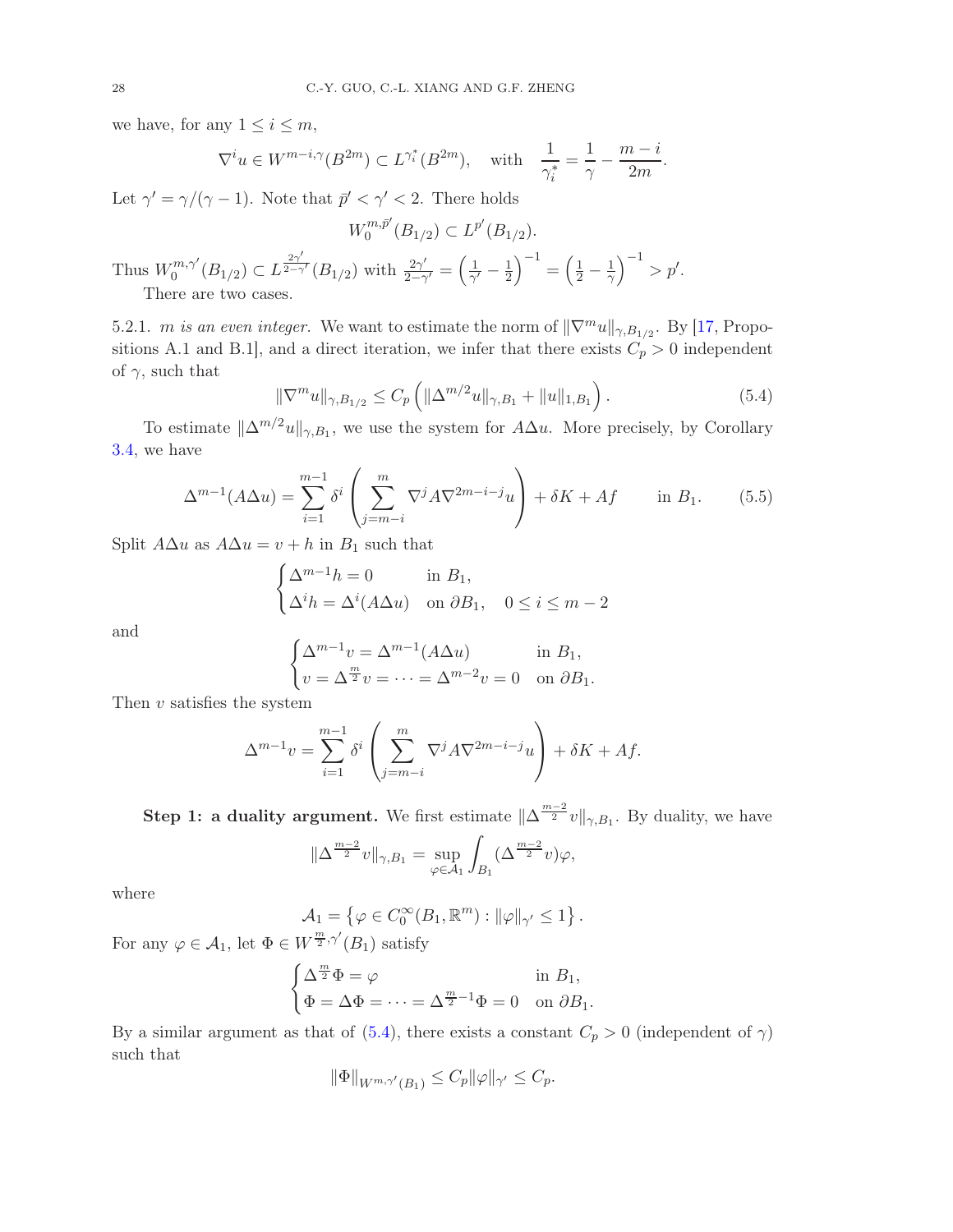we have, for any $1 \le i \le m$,

$$\nabla^i u \in W^{m-i,\gamma}(B^{2m}) \subset L^{\gamma_i^*}(B^{2m}), \quad \text{with} \quad \frac{1}{\gamma_i^*} = \frac{1}{\gamma} - \frac{m-i}{2m}.$$

Let $\gamma' = \gamma/(\gamma-1)$. Note that $\bar{p}' < \gamma' < 2$. There holds

$$W_0^{m,\bar{p}'}(B_{1/2}) \subset L^{p'}(B_{1/2}).$$

Thus $W_0^{m,\gamma'}(B_{1/2}) \subset L^{\frac{2\gamma'}{2-\gamma'}}(B_{1/2})$ with $\frac{2\gamma'}{2-\gamma'} = \left(\frac{1}{\gamma'} - \frac{1}{2}\right)^{-1} = \left(\frac{1}{2} - \frac{1}{\gamma}\right)^{-1} > p'$.

There are two cases.

5.2.1. *$m$ is an even integer.* We want to estimate the norm of $\|\nabla^m u\|_{\gamma,B_{1/2}}$. By [17, Propositions A.1 and B.1], and a direct iteration, we infer that there exists $C_p > 0$ independent of $\gamma$, such that

$$\|\nabla^m u\|_{\gamma,B_{1/2}} \le C_p \left( \|\Delta^{m/2} u\|_{\gamma,B_1} + \|u\|_{1,B_1} \right). \tag{5.4}$$

To estimate $\|\Delta^{m/2} u\|_{\gamma,B_1}$, we use the system for $A\Delta u$. More precisely, by Corollary 3.4, we have

$$\Delta^{m-1}(A\Delta u) = \sum_{i=1}^{m-1} \delta^i \left( \sum_{j=m-i}^{m} \nabla^j A \nabla^{2m-i-j} u \right) + \delta K + Af \qquad \text{in } B_1. \tag{5.5}$$

Split $A\Delta u$ as $A\Delta u = v + h$ in $B_1$ such that

$$\begin{cases} \Delta^{m-1} h = 0 & \text{in } B_1, \\ \Delta^i h = \Delta^i (A\Delta u) & \text{on } \partial B_1, \quad 0 \le i \le m-2 \end{cases}$$

and

$$\begin{cases} \Delta^{m-1} v = \Delta^{m-1}(A\Delta u) & \text{in } B_1, \\ v = \Delta^{\frac{m}{2}} v = \cdots = \Delta^{m-2} v = 0 & \text{on } \partial B_1. \end{cases}$$

Then $v$ satisfies the system

$$\Delta^{m-1} v = \sum_{i=1}^{m-1} \delta^i \left( \sum_{j=m-i}^{m} \nabla^j A \nabla^{2m-i-j} u \right) + \delta K + Af.$$

**Step 1: a duality argument.** We first estimate $\|\Delta^{\frac{m-2}{2}} v\|_{\gamma,B_1}$. By duality, we have

$$\|\Delta^{\frac{m-2}{2}} v\|_{\gamma,B_1} = \sup_{\varphi \in \mathcal{A}_1} \int_{B_1} (\Delta^{\frac{m-2}{2}} v)\varphi,$$

where

$$\mathcal{A}_1 = \left\{ \varphi \in C_0^\infty(B_1, \mathbb{R}^m) : \|\varphi\|_{\gamma'} \le 1 \right\}.$$

For any $\varphi \in \mathcal{A}_1$, let $\Phi \in W^{\frac{m}{2},\gamma'}(B_1)$ satisfy

$$\begin{cases} \Delta^{\frac{m}{2}} \Phi = \varphi & \text{in } B_1, \\ \Phi = \Delta \Phi = \cdots = \Delta^{\frac{m}{2}-1} \Phi = 0 & \text{on } \partial B_1. \end{cases}$$

By a similar argument as that of (5.4), there exists a constant $C_p > 0$ (independent of $\gamma$) such that

$$\|\Phi\|_{W^{m,\gamma'}(B_1)} \le C_p \|\varphi\|_{\gamma'} \le C_p.$$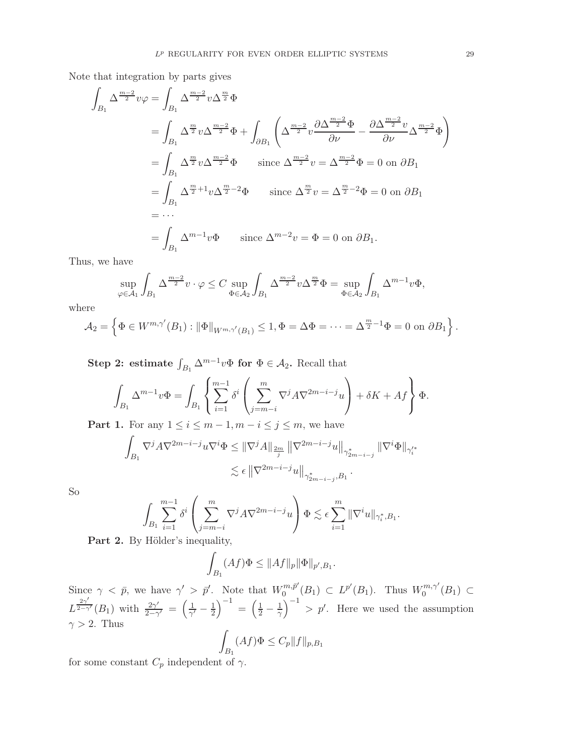Note that integration by parts gives

$$
\begin{aligned}
\int_{B_1} \Delta^{\frac{m-2}{2}} v \varphi &= \int_{B_1} \Delta^{\frac{m-2}{2}} v \Delta^{\frac{m}{2}} \Phi \\
&= \int_{B_1} \Delta^{\frac{m}{2}} v \Delta^{\frac{m-2}{2}} \Phi + \int_{\partial B_1} \left( \Delta^{\frac{m-2}{2}} v \frac{\partial \Delta^{\frac{m-2}{2}} \Phi}{\partial \nu} - \frac{\partial \Delta^{\frac{m-2}{2}} v}{\partial \nu} \Delta^{\frac{m-2}{2}} \Phi \right) \\
&= \int_{B_1} \Delta^{\frac{m}{2}} v \Delta^{\frac{m-2}{2}} \Phi \qquad \text{since } \Delta^{\frac{m-2}{2}} v = \Delta^{\frac{m-2}{2}} \Phi = 0 \text{ on } \partial B_1 \\
&= \int_{B_1} \Delta^{\frac{m}{2}+1} v \Delta^{\frac{m}{2}-2} \Phi \qquad \text{since } \Delta^{\frac{m}{2}} v = \Delta^{\frac{m}{2}-2} \Phi = 0 \text{ on } \partial B_1 \\
&= \cdots \\
&= \int_{B_1} \Delta^{m-1} v \Phi \qquad \text{since } \Delta^{m-2} v = \Phi = 0 \text{ on } \partial B_1.
\end{aligned}
$$

Thus, we have

$$
\sup_{\varphi \in \mathcal{A}_1} \int_{B_1} \Delta^{\frac{m-2}{2}} v \cdot \varphi \leq C \sup_{\Phi \in \mathcal{A}_2} \int_{B_1} \Delta^{\frac{m-2}{2}} v \Delta^{\frac{m}{2}} \Phi = \sup_{\Phi \in \mathcal{A}_2} \int_{B_1} \Delta^{m-1} v \Phi,
$$

where

$$
\mathcal{A}_2 = \left\{ \Phi \in W^{m,\gamma'}(B_1) : \|\Phi\|_{W^{m,\gamma'}(B_1)} \leq 1, \Phi = \Delta\Phi = \cdots = \Delta^{\frac{m}{2}-1}\Phi = 0 \text{ on } \partial B_1 \right\}.
$$

**Step 2: estimate $\int_{B_1} \Delta^{m-1} v \Phi$ for $\Phi \in \mathcal{A}_2$.** Recall that

$$
\int_{B_1} \Delta^{m-1} v \Phi = \int_{B_1} \left\{ \sum_{i=1}^{m-1} \delta^i \left( \sum_{j=m-i}^{m} \nabla^j A \nabla^{2m-i-j} u \right) + \delta K + Af \right\} \Phi.
$$

**Part 1.** For any $1 \leq i \leq m-1, m-i \leq j \leq m$, we have

$$
\begin{aligned}
\int_{B_1} \nabla^j A \nabla^{2m-i-j} u \nabla^i \Phi &\leq \|\nabla^j A\|_{\frac{2m}{j}} \left\| \nabla^{2m-i-j} u \right\|_{\gamma^*_{2m-i-j}} \|\nabla^i \Phi\|_{\gamma_i'^*} \\
&\lesssim \epsilon \left\| \nabla^{2m-i-j} u \right\|_{\gamma^*_{2m-i-j}, B_1}.
\end{aligned}
$$

So

$$
\int_{B_1} \sum_{i=1}^{m-1} \delta^i \left( \sum_{j=m-i}^{m} \nabla^j A \nabla^{2m-i-j} u \right) \Phi \lesssim \epsilon \sum_{i=1}^{m} \|\nabla^i u\|_{\gamma_i^*, B_1}.
$$

**Part 2.** By Hölder's inequality,

$$
\int_{B_1} (Af)\Phi \leq \|Af\|_p \|\Phi\|_{p', B_1}.
$$

Since $\gamma < \bar{p}$, we have $\gamma' > \bar{p}'$. Note that $W_0^{m,\bar{p}'}(B_1) \subset L^{p'}(B_1)$. Thus $W_0^{m,\gamma'}(B_1) \subset L^{\frac{2\gamma'}{2-\gamma'}}(B_1)$ with $\frac{2\gamma'}{2-\gamma'} = \left(\frac{1}{\gamma'} - \frac{1}{2}\right)^{-1} = \left(\frac{1}{2} - \frac{1}{\gamma}\right)^{-1} > p'$. Here we used the assumption $\gamma > 2$. Thus

$$
\int_{B_1} (Af)\Phi \leq C_p \|f\|_{p, B_1}
$$

for some constant $C_p$ independent of $\gamma$.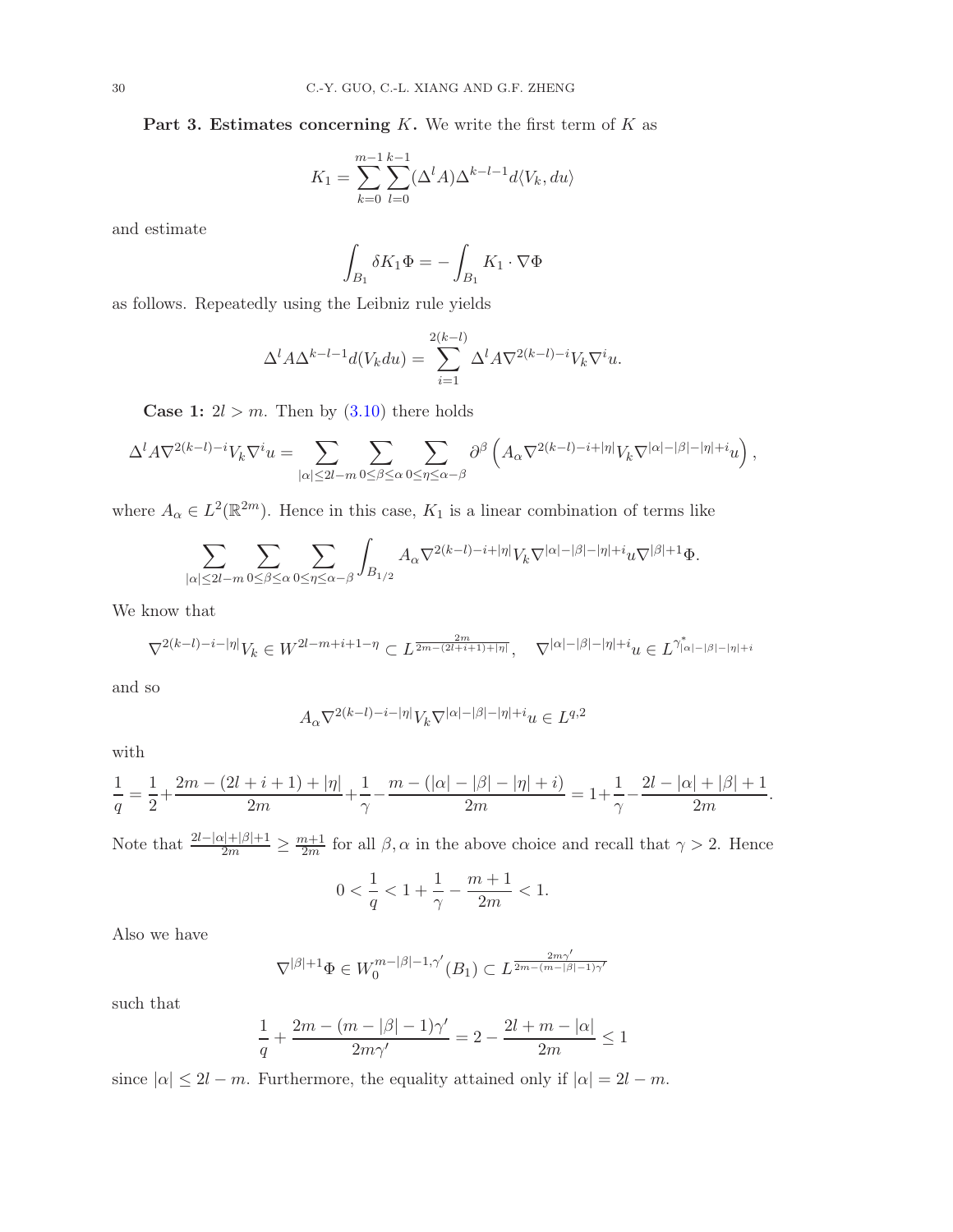**Part 3. Estimates concerning $K$.** We write the first term of $K$ as

$$K_1 = \sum_{k=0}^{m-1} \sum_{l=0}^{k-1} (\Delta^l A) \Delta^{k-l-1} d\langle V_k, du \rangle$$

and estimate

$$\int_{B_1} \delta K_1 \Phi = -\int_{B_1} K_1 \cdot \nabla \Phi$$

as follows. Repeatedly using the Leibniz rule yields

$$\Delta^l A \Delta^{k-l-1} d(V_k du) = \sum_{i=1}^{2(k-l)} \Delta^l A \nabla^{2(k-l)-i} V_k \nabla^i u.$$

**Case 1:** $2l > m$. Then by (3.10) there holds

$$\Delta^l A \nabla^{2(k-l)-i} V_k \nabla^i u = \sum_{|\alpha| \le 2l-m} \sum_{0 \le \beta \le \alpha} \sum_{0 \le \eta \le \alpha - \beta} \partial^\beta \left( A_\alpha \nabla^{2(k-l)-i+|\eta|} V_k \nabla^{|\alpha|-|\beta|-|\eta|+i} u \right),$$

where $A_\alpha \in L^2(\mathbb{R}^{2m})$. Hence in this case, $K_1$ is a linear combination of terms like

$$\sum_{|\alpha| \le 2l-m} \sum_{0 \le \beta \le \alpha} \sum_{0 \le \eta \le \alpha - \beta} \int_{B_{1/2}} A_\alpha \nabla^{2(k-l)-i+|\eta|} V_k \nabla^{|\alpha|-|\beta|-|\eta|+i} u \nabla^{|\beta|+1} \Phi.$$

We know that

$$\nabla^{2(k-l)-i-|\eta|} V_k \in W^{2l-m+i+1-\eta} \subset L^{\frac{2m}{2m-(2l+i+1)+|\eta|}}, \quad \nabla^{|\alpha|-|\beta|-|\eta|+i} u \in L^{\gamma^*_{|\alpha|-|\beta|-|\eta|+i}}$$

and so

$$A_\alpha \nabla^{2(k-l)-i-|\eta|} V_k \nabla^{|\alpha|-|\beta|-|\eta|+i} u \in L^{q,2}$$

with

$$\frac{1}{q} = \frac{1}{2} + \frac{2m-(2l+i+1)+|\eta|}{2m} + \frac{1}{\gamma} - \frac{m-(|\alpha|-|\beta|-|\eta|+i)}{2m} = 1 + \frac{1}{\gamma} - \frac{2l-|\alpha|+|\beta|+1}{2m}.$$

Note that $\frac{2l-|\alpha|+|\beta|+1}{2m} \ge \frac{m+1}{2m}$ for all $\beta, \alpha$ in the above choice and recall that $\gamma > 2$. Hence

$$0 < \frac{1}{q} < 1 + \frac{1}{\gamma} - \frac{m+1}{2m} < 1.$$

Also we have

$$\nabla^{|\beta|+1} \Phi \in W_0^{m-|\beta|-1,\gamma'}(B_1) \subset L^{\frac{2m\gamma'}{2m-(m-|\beta|-1)\gamma'}}$$

such that

$$\frac{1}{q} + \frac{2m-(m-|\beta|-1)\gamma'}{2m\gamma'} = 2 - \frac{2l+m-|\alpha|}{2m} \le 1$$

since $|\alpha| \le 2l-m$. Furthermore, the equality attained only if $|\alpha| = 2l-m$.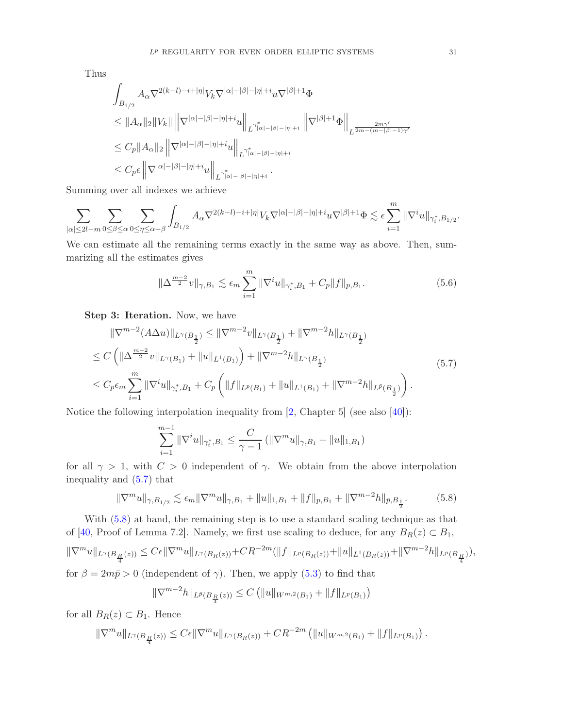Thus

$$
\begin{aligned}
&\int_{B_{1/2}} A_\alpha \nabla^{2(k-l)-i+|\eta|} V_k \nabla^{|\alpha|-|\beta|-|\eta|+i} u \nabla^{|\beta|+1}\Phi \\
&\leq \|A_\alpha\|_2 \|V_k\| \left\|\nabla^{|\alpha|-|\beta|-|\eta|+i} u\right\|_{L^{\gamma^*_{|\alpha|-|\beta|-|\eta|+i}}} \left\|\nabla^{|\beta|+1}\Phi\right\|_{L^{\frac{2m\gamma'}{2m-(m-|\beta|-1)\gamma'}}} \\
&\leq C_p \|A_\alpha\|_2 \left\|\nabla^{|\alpha|-|\beta|-|\eta|+i} u\right\|_{L^{\gamma^*_{|\alpha|-|\beta|-|\eta|+i}}} \\
&\leq C_p \epsilon \left\|\nabla^{|\alpha|-|\beta|-|\eta|+i} u\right\|_{L^{\gamma^*_{|\alpha|-|\beta|-|\eta|+i}}}.
\end{aligned}
$$

Summing over all indexes we achieve

$$
\sum_{|\alpha|\leq 2l-m} \sum_{0\leq\beta\leq\alpha} \sum_{0\leq\eta\leq\alpha-\beta} \int_{B_{1/2}} A_\alpha \nabla^{2(k-l)-i+|\eta|} V_k \nabla^{|\alpha|-|\beta|-|\eta|+i} u \nabla^{|\beta|+1}\Phi \lesssim \epsilon \sum_{i=1}^m \|\nabla^i u\|_{\gamma_i^*, B_{1/2}}.
$$

We can estimate all the remaining terms exactly in the same way as above. Then, summarizing all the estimates gives

$$
\|\Delta^{\frac{m-2}{2}} v\|_{\gamma, B_1} \lesssim \epsilon_m \sum_{i=1}^m \|\nabla^i u\|_{\gamma_i^*, B_1} + C_p \|f\|_{p, B_1}. \tag{5.6}
$$

**Step 3: Iteration.** Now, we have

$$
\begin{aligned}
&\|\nabla^{m-2}(A\Delta u)\|_{L^\gamma(B_{\frac{1}{2}})} \leq \|\nabla^{m-2} v\|_{L^\gamma(B_{\frac{1}{2}})} + \|\nabla^{m-2} h\|_{L^\gamma(B_{\frac{1}{2}})} \\
&\leq C\left(\|\Delta^{\frac{m-2}{2}} v\|_{L^\gamma(B_1)} + \|u\|_{L^1(B_1)}\right) + \|\nabla^{m-2} h\|_{L^\gamma(B_{\frac{1}{2}})} \\
&\leq C_p \epsilon_m \sum_{i=1}^m \|\nabla^i u\|_{\gamma_i^*, B_1} + C_p\left(\|f\|_{L^p(B_1)} + \|u\|_{L^1(B_1)} + \|\nabla^{m-2} h\|_{L^{\bar{p}}(B_{\frac{1}{2}})}\right).
\end{aligned} \tag{5.7}
$$

Notice the following interpolation inequality from [2, Chapter 5] (see also [40]):

$$
\sum_{i=1}^{m-1} \|\nabla^i u\|_{\gamma_i^*, B_1} \leq \frac{C}{\gamma - 1}\left(\|\nabla^m u\|_{\gamma, B_1} + \|u\|_{1, B_1}\right)
$$

for all $\gamma > 1$, with $C > 0$ independent of $\gamma$. We obtain from the above interpolation inequality and (5.7) that

$$
\|\nabla^m u\|_{\gamma, B_{1/2}} \lesssim \epsilon_m \|\nabla^m u\|_{\gamma, B_1} + \|u\|_{1, B_1} + \|f\|_{p, B_1} + \|\nabla^{m-2} h\|_{\bar{p}, B_{\frac{1}{2}}}. \tag{5.8}
$$

With (5.8) at hand, the remaining step is to use a standard scaling technique as that of [40, Proof of Lemma 7.2]. Namely, we first use scaling to deduce, for any $B_R(z) \subset B_1$,

$$
\|\nabla^m u\|_{L^\gamma(B_{\frac{R}{4}}(z))} \leq C\epsilon \|\nabla^m u\|_{L^\gamma(B_R(z))} + CR^{-2m}(\|f\|_{L^p(B_R(z))} + \|u\|_{L^1(B_R(z))} + \|\nabla^{m-2} h\|_{L^{\bar{p}}(B_{\frac{R}{4}})}),
$$

for $\beta = 2m\bar{p} > 0$ (independent of $\gamma$). Then, we apply (5.3) to find that

$$
\|\nabla^{m-2} h\|_{L^{\bar{p}}(B_{\frac{R}{4}}(z))} \leq C\left(\|u\|_{W^{m,2}(B_1)} + \|f\|_{L^p(B_1)}\right)
$$

for all $B_R(z) \subset B_1$. Hence

$$
\|\nabla^m u\|_{L^\gamma(B_{\frac{R}{4}}(z))} \leq C\epsilon \|\nabla^m u\|_{L^\gamma(B_R(z))} + CR^{-2m}\left(\|u\|_{W^{m,2}(B_1)} + \|f\|_{L^p(B_1)}\right).
$$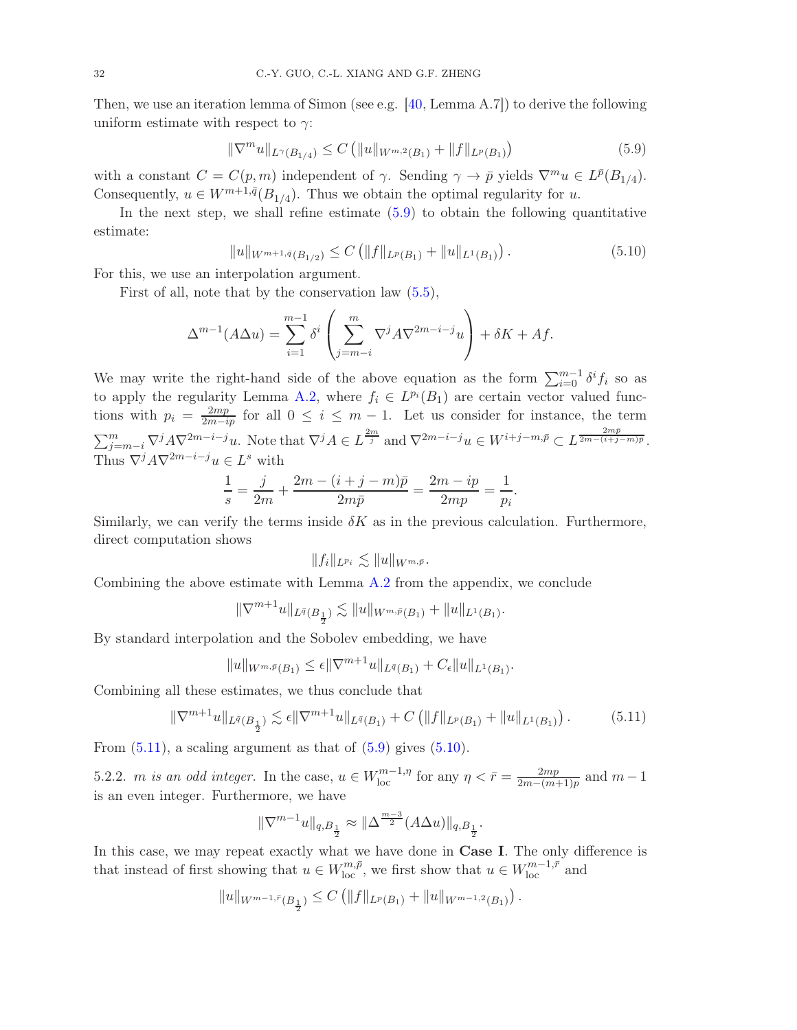Then, we use an iteration lemma of Simon (see e.g. [40, Lemma A.7]) to derive the following uniform estimate with respect to $\gamma$:

$$\|\nabla^m u\|_{L^\gamma(B_{1/4})} \leq C\left(\|u\|_{W^{m,2}(B_1)} + \|f\|_{L^p(B_1)}\right) \tag{5.9}$$

with a constant $C = C(p,m)$ independent of $\gamma$. Sending $\gamma \to \bar{p}$ yields $\nabla^m u \in L^{\bar{p}}(B_{1/4})$. Consequently, $u \in W^{m+1,\bar{q}}(B_{1/4})$. Thus we obtain the optimal regularity for $u$.

In the next step, we shall refine estimate (5.9) to obtain the following quantitative estimate:

$$\|u\|_{W^{m+1,\bar{q}}(B_{1/2})} \leq C\left(\|f\|_{L^p(B_1)} + \|u\|_{L^1(B_1)}\right). \tag{5.10}$$

For this, we use an interpolation argument.

First of all, note that by the conservation law (5.5),

$$\Delta^{m-1}(A\Delta u) = \sum_{i=1}^{m-1} \delta^i \left(\sum_{j=m-i}^{m} \nabla^j A \nabla^{2m-i-j} u\right) + \delta K + Af.$$

We may write the right-hand side of the above equation as the form $\sum_{i=0}^{m-1} \delta^i f_i$ so as to apply the regularity Lemma A.2, where $f_i \in L^{p_i}(B_1)$ are certain vector valued functions with $p_i = \frac{2mp}{2m-ip}$ for all $0 \leq i \leq m-1$. Let us consider for instance, the term $\sum_{j=m-i}^{m} \nabla^j A \nabla^{2m-i-j} u$. Note that $\nabla^j A \in L^{\frac{2m}{j}}$ and $\nabla^{2m-i-j} u \in W^{i+j-m,\bar{p}} \subset L^{\frac{2m\bar{p}}{2m-(i+j-m)\bar{p}}}$. Thus $\nabla^j A \nabla^{2m-i-j} u \in L^s$ with

$$\frac{1}{s} = \frac{j}{2m} + \frac{2m-(i+j-m)\bar{p}}{2m\bar{p}} = \frac{2m-ip}{2mp} = \frac{1}{p_i}.$$

Similarly, we can verify the terms inside $\delta K$ as in the previous calculation. Furthermore, direct computation shows

$$\|f_i\|_{L^{p_i}} \lesssim \|u\|_{W^{m,\bar{p}}}.$$

Combining the above estimate with Lemma A.2 from the appendix, we conclude

$$\|\nabla^{m+1} u\|_{L^{\bar{q}}(B_{\frac{1}{2}})} \lesssim \|u\|_{W^{m,\bar{p}}(B_1)} + \|u\|_{L^1(B_1)}.$$

By standard interpolation and the Sobolev embedding, we have

$$\|u\|_{W^{m,\bar{p}}(B_1)} \leq \epsilon \|\nabla^{m+1} u\|_{L^{\bar{q}}(B_1)} + C_\epsilon \|u\|_{L^1(B_1)}.$$

Combining all these estimates, we thus conclude that

$$\|\nabla^{m+1} u\|_{L^{\bar{q}}(B_{\frac{1}{2}})} \lesssim \epsilon \|\nabla^{m+1} u\|_{L^{\bar{q}}(B_1)} + C\left(\|f\|_{L^p(B_1)} + \|u\|_{L^1(B_1)}\right). \tag{5.11}$$

From (5.11), a scaling argument as that of (5.9) gives (5.10).

5.2.2. *m is an odd integer.* In the case, $u \in W^{m-1,\eta}_{\mathrm{loc}}$ for any $\eta < \bar{r} = \frac{2mp}{2m-(m+1)p}$ and $m-1$ is an even integer. Furthermore, we have

$$\|\nabla^{m-1} u\|_{q,B_{\frac{1}{2}}} \approx \|\Delta^{\frac{m-3}{2}}(A\Delta u)\|_{q,B_{\frac{1}{2}}}.$$

In this case, we may repeat exactly what we have done in **Case I**. The only difference is that instead of first showing that $u \in W^{m,\bar{p}}_{\mathrm{loc}}$, we first show that $u \in W^{m-1,\bar{r}}_{\mathrm{loc}}$ and

$$\|u\|_{W^{m-1,\bar{r}}(B_{\frac{1}{2}})} \leq C\left(\|f\|_{L^p(B_1)} + \|u\|_{W^{m-1,2}(B_1)}\right).$$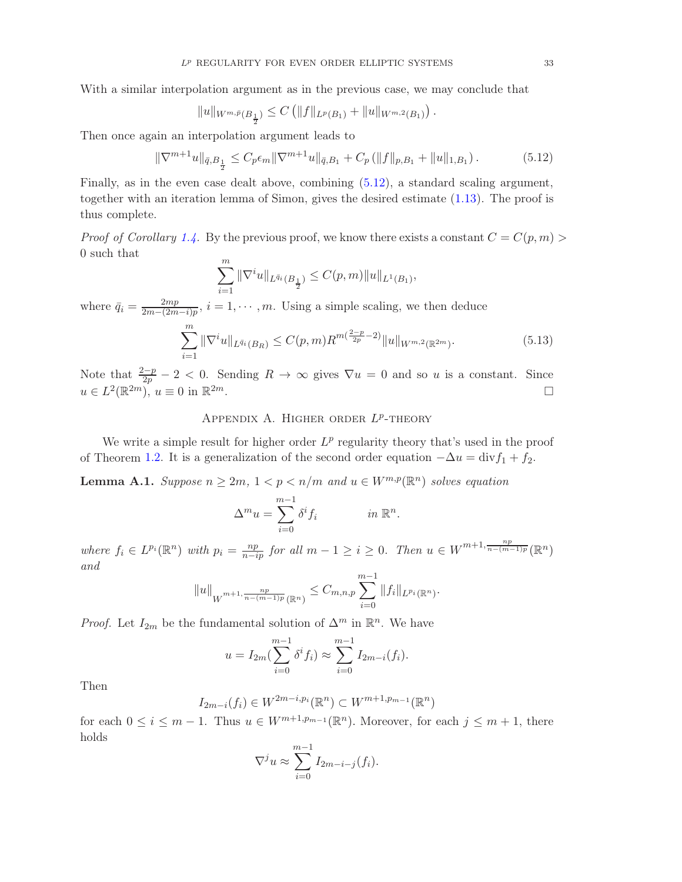With a similar interpolation argument as in the previous case, we may conclude that

$$\|u\|_{W^{m,\bar{p}}(B_{\frac{1}{2}})} \leq C\left(\|f\|_{L^p(B_1)} + \|u\|_{W^{m,2}(B_1)}\right).$$

Then once again an interpolation argument leads to

$$\|\nabla^{m+1}u\|_{\bar{q},B_{\frac{1}{2}}} \leq C_p\epsilon_m\|\nabla^{m+1}u\|_{\bar{q},B_1} + C_p\left(\|f\|_{p,B_1} + \|u\|_{1,B_1}\right). \tag{5.12}$$

Finally, as in the even case dealt above, combining (5.12), a standard scaling argument, together with an iteration lemma of Simon, gives the desired estimate (1.13). The proof is thus complete.

*Proof of Corollary 1.4.* By the previous proof, we know there exists a constant $C = C(p,m) > 0$ such that

$$\sum_{i=1}^{m}\|\nabla^i u\|_{L^{\bar{q}_i}(B_{\frac{1}{2}})} \leq C(p,m)\|u\|_{L^1(B_1)},$$

where $\bar{q}_i = \frac{2mp}{2m-(2m-i)p}$, $i = 1, \cdots, m$. Using a simple scaling, we then deduce

$$\sum_{i=1}^{m}\|\nabla^i u\|_{L^{\bar{q}_i}(B_R)} \leq C(p,m)R^{m(\frac{2-p}{2p}-2)}\|u\|_{W^{m,2}(\mathbb{R}^{2m})}. \tag{5.13}$$

Note that $\frac{2-p}{2p} - 2 < 0$. Sending $R \to \infty$ gives $\nabla u = 0$ and so $u$ is a constant. Since $u \in L^2(\mathbb{R}^{2m})$, $u \equiv 0$ in $\mathbb{R}^{2m}$. □

## Appendix A. Higher order $L^p$-theory

We write a simple result for higher order $L^p$ regularity theory that's used in the proof of Theorem 1.2. It is a generalization of the second order equation $-\Delta u = \mathrm{div} f_1 + f_2$.

**Lemma A.1.** *Suppose $n \geq 2m$, $1 < p < n/m$ and $u \in W^{m,p}(\mathbb{R}^n)$ solves equation*

$$\Delta^m u = \sum_{i=0}^{m-1}\delta^i f_i \qquad\qquad \text{in } \mathbb{R}^n.$$

*where $f_i \in L^{p_i}(\mathbb{R}^n)$ with $p_i = \frac{np}{n-ip}$ for all $m-1 \geq i \geq 0$. Then $u \in W^{m+1,\frac{np}{n-(m-1)p}}(\mathbb{R}^n)$ and*

$$\|u\|_{W^{m+1,\frac{np}{n-(m-1)p}}(\mathbb{R}^n)} \leq C_{m,n,p}\sum_{i=0}^{m-1}\|f_i\|_{L^{p_i}(\mathbb{R}^n)}.$$

*Proof.* Let $I_{2m}$ be the fundamental solution of $\Delta^m$ in $\mathbb{R}^n$. We have

$$u = I_{2m}(\sum_{i=0}^{m-1}\delta^i f_i) \approx \sum_{i=0}^{m-1} I_{2m-i}(f_i).$$

Then

$$I_{2m-i}(f_i) \in W^{2m-i,p_i}(\mathbb{R}^n) \subset W^{m+1,p_{m-1}}(\mathbb{R}^n)$$

for each $0 \leq i \leq m-1$. Thus $u \in W^{m+1,p_{m-1}}(\mathbb{R}^n)$. Moreover, for each $j \leq m+1$, there holds

$$\nabla^j u \approx \sum_{i=0}^{m-1} I_{2m-i-j}(f_i).$$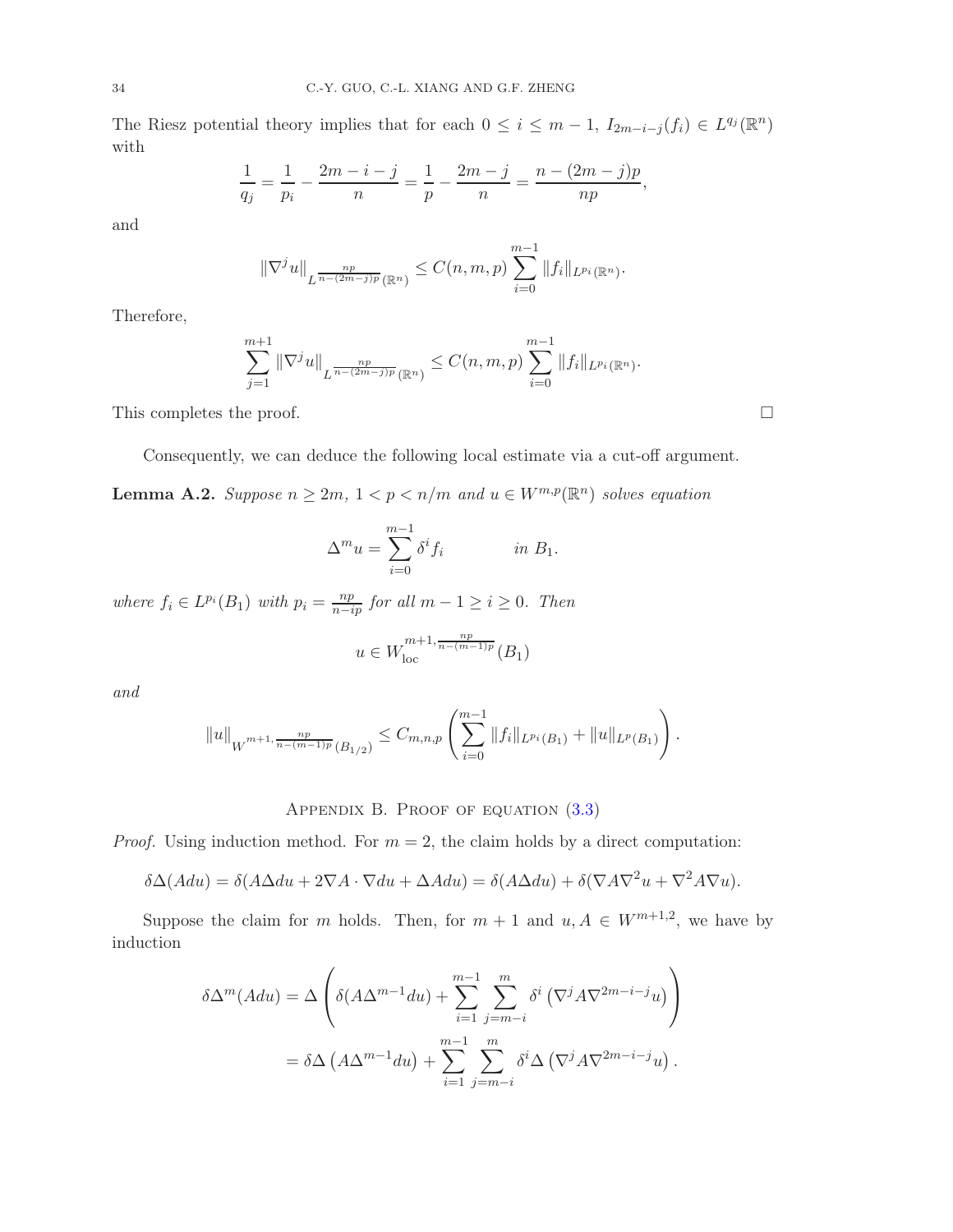The Riesz potential theory implies that for each $0 \le i \le m-1$, $I_{2m-i-j}(f_i) \in L^{q_j}(\mathbb{R}^n)$ with

$$\frac{1}{q_j} = \frac{1}{p_i} - \frac{2m-i-j}{n} = \frac{1}{p} - \frac{2m-j}{n} = \frac{n-(2m-j)p}{np},$$

and

$$\|\nabla^j u\|_{L^{\frac{np}{n-(2m-j)p}}(\mathbb{R}^n)} \le C(n,m,p) \sum_{i=0}^{m-1} \|f_i\|_{L^{p_i}(\mathbb{R}^n)}.$$

Therefore,

$$\sum_{j=1}^{m+1} \|\nabla^j u\|_{L^{\frac{np}{n-(2m-j)p}}(\mathbb{R}^n)} \le C(n,m,p) \sum_{i=0}^{m-1} \|f_i\|_{L^{p_i}(\mathbb{R}^n)}.$$

This completes the proof. $\square$

Consequently, we can deduce the following local estimate via a cut-off argument.

**Lemma A.2.** *Suppose $n \ge 2m$, $1 < p < n/m$ and $u \in W^{m,p}(\mathbb{R}^n)$ solves equation*

$$\Delta^m u = \sum_{i=0}^{m-1} \delta^i f_i \qquad \text{in } B_1.$$

*where $f_i \in L^{p_i}(B_1)$ with $p_i = \frac{np}{n-ip}$ for all $m-1 \ge i \ge 0$. Then*

$$u \in W^{m+1,\frac{np}{n-(m-1)p}}_{\text{loc}}(B_1)$$

*and*

$$\|u\|_{W^{m+1,\frac{np}{n-(m-1)p}}(B_{1/2})} \le C_{m,n,p} \left( \sum_{i=0}^{m-1} \|f_i\|_{L^{p_i}(B_1)} + \|u\|_{L^p(B_1)} \right).$$

## Appendix B. Proof of equation (3.3)

*Proof.* Using induction method. For $m = 2$, the claim holds by a direct computation:

$$\delta\Delta(Adu) = \delta(A\Delta du + 2\nabla A \cdot \nabla du + \Delta A du) = \delta(A\Delta du) + \delta(\nabla A \nabla^2 u + \nabla^2 A \nabla u).$$

Suppose the claim for $m$ holds. Then, for $m+1$ and $u, A \in W^{m+1,2}$, we have by induction

$$\begin{aligned}
\delta\Delta^m(Adu) &= \Delta\left( \delta(A\Delta^{m-1}du) + \sum_{i=1}^{m-1} \sum_{j=m-i}^{m} \delta^i \left(\nabla^j A \nabla^{2m-i-j} u\right) \right) \\
&= \delta\Delta\left(A\Delta^{m-1}du\right) + \sum_{i=1}^{m-1} \sum_{j=m-i}^{m} \delta^i \Delta\left(\nabla^j A \nabla^{2m-i-j} u\right).
\end{aligned}$$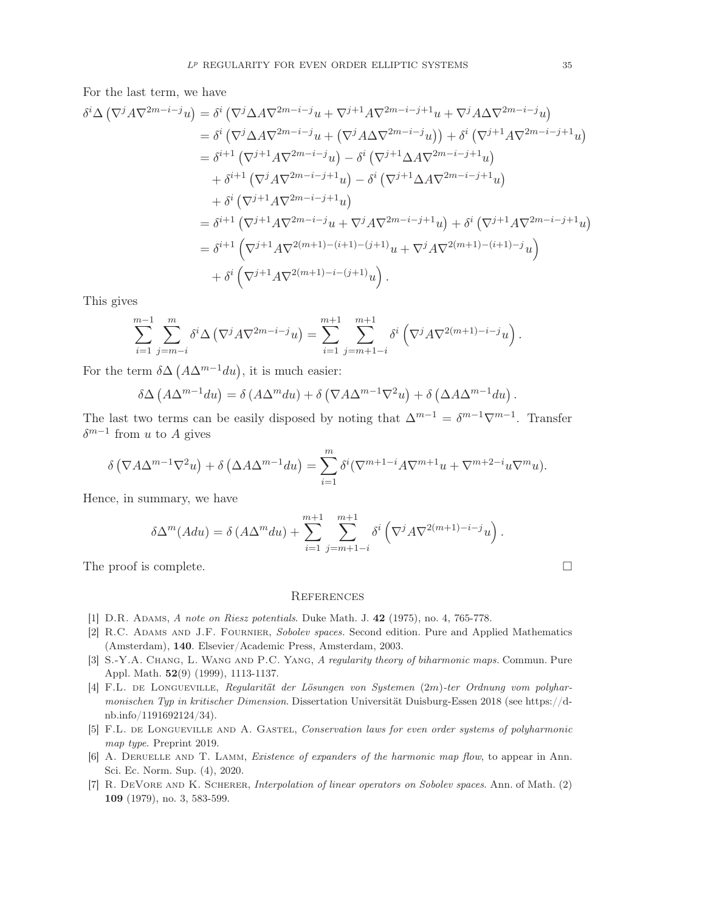For the last term, we have

$$
\begin{aligned}
\delta^i \Delta \left(\nabla^j A \nabla^{2m-i-j} u\right) &= \delta^i \left(\nabla^j \Delta A \nabla^{2m-i-j} u + \nabla^{j+1} A \nabla^{2m-i-j+1} u + \nabla^j A \Delta \nabla^{2m-i-j} u\right) \\
&= \delta^i \left(\nabla^j \Delta A \nabla^{2m-i-j} u + \left(\nabla^j A \Delta \nabla^{2m-i-j} u\right)\right) + \delta^i \left(\nabla^{j+1} A \nabla^{2m-i-j+1} u\right) \\
&= \delta^{i+1} \left(\nabla^{j+1} A \nabla^{2m-i-j} u\right) - \delta^i \left(\nabla^{j+1} \Delta A \nabla^{2m-i-j+1} u\right) \\
&\quad + \delta^{i+1} \left(\nabla^j A \nabla^{2m-i-j+1} u\right) - \delta^i \left(\nabla^{j+1} \Delta A \nabla^{2m-i-j+1} u\right) \\
&\quad + \delta^i \left(\nabla^{j+1} A \nabla^{2m-i-j+1} u\right) \\
&= \delta^{i+1} \left(\nabla^{j+1} A \nabla^{2m-i-j} u + \nabla^j A \nabla^{2m-i-j+1} u\right) + \delta^i \left(\nabla^{j+1} A \nabla^{2m-i-j+1} u\right) \\
&= \delta^{i+1} \left(\nabla^{j+1} A \nabla^{2(m+1)-(i+1)-(j+1)} u + \nabla^j A \nabla^{2(m+1)-(i+1)-j} u\right) \\
&\quad + \delta^i \left(\nabla^{j+1} A \nabla^{2(m+1)-i-(j+1)} u\right).
\end{aligned}
$$

This gives

$$
\sum_{i=1}^{m-1} \sum_{j=m-i}^{m} \delta^i \Delta \left(\nabla^j A \nabla^{2m-i-j} u\right) = \sum_{i=1}^{m+1} \sum_{j=m+1-i}^{m+1} \delta^i \left(\nabla^j A \nabla^{2(m+1)-i-j} u\right).
$$

For the term $\delta \Delta \left(A \Delta^{m-1} du\right)$, it is much easier:

$$
\delta \Delta \left(A \Delta^{m-1} du\right) = \delta \left(A \Delta^m du\right) + \delta \left(\nabla A \Delta^{m-1} \nabla^2 u\right) + \delta \left(\Delta A \Delta^{m-1} du\right).
$$

The last two terms can be easily disposed by noting that $\Delta^{m-1} = \delta^{m-1} \nabla^{m-1}$. Transfer $\delta^{m-1}$ from $u$ to $A$ gives

$$
\delta \left(\nabla A \Delta^{m-1} \nabla^2 u\right) + \delta \left(\Delta A \Delta^{m-1} du\right) = \sum_{i=1}^{m} \delta^i (\nabla^{m+1-i} A \nabla^{m+1} u + \nabla^{m+2-i} u \nabla^m u).
$$

Hence, in summary, we have

$$
\delta \Delta^m (A du) = \delta \left(A \Delta^m du\right) + \sum_{i=1}^{m+1} \sum_{j=m+1-i}^{m+1} \delta^i \left(\nabla^j A \nabla^{2(m+1)-i-j} u\right).
$$

The proof is complete. $\square$

## References

[1] D.R. Adams, *A note on Riesz potentials*. Duke Math. J. **42** (1975), no. 4, 765-778.

[2] R.C. Adams and J.F. Fournier, *Sobolev spaces*. Second edition. Pure and Applied Mathematics (Amsterdam), **140**. Elsevier/Academic Press, Amsterdam, 2003.

[3] S.-Y.A. Chang, L. Wang and P.C. Yang, *A regularity theory of biharmonic maps*. Commun. Pure Appl. Math. **52**(9) (1999), 1113-1137.

[4] F.L. de Longueville, *Regularität der Lösungen von Systemen (2m)-ter Ordnung vom polyharmonischen Typ in kritischer Dimension*. Dissertation Universität Duisburg-Essen 2018 (see https://d-nb.info/1191692124/34).

[5] F.L. de Longueville and A. Gastel, *Conservation laws for even order systems of polyharmonic map type*. Preprint 2019.

[6] A. Deruelle and T. Lamm, *Existence of expanders of the harmonic map flow*, to appear in Ann. Sci. Ec. Norm. Sup. (4), 2020.

[7] R. DeVore and K. Scherer, *Interpolation of linear operators on Sobolev spaces*. Ann. of Math. (2) **109** (1979), no. 3, 583-599.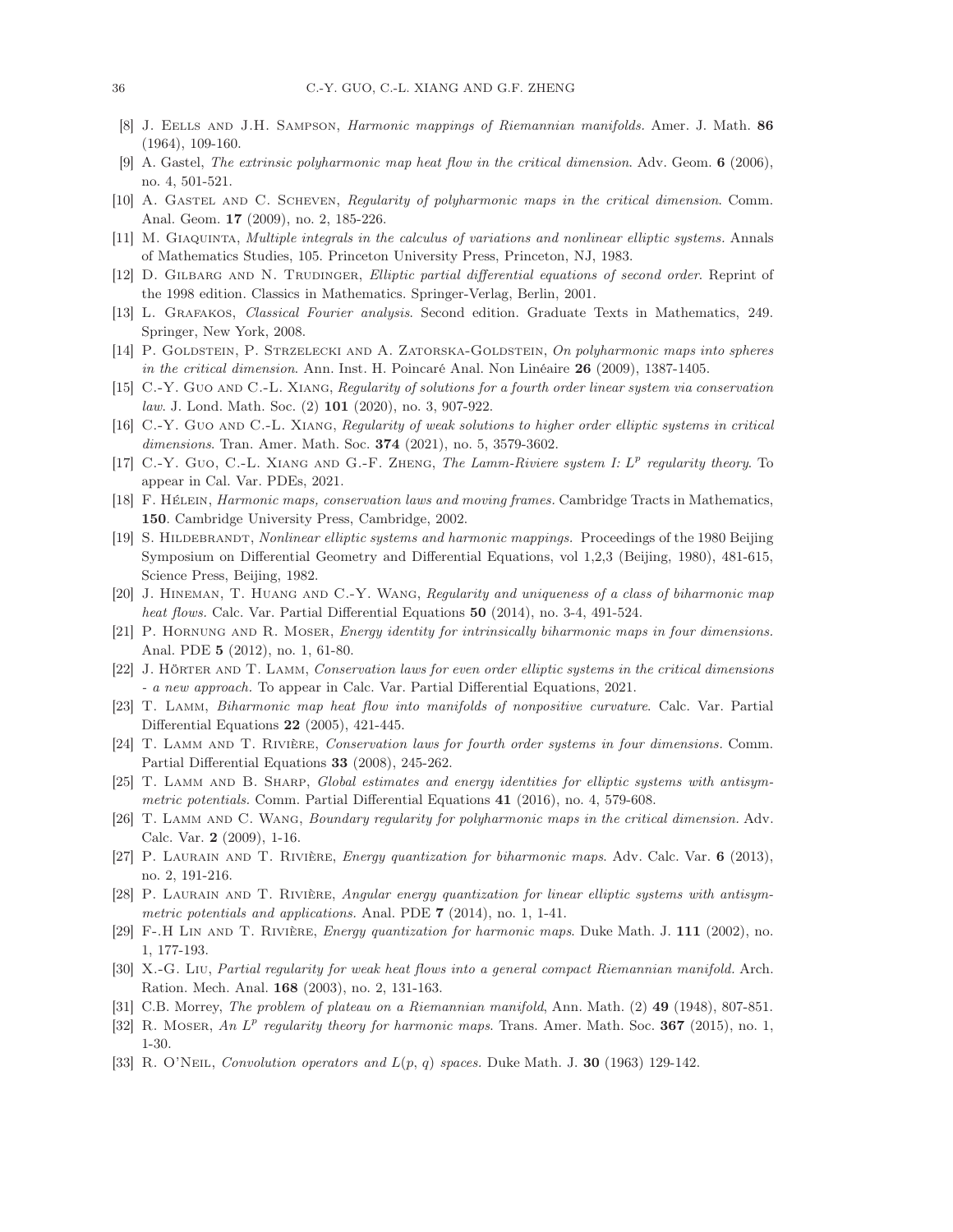[8] J. Eells and J.H. Sampson, *Harmonic mappings of Riemannian manifolds.* Amer. J. Math. **86** (1964), 109-160.

[9] A. Gastel, *The extrinsic polyharmonic map heat flow in the critical dimension*. Adv. Geom. **6** (2006), no. 4, 501-521.

[10] A. Gastel and C. Scheven, *Regularity of polyharmonic maps in the critical dimension*. Comm. Anal. Geom. **17** (2009), no. 2, 185-226.

[11] M. Giaquinta, *Multiple integrals in the calculus of variations and nonlinear elliptic systems.* Annals of Mathematics Studies, 105. Princeton University Press, Princeton, NJ, 1983.

[12] D. Gilbarg and N. Trudinger, *Elliptic partial differential equations of second order*. Reprint of the 1998 edition. Classics in Mathematics. Springer-Verlag, Berlin, 2001.

[13] L. Grafakos, *Classical Fourier analysis*. Second edition. Graduate Texts in Mathematics, 249. Springer, New York, 2008.

[14] P. Goldstein, P. Strzelecki and A. Zatorska-Goldstein, *On polyharmonic maps into spheres in the critical dimension*. Ann. Inst. H. Poincaré Anal. Non Linéaire **26** (2009), 1387-1405.

[15] C.-Y. Guo and C.-L. Xiang, *Regularity of solutions for a fourth order linear system via conservation law*. J. Lond. Math. Soc. (2) **101** (2020), no. 3, 907-922.

[16] C.-Y. Guo and C.-L. Xiang, *Regularity of weak solutions to higher order elliptic systems in critical dimensions*. Tran. Amer. Math. Soc. **374** (2021), no. 5, 3579-3602.

[17] C.-Y. Guo, C.-L. Xiang and G.-F. Zheng, *The Lamm-Riviere system I: $L^p$ regularity theory.* To appear in Cal. Var. PDEs, 2021.

[18] F. Hélein, *Harmonic maps, conservation laws and moving frames.* Cambridge Tracts in Mathematics, **150**. Cambridge University Press, Cambridge, 2002.

[19] S. Hildebrandt, *Nonlinear elliptic systems and harmonic mappings.* Proceedings of the 1980 Beijing Symposium on Differential Geometry and Differential Equations, vol 1,2,3 (Beijing, 1980), 481-615, Science Press, Beijing, 1982.

[20] J. Hineman, T. Huang and C.-Y. Wang, *Regularity and uniqueness of a class of biharmonic map heat flows.* Calc. Var. Partial Differential Equations **50** (2014), no. 3-4, 491-524.

[21] P. Hornung and R. Moser, *Energy identity for intrinsically biharmonic maps in four dimensions.* Anal. PDE **5** (2012), no. 1, 61-80.

[22] J. Hörter and T. Lamm, *Conservation laws for even order elliptic systems in the critical dimensions - a new approach.* To appear in Calc. Var. Partial Differential Equations, 2021.

[23] T. Lamm, *Biharmonic map heat flow into manifolds of nonpositive curvature*. Calc. Var. Partial Differential Equations **22** (2005), 421-445.

[24] T. Lamm and T. Rivière, *Conservation laws for fourth order systems in four dimensions.* Comm. Partial Differential Equations **33** (2008), 245-262.

[25] T. Lamm and B. Sharp, *Global estimates and energy identities for elliptic systems with antisymmetric potentials.* Comm. Partial Differential Equations **41** (2016), no. 4, 579-608.

[26] T. Lamm and C. Wang, *Boundary regularity for polyharmonic maps in the critical dimension.* Adv. Calc. Var. **2** (2009), 1-16.

[27] P. Laurain and T. Rivière, *Energy quantization for biharmonic maps*. Adv. Calc. Var. **6** (2013), no. 2, 191-216.

[28] P. Laurain and T. Rivière, *Angular energy quantization for linear elliptic systems with antisymmetric potentials and applications.* Anal. PDE **7** (2014), no. 1, 1-41.

[29] F-.H Lin and T. Rivière, *Energy quantization for harmonic maps*. Duke Math. J. **111** (2002), no. 1, 177-193.

[30] X.-G. Liu, *Partial regularity for weak heat flows into a general compact Riemannian manifold.* Arch. Ration. Mech. Anal. **168** (2003), no. 2, 131-163.

[31] C.B. Morrey, *The problem of plateau on a Riemannian manifold*, Ann. Math. (2) **49** (1948), 807-851.

[32] R. Moser, *An $L^p$ regularity theory for harmonic maps*. Trans. Amer. Math. Soc. **367** (2015), no. 1, 1-30.

[33] R. O'Neil, *Convolution operators and $L(p, q)$ spaces.* Duke Math. J. **30** (1963) 129-142.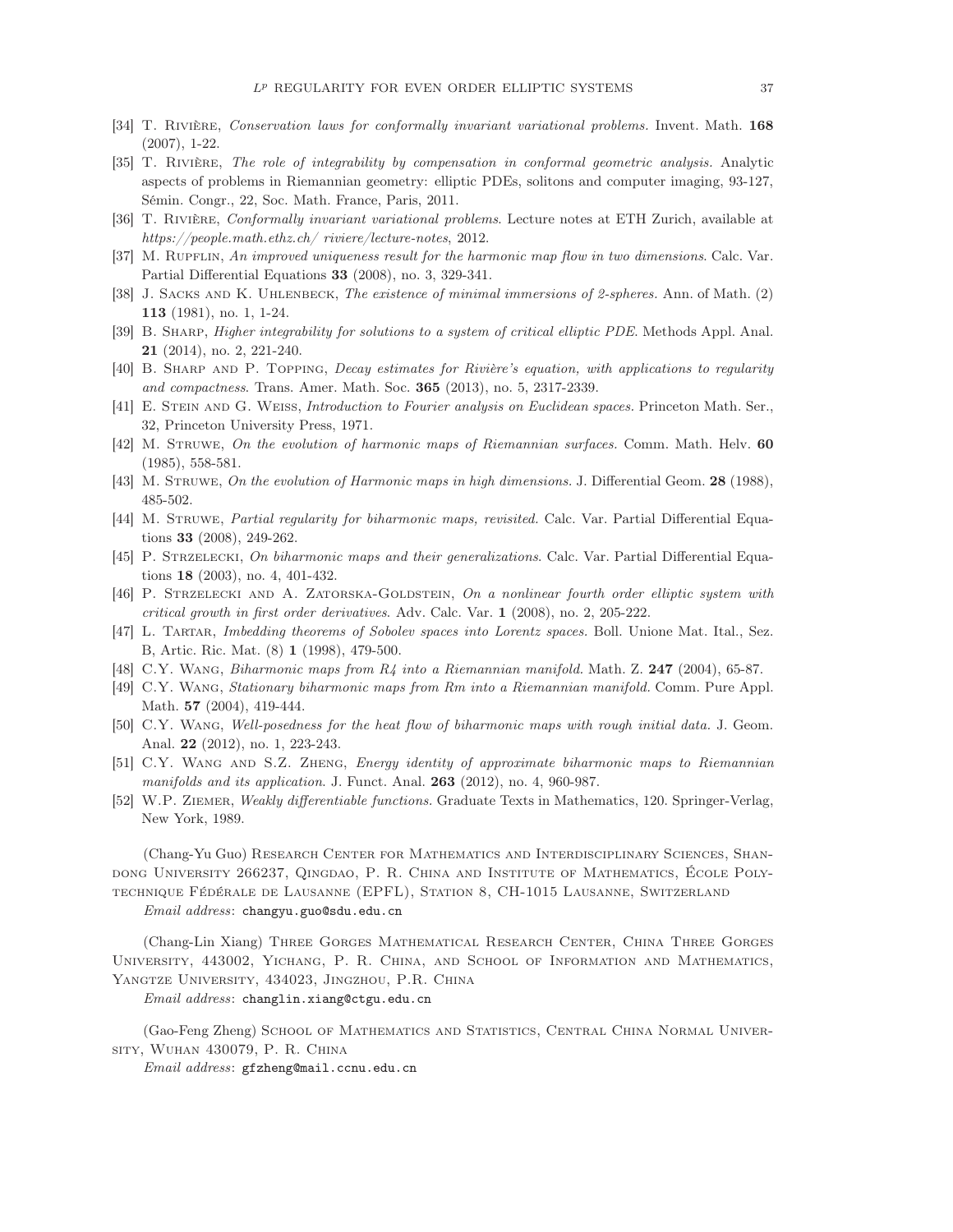[34] T. Rivière, *Conservation laws for conformally invariant variational problems.* Invent. Math. **168** (2007), 1-22.

[35] T. Rivière, *The role of integrability by compensation in conformal geometric analysis.* Analytic aspects of problems in Riemannian geometry: elliptic PDEs, solitons and computer imaging, 93-127, Sémin. Congr., 22, Soc. Math. France, Paris, 2011.

[36] T. Rivière, *Conformally invariant variational problems*. Lecture notes at ETH Zurich, available at *https://people.math.ethz.ch/ riviere/lecture-notes*, 2012.

[37] M. Rupflin, *An improved uniqueness result for the harmonic map flow in two dimensions*. Calc. Var. Partial Differential Equations **33** (2008), no. 3, 329-341.

[38] J. Sacks and K. Uhlenbeck, *The existence of minimal immersions of 2-spheres.* Ann. of Math. (2) **113** (1981), no. 1, 1-24.

[39] B. Sharp, *Higher integrability for solutions to a system of critical elliptic PDE.* Methods Appl. Anal. **21** (2014), no. 2, 221-240.

[40] B. Sharp and P. Topping, *Decay estimates for Rivière's equation, with applications to regularity and compactness*. Trans. Amer. Math. Soc. **365** (2013), no. 5, 2317-2339.

[41] E. Stein and G. Weiss, *Introduction to Fourier analysis on Euclidean spaces.* Princeton Math. Ser., 32, Princeton University Press, 1971.

[42] M. Struwe, *On the evolution of harmonic maps of Riemannian surfaces.* Comm. Math. Helv. **60** (1985), 558-581.

[43] M. Struwe, *On the evolution of Harmonic maps in high dimensions.* J. Differential Geom. **28** (1988), 485-502.

[44] M. Struwe, *Partial regularity for biharmonic maps, revisited.* Calc. Var. Partial Differential Equations **33** (2008), 249-262.

[45] P. Strzelecki, *On biharmonic maps and their generalizations*. Calc. Var. Partial Differential Equations **18** (2003), no. 4, 401-432.

[46] P. Strzelecki and A. Zatorska-Goldstein, *On a nonlinear fourth order elliptic system with critical growth in first order derivatives*. Adv. Calc. Var. **1** (2008), no. 2, 205-222.

[47] L. Tartar, *Imbedding theorems of Sobolev spaces into Lorentz spaces.* Boll. Unione Mat. Ital., Sez. B, Artic. Ric. Mat. (8) **1** (1998), 479-500.

[48] C.Y. Wang, *Biharmonic maps from R4 into a Riemannian manifold.* Math. Z. **247** (2004), 65-87.

[49] C.Y. Wang, *Stationary biharmonic maps from Rm into a Riemannian manifold.* Comm. Pure Appl. Math. **57** (2004), 419-444.

[50] C.Y. Wang, *Well-posedness for the heat flow of biharmonic maps with rough initial data.* J. Geom. Anal. **22** (2012), no. 1, 223-243.

[51] C.Y. Wang and S.Z. Zheng, *Energy identity of approximate biharmonic maps to Riemannian manifolds and its application*. J. Funct. Anal. **263** (2012), no. 4, 960-987.

[52] W.P. Ziemer, *Weakly differentiable functions.* Graduate Texts in Mathematics, 120. Springer-Verlag, New York, 1989.

(Chang-Yu Guo) Research Center for Mathematics and Interdisciplinary Sciences, Shandong University 266237, Qingdao, P. R. China and Institute of Mathematics, École Polytechnique Fédérale de Lausanne (EPFL), Station 8, CH-1015 Lausanne, Switzerland

*Email address*: changyu.guo@sdu.edu.cn

(Chang-Lin Xiang) Three Gorges Mathematical Research Center, China Three Gorges University, 443002, Yichang, P. R. China, and School of Information and Mathematics, Yangtze University, 434023, Jingzhou, P.R. China

*Email address*: changlin.xiang@ctgu.edu.cn

(Gao-Feng Zheng) School of Mathematics and Statistics, Central China Normal University, Wuhan 430079, P. R. China

*Email address*: gfzheng@mail.ccnu.edu.cn